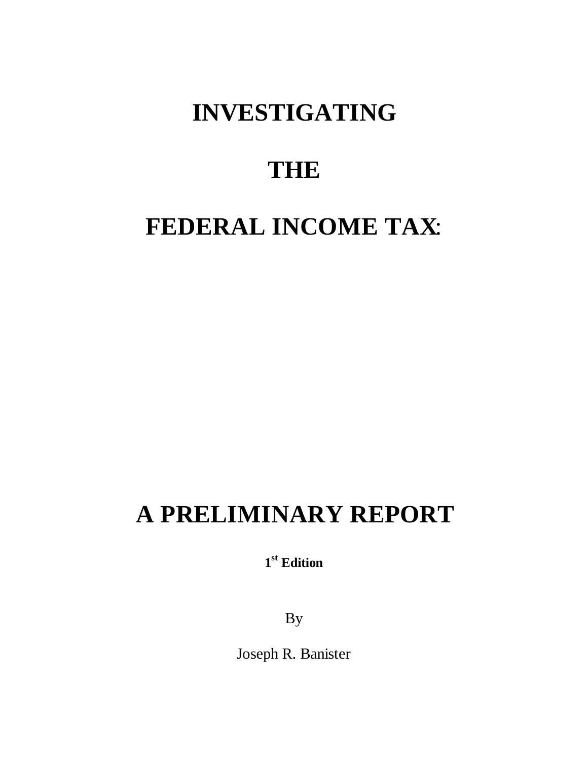# INVESTIGATING

# THE

# FEDERAL INCOME TAX:

# A PRELIMINARY REPORT

**1st Edition**

By

Joseph R. Banister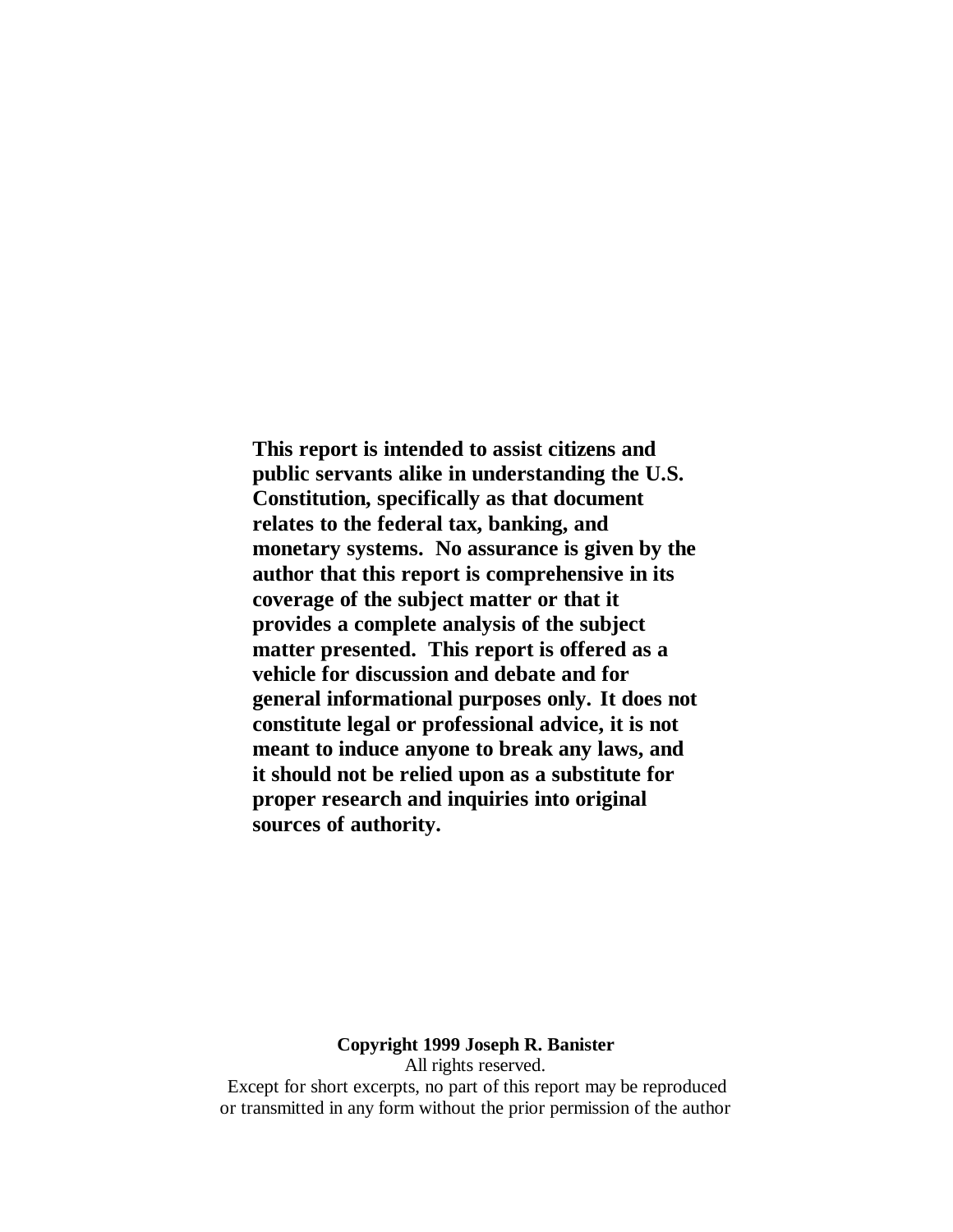**This report is intended to assist citizens and public servants alike in understanding the U.S. Constitution, specifically as that document relates to the federal tax, banking, and monetary systems. No assurance is given by the author that this report is comprehensive in its coverage of the subject matter or that it provides a complete analysis of the subject matter presented. This report is offered as a vehicle for discussion and debate and for general informational purposes only. It does not constitute legal or professional advice, it is not meant to induce anyone to break any laws, and it should not be relied upon as a substitute for proper research and inquiries into original sources of authority.**

**Copyright 1999 Joseph R. Banister**
All rights reserved.
Except for short excerpts, no part of this report may be reproduced or transmitted in any form without the prior permission of the author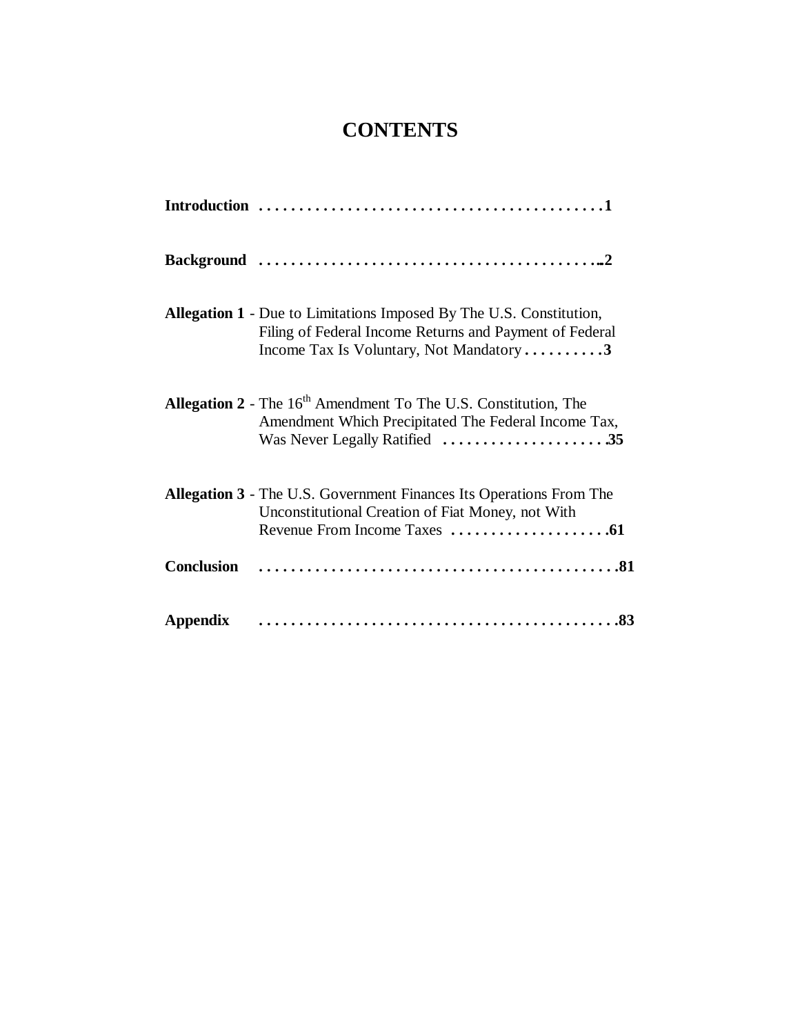# CONTENTS

**Introduction** . . . . . . . . . . . . . . . . . . . . . . . . . . . . . . . . . . . . . . . . . . **1**

**Background** . . . . . . . . . . . . . . . . . . . . . . . . . . . . . . . . . . . . . . . . . . **2**

**Allegation 1** - Due to Limitations Imposed By The U.S. Constitution, Filing of Federal Income Returns and Payment of Federal Income Tax Is Voluntary, Not Mandatory . . . . . . . . . . **3**

**Allegation 2** - The 16th Amendment To The U.S. Constitution, The Amendment Which Precipitated The Federal Income Tax, Was Never Legally Ratified . . . . . . . . . . . . . . . . . . . . **35**

**Allegation 3** - The U.S. Government Finances Its Operations From The Unconstitutional Creation of Fiat Money, not With Revenue From Income Taxes . . . . . . . . . . . . . . . . . . . . **61**

**Conclusion** . . . . . . . . . . . . . . . . . . . . . . . . . . . . . . . . . . . . . . . . . . . . **81**

**Appendix** . . . . . . . . . . . . . . . . . . . . . . . . . . . . . . . . . . . . . . . . . . . . **83**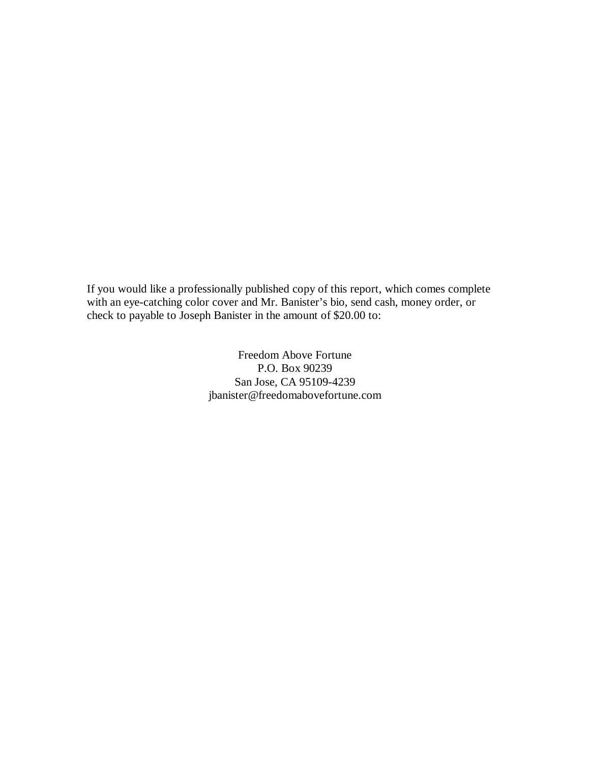If you would like a professionally published copy of this report, which comes complete with an eye-catching color cover and Mr. Banister's bio, send cash, money order, or check to payable to Joseph Banister in the amount of $20.00 to:

Freedom Above Fortune  
P.O. Box 90239  
San Jose, CA 95109-4239  
jbanister@freedomabovefortune.com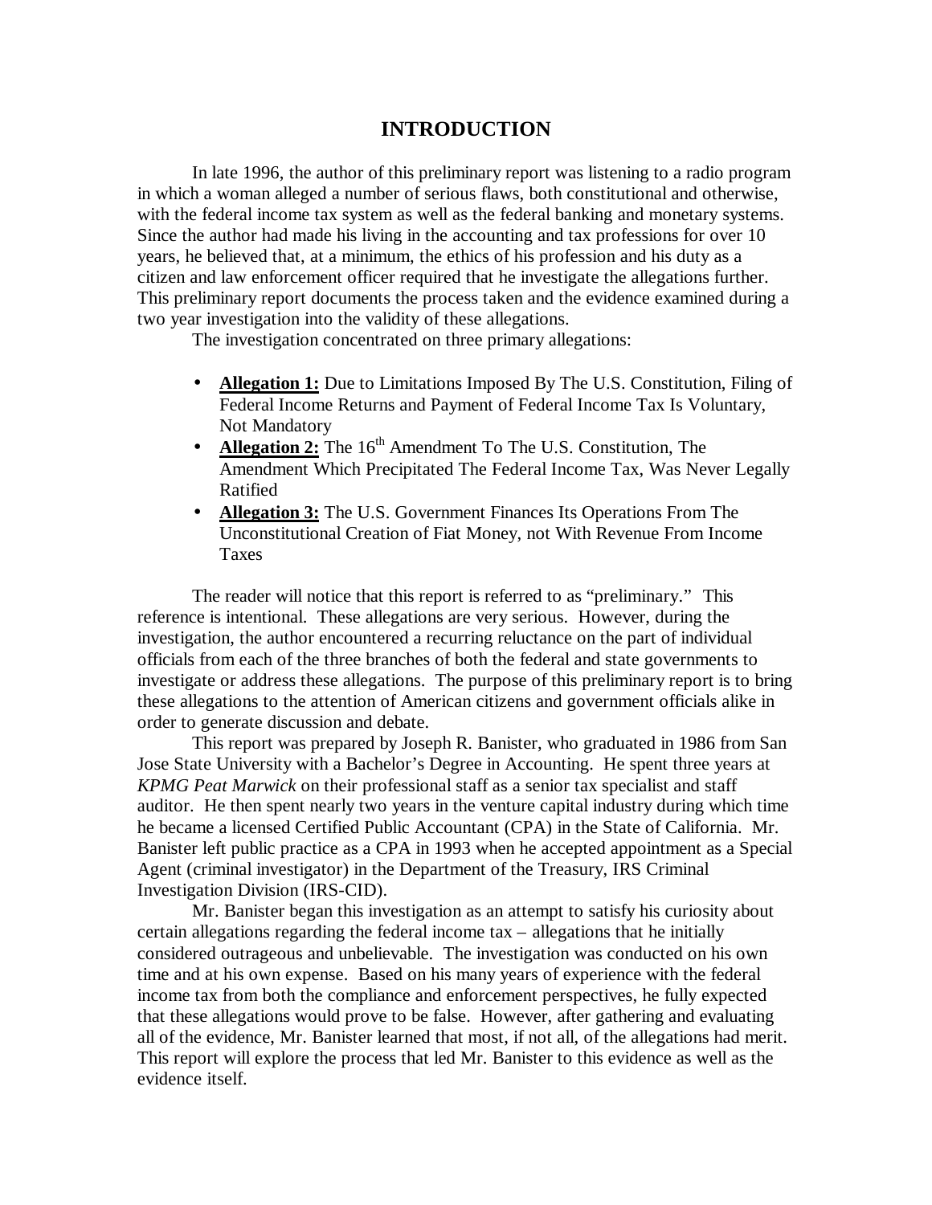# INTRODUCTION

In late 1996, the author of this preliminary report was listening to a radio program in which a woman alleged a number of serious flaws, both constitutional and otherwise, with the federal income tax system as well as the federal banking and monetary systems. Since the author had made his living in the accounting and tax professions for over 10 years, he believed that, at a minimum, the ethics of his profession and his duty as a citizen and law enforcement officer required that he investigate the allegations further. This preliminary report documents the process taken and the evidence examined during a two year investigation into the validity of these allegations.

The investigation concentrated on three primary allegations:

- **<u>Allegation 1:</u>** Due to Limitations Imposed By The U.S. Constitution, Filing of Federal Income Returns and Payment of Federal Income Tax Is Voluntary, Not Mandatory
- **<u>Allegation 2:</u>** The 16th Amendment To The U.S. Constitution, The Amendment Which Precipitated The Federal Income Tax, Was Never Legally Ratified
- **<u>Allegation 3:</u>** The U.S. Government Finances Its Operations From The Unconstitutional Creation of Fiat Money, not With Revenue From Income Taxes

The reader will notice that this report is referred to as "preliminary." This reference is intentional. These allegations are very serious. However, during the investigation, the author encountered a recurring reluctance on the part of individual officials from each of the three branches of both the federal and state governments to investigate or address these allegations. The purpose of this preliminary report is to bring these allegations to the attention of American citizens and government officials alike in order to generate discussion and debate.

This report was prepared by Joseph R. Banister, who graduated in 1986 from San Jose State University with a Bachelor's Degree in Accounting. He spent three years at *KPMG Peat Marwick* on their professional staff as a senior tax specialist and staff auditor. He then spent nearly two years in the venture capital industry during which time he became a licensed Certified Public Accountant (CPA) in the State of California. Mr. Banister left public practice as a CPA in 1993 when he accepted appointment as a Special Agent (criminal investigator) in the Department of the Treasury, IRS Criminal Investigation Division (IRS-CID).

Mr. Banister began this investigation as an attempt to satisfy his curiosity about certain allegations regarding the federal income tax – allegations that he initially considered outrageous and unbelievable. The investigation was conducted on his own time and at his own expense. Based on his many years of experience with the federal income tax from both the compliance and enforcement perspectives, he fully expected that these allegations would prove to be false. However, after gathering and evaluating all of the evidence, Mr. Banister learned that most, if not all, of the allegations had merit. This report will explore the process that led Mr. Banister to this evidence as well as the evidence itself.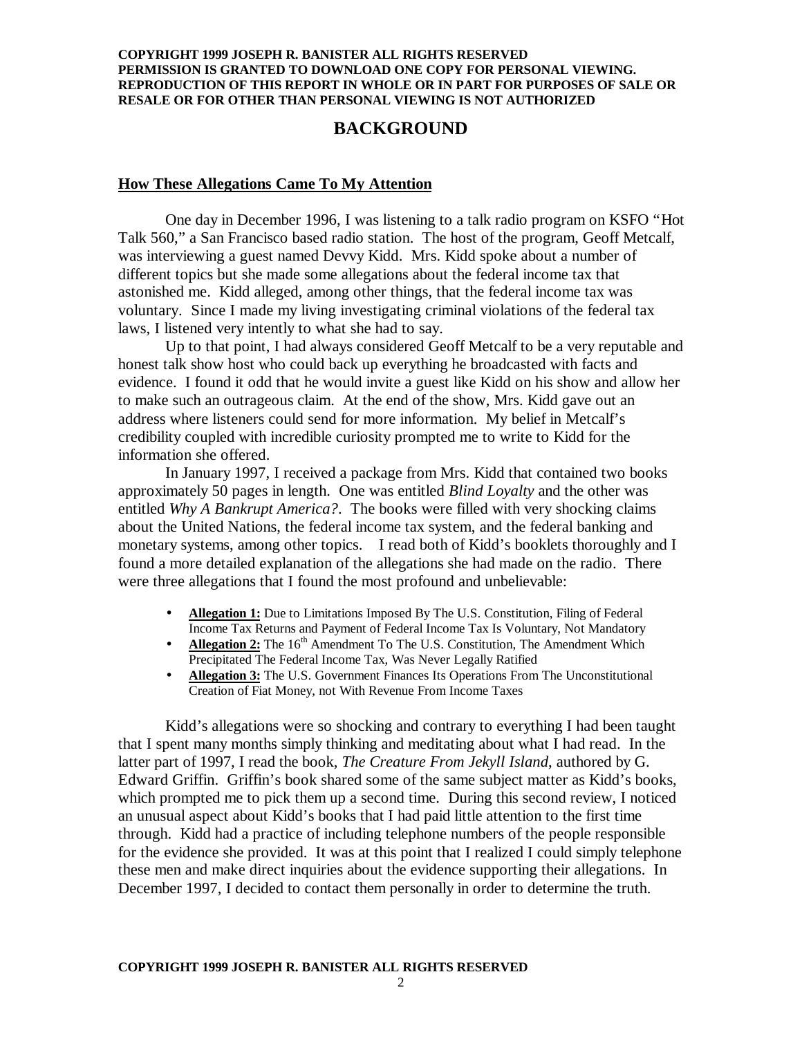# BACKGROUND

**How These Allegations Came To My Attention**

One day in December 1996, I was listening to a talk radio program on KSFO "Hot Talk 560," a San Francisco based radio station. The host of the program, Geoff Metcalf, was interviewing a guest named Devvy Kidd. Mrs. Kidd spoke about a number of different topics but she made some allegations about the federal income tax that astonished me. Kidd alleged, among other things, that the federal income tax was voluntary. Since I made my living investigating criminal violations of the federal tax laws, I listened very intently to what she had to say.

Up to that point, I had always considered Geoff Metcalf to be a very reputable and honest talk show host who could back up everything he broadcasted with facts and evidence. I found it odd that he would invite a guest like Kidd on his show and allow her to make such an outrageous claim. At the end of the show, Mrs. Kidd gave out an address where listeners could send for more information. My belief in Metcalf's credibility coupled with incredible curiosity prompted me to write to Kidd for the information she offered.

In January 1997, I received a package from Mrs. Kidd that contained two books approximately 50 pages in length. One was entitled *Blind Loyalty* and the other was entitled *Why A Bankrupt America?*. The books were filled with very shocking claims about the United Nations, the federal income tax system, and the federal banking and monetary systems, among other topics. I read both of Kidd's booklets thoroughly and I found a more detailed explanation of the allegations she had made on the radio. There were three allegations that I found the most profound and unbelievable:

- **Allegation 1:** Due to Limitations Imposed By The U.S. Constitution, Filing of Federal Income Tax Returns and Payment of Federal Income Tax Is Voluntary, Not Mandatory
- **Allegation 2:** The 16th Amendment To The U.S. Constitution, The Amendment Which Precipitated The Federal Income Tax, Was Never Legally Ratified
- **Allegation 3:** The U.S. Government Finances Its Operations From The Unconstitutional Creation of Fiat Money, not With Revenue From Income Taxes

Kidd's allegations were so shocking and contrary to everything I had been taught that I spent many months simply thinking and meditating about what I had read. In the latter part of 1997, I read the book, *The Creature From Jekyll Island*, authored by G. Edward Griffin. Griffin's book shared some of the same subject matter as Kidd's books, which prompted me to pick them up a second time. During this second review, I noticed an unusual aspect about Kidd's books that I had paid little attention to the first time through. Kidd had a practice of including telephone numbers of the people responsible for the evidence she provided. It was at this point that I realized I could simply telephone these men and make direct inquiries about the evidence supporting their allegations. In December 1997, I decided to contact them personally in order to determine the truth.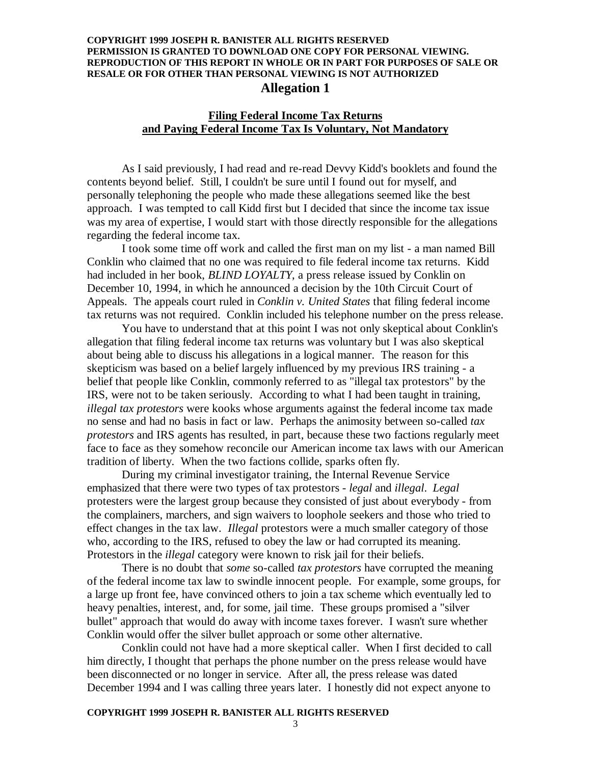## Allegation 1

### Filing Federal Income Tax Returns and Paying Federal Income Tax Is Voluntary, Not Mandatory

As I said previously, I had read and re-read Devvy Kidd's booklets and found the contents beyond belief. Still, I couldn't be sure until I found out for myself, and personally telephoning the people who made these allegations seemed like the best approach. I was tempted to call Kidd first but I decided that since the income tax issue was my area of expertise, I would start with those directly responsible for the allegations regarding the federal income tax.

I took some time off work and called the first man on my list - a man named Bill Conklin who claimed that no one was required to file federal income tax returns. Kidd had included in her book, *BLIND LOYALTY*, a press release issued by Conklin on December 10, 1994, in which he announced a decision by the 10th Circuit Court of Appeals. The appeals court ruled in *Conklin v. United States* that filing federal income tax returns was not required. Conklin included his telephone number on the press release.

You have to understand that at this point I was not only skeptical about Conklin's allegation that filing federal income tax returns was voluntary but I was also skeptical about being able to discuss his allegations in a logical manner. The reason for this skepticism was based on a belief largely influenced by my previous IRS training - a belief that people like Conklin, commonly referred to as "illegal tax protestors" by the IRS, were not to be taken seriously. According to what I had been taught in training, *illegal tax protestors* were kooks whose arguments against the federal income tax made no sense and had no basis in fact or law. Perhaps the animosity between so-called *tax protestors* and IRS agents has resulted, in part, because these two factions regularly meet face to face as they somehow reconcile our American income tax laws with our American tradition of liberty. When the two factions collide, sparks often fly.

During my criminal investigator training, the Internal Revenue Service emphasized that there were two types of tax protestors - *legal* and *illegal*. *Legal* protesters were the largest group because they consisted of just about everybody - from the complainers, marchers, and sign waivers to loophole seekers and those who tried to effect changes in the tax law. *Illegal* protestors were a much smaller category of those who, according to the IRS, refused to obey the law or had corrupted its meaning. Protestors in the *illegal* category were known to risk jail for their beliefs.

There is no doubt that *some* so-called *tax protestors* have corrupted the meaning of the federal income tax law to swindle innocent people. For example, some groups, for a large up front fee, have convinced others to join a tax scheme which eventually led to heavy penalties, interest, and, for some, jail time. These groups promised a "silver bullet" approach that would do away with income taxes forever. I wasn't sure whether Conklin would offer the silver bullet approach or some other alternative.

Conklin could not have had a more skeptical caller. When I first decided to call him directly, I thought that perhaps the phone number on the press release would have been disconnected or no longer in service. After all, the press release was dated December 1994 and I was calling three years later. I honestly did not expect anyone to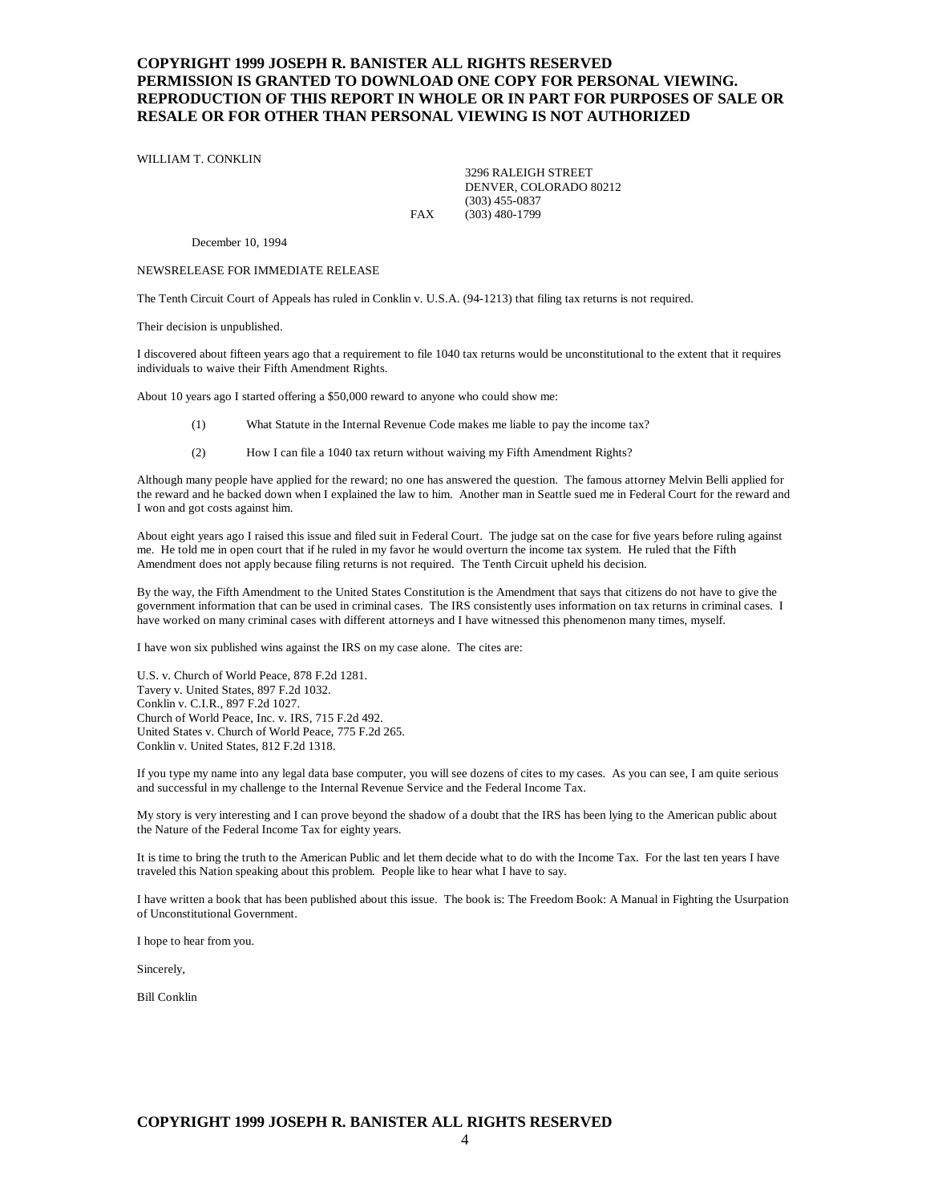WILLIAM T. CONKLIN

3296 RALEIGH STREET
DENVER, COLORADO 80212
(303) 455-0837
FAX (303) 480-1799

December 10, 1994

NEWSRELEASE FOR IMMEDIATE RELEASE

The Tenth Circuit Court of Appeals has ruled in Conklin v. U.S.A. (94-1213) that filing tax returns is not required.

Their decision is unpublished.

I discovered about fifteen years ago that a requirement to file 1040 tax returns would be unconstitutional to the extent that it requires individuals to waive their Fifth Amendment Rights.

About 10 years ago I started offering a $50,000 reward to anyone who could show me:

(1) What Statute in the Internal Revenue Code makes me liable to pay the income tax?

(2) How I can file a 1040 tax return without waiving my Fifth Amendment Rights?

Although many people have applied for the reward; no one has answered the question. The famous attorney Melvin Belli applied for the reward and he backed down when I explained the law to him. Another man in Seattle sued me in Federal Court for the reward and I won and got costs against him.

About eight years ago I raised this issue and filed suit in Federal Court. The judge sat on the case for five years before ruling against me. He told me in open court that if he ruled in my favor he would overturn the income tax system. He ruled that the Fifth Amendment does not apply because filing returns is not required. The Tenth Circuit upheld his decision.

By the way, the Fifth Amendment to the United States Constitution is the Amendment that says that citizens do not have to give the government information that can be used in criminal cases. The IRS consistently uses information on tax returns in criminal cases. I have worked on many criminal cases with different attorneys and I have witnessed this phenomenon many times, myself.

I have won six published wins against the IRS on my case alone. The cites are:

U.S. v. Church of World Peace, 878 F.2d 1281.
Tavery v. United States, 897 F.2d 1032.
Conklin v. C.I.R., 897 F.2d 1027.
Church of World Peace, Inc. v. IRS, 715 F.2d 492.
United States v. Church of World Peace, 775 F.2d 265.
Conklin v. United States, 812 F.2d 1318.

If you type my name into any legal data base computer, you will see dozens of cites to my cases. As you can see, I am quite serious and successful in my challenge to the Internal Revenue Service and the Federal Income Tax.

My story is very interesting and I can prove beyond the shadow of a doubt that the IRS has been lying to the American public about the Nature of the Federal Income Tax for eighty years.

It is time to bring the truth to the American Public and let them decide what to do with the Income Tax. For the last ten years I have traveled this Nation speaking about this problem. People like to hear what I have to say.

I have written a book that has been published about this issue. The book is: The Freedom Book: A Manual in Fighting the Usurpation of Unconstitutional Government.

I hope to hear from you.

Sincerely,

Bill Conklin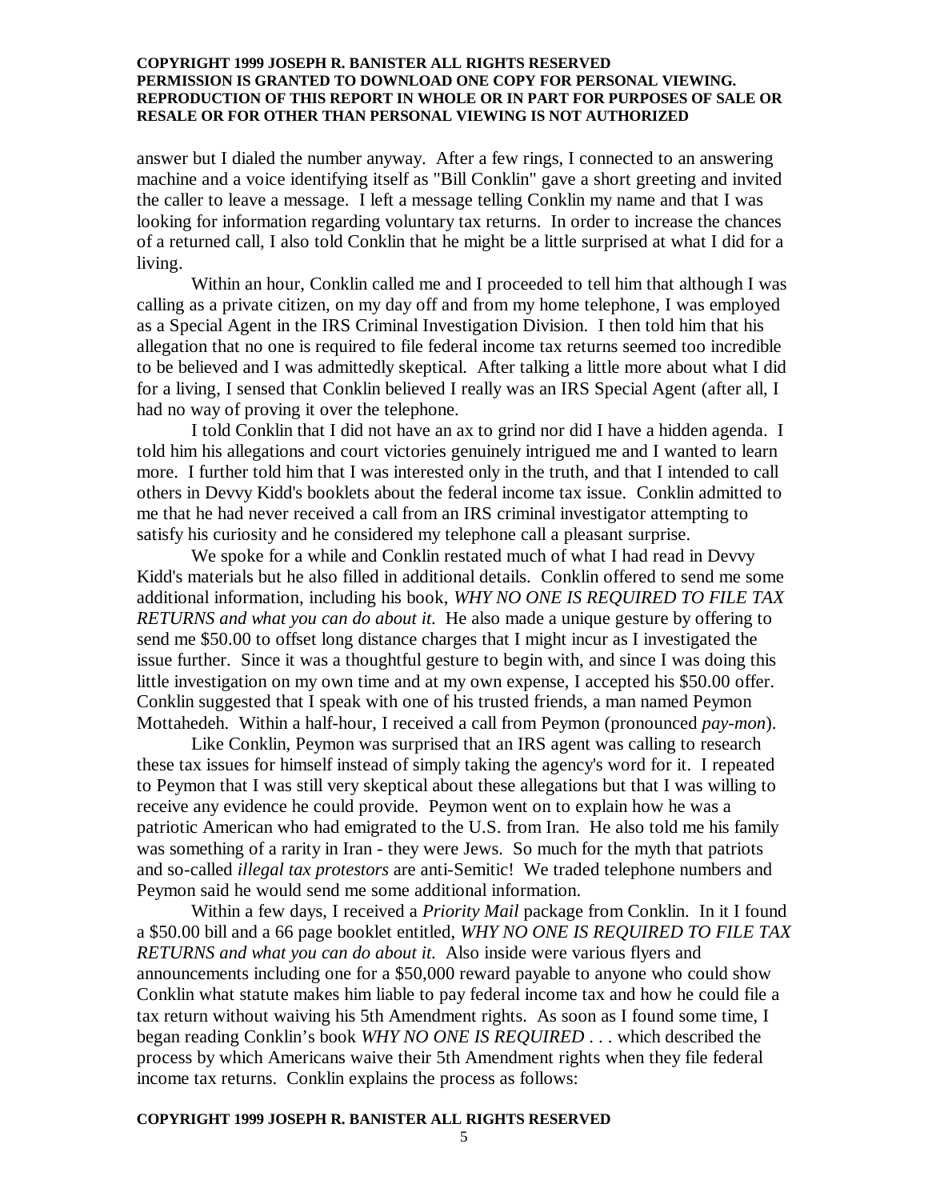answer but I dialed the number anyway. After a few rings, I connected to an answering machine and a voice identifying itself as "Bill Conklin" gave a short greeting and invited the caller to leave a message. I left a message telling Conklin my name and that I was looking for information regarding voluntary tax returns. In order to increase the chances of a returned call, I also told Conklin that he might be a little surprised at what I did for a living.

Within an hour, Conklin called me and I proceeded to tell him that although I was calling as a private citizen, on my day off and from my home telephone, I was employed as a Special Agent in the IRS Criminal Investigation Division. I then told him that his allegation that no one is required to file federal income tax returns seemed too incredible to be believed and I was admittedly skeptical. After talking a little more about what I did for a living, I sensed that Conklin believed I really was an IRS Special Agent (after all, I had no way of proving it over the telephone.

I told Conklin that I did not have an ax to grind nor did I have a hidden agenda. I told him his allegations and court victories genuinely intrigued me and I wanted to learn more. I further told him that I was interested only in the truth, and that I intended to call others in Devvy Kidd's booklets about the federal income tax issue. Conklin admitted to me that he had never received a call from an IRS criminal investigator attempting to satisfy his curiosity and he considered my telephone call a pleasant surprise.

We spoke for a while and Conklin restated much of what I had read in Devvy Kidd's materials but he also filled in additional details. Conklin offered to send me some additional information, including his book, *WHY NO ONE IS REQUIRED TO FILE TAX RETURNS and what you can do about it.* He also made a unique gesture by offering to send me $50.00 to offset long distance charges that I might incur as I investigated the issue further. Since it was a thoughtful gesture to begin with, and since I was doing this little investigation on my own time and at my own expense, I accepted his $50.00 offer. Conklin suggested that I speak with one of his trusted friends, a man named Peymon Mottahedeh. Within a half-hour, I received a call from Peymon (pronounced *pay-mon*).

Like Conklin, Peymon was surprised that an IRS agent was calling to research these tax issues for himself instead of simply taking the agency's word for it. I repeated to Peymon that I was still very skeptical about these allegations but that I was willing to receive any evidence he could provide. Peymon went on to explain how he was a patriotic American who had emigrated to the U.S. from Iran. He also told me his family was something of a rarity in Iran - they were Jews. So much for the myth that patriots and so-called *illegal tax protestors* are anti-Semitic! We traded telephone numbers and Peymon said he would send me some additional information.

Within a few days, I received a *Priority Mail* package from Conklin. In it I found a $50.00 bill and a 66 page booklet entitled, *WHY NO ONE IS REQUIRED TO FILE TAX RETURNS and what you can do about it.* Also inside were various flyers and announcements including one for a $50,000 reward payable to anyone who could show Conklin what statute makes him liable to pay federal income tax and how he could file a tax return without waiving his 5th Amendment rights. As soon as I found some time, I began reading Conklin's book *WHY NO ONE IS REQUIRED . . .* which described the process by which Americans waive their 5th Amendment rights when they file federal income tax returns. Conklin explains the process as follows: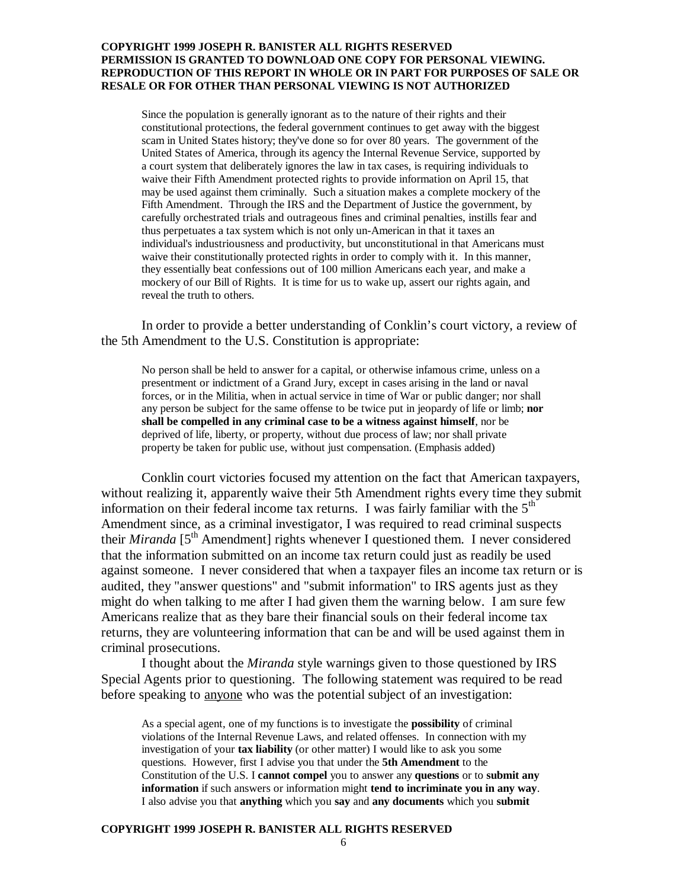> Since the population is generally ignorant as to the nature of their rights and their constitutional protections, the federal government continues to get away with the biggest scam in United States history; they've done so for over 80 years. The government of the United States of America, through its agency the Internal Revenue Service, supported by a court system that deliberately ignores the law in tax cases, is requiring individuals to waive their Fifth Amendment protected rights to provide information on April 15, that may be used against them criminally. Such a situation makes a complete mockery of the Fifth Amendment. Through the IRS and the Department of Justice the government, by carefully orchestrated trials and outrageous fines and criminal penalties, instills fear and thus perpetuates a tax system which is not only un-American in that it taxes an individual's industriousness and productivity, but unconstitutional in that Americans must waive their constitutionally protected rights in order to comply with it. In this manner, they essentially beat confessions out of 100 million Americans each year, and make a mockery of our Bill of Rights. It is time for us to wake up, assert our rights again, and reveal the truth to others.

In order to provide a better understanding of Conklin's court victory, a review of the 5th Amendment to the U.S. Constitution is appropriate:

> No person shall be held to answer for a capital, or otherwise infamous crime, unless on a presentment or indictment of a Grand Jury, except in cases arising in the land or naval forces, or in the Militia, when in actual service in time of War or public danger; nor shall any person be subject for the same offense to be twice put in jeopardy of life or limb; **nor shall be compelled in any criminal case to be a witness against himself**, nor be deprived of life, liberty, or property, without due process of law; nor shall private property be taken for public use, without just compensation. (Emphasis added)

Conklin court victories focused my attention on the fact that American taxpayers, without realizing it, apparently waive their 5th Amendment rights every time they submit information on their federal income tax returns. I was fairly familiar with the 5th Amendment since, as a criminal investigator, I was required to read criminal suspects their *Miranda* [5th Amendment] rights whenever I questioned them. I never considered that the information submitted on an income tax return could just as readily be used against someone. I never considered that when a taxpayer files an income tax return or is audited, they "answer questions" and "submit information" to IRS agents just as they might do when talking to me after I had given them the warning below. I am sure few Americans realize that as they bare their financial souls on their federal income tax returns, they are volunteering information that can be and will be used against them in criminal prosecutions.

I thought about the *Miranda* style warnings given to those questioned by IRS Special Agents prior to questioning. The following statement was required to be read before speaking to <u>anyone</u> who was the potential subject of an investigation:

> As a special agent, one of my functions is to investigate the **possibility** of criminal violations of the Internal Revenue Laws, and related offenses. In connection with my investigation of your **tax liability** (or other matter) I would like to ask you some questions. However, first I advise you that under the **5th Amendment** to the Constitution of the U.S. I **cannot compel** you to answer any **questions** or to **submit any information** if such answers or information might **tend to incriminate you in any way**. I also advise you that **anything** which you **say** and **any documents** which you **submit**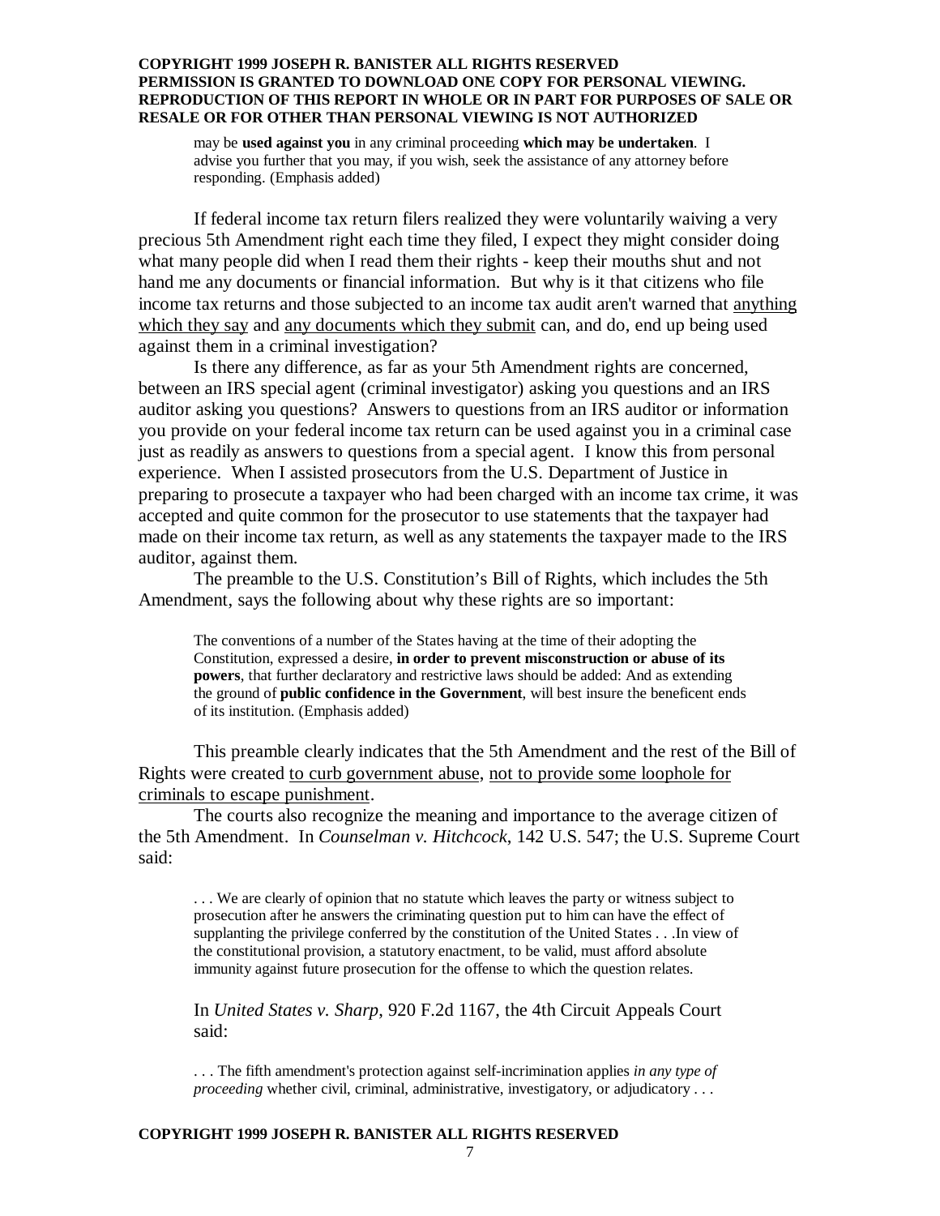> may be **used against you** in any criminal proceeding **which may be undertaken**. I advise you further that you may, if you wish, seek the assistance of any attorney before responding. (Emphasis added)

If federal income tax return filers realized they were voluntarily waiving a very precious 5th Amendment right each time they filed, I expect they might consider doing what many people did when I read them their rights - keep their mouths shut and not hand me any documents or financial information. But why is it that citizens who file income tax returns and those subjected to an income tax audit aren't warned that <u>anything which they say</u> and <u>any documents which they submit</u> can, and do, end up being used against them in a criminal investigation?

Is there any difference, as far as your 5th Amendment rights are concerned, between an IRS special agent (criminal investigator) asking you questions and an IRS auditor asking you questions? Answers to questions from an IRS auditor or information you provide on your federal income tax return can be used against you in a criminal case just as readily as answers to questions from a special agent. I know this from personal experience. When I assisted prosecutors from the U.S. Department of Justice in preparing to prosecute a taxpayer who had been charged with an income tax crime, it was accepted and quite common for the prosecutor to use statements that the taxpayer had made on their income tax return, as well as any statements the taxpayer made to the IRS auditor, against them.

The preamble to the U.S. Constitution's Bill of Rights, which includes the 5th Amendment, says the following about why these rights are so important:

> The conventions of a number of the States having at the time of their adopting the Constitution, expressed a desire, **in order to prevent misconstruction or abuse of its powers**, that further declaratory and restrictive laws should be added: And as extending the ground of **public confidence in the Government**, will best insure the beneficent ends of its institution. (Emphasis added)

This preamble clearly indicates that the 5th Amendment and the rest of the Bill of Rights were created <u>to curb government abuse</u>, <u>not to provide some loophole for criminals to escape punishment</u>.

The courts also recognize the meaning and importance to the average citizen of the 5th Amendment. In *Counselman v. Hitchcock*, 142 U.S. 547; the U.S. Supreme Court said:

> . . . We are clearly of opinion that no statute which leaves the party or witness subject to prosecution after he answers the criminating question put to him can have the effect of supplanting the privilege conferred by the constitution of the United States . . .In view of the constitutional provision, a statutory enactment, to be valid, must afford absolute immunity against future prosecution for the offense to which the question relates.

In *United States v. Sharp*, 920 F.2d 1167, the 4th Circuit Appeals Court said:

> . . . The fifth amendment's protection against self-incrimination applies *in any type of proceeding* whether civil, criminal, administrative, investigatory, or adjudicatory . . .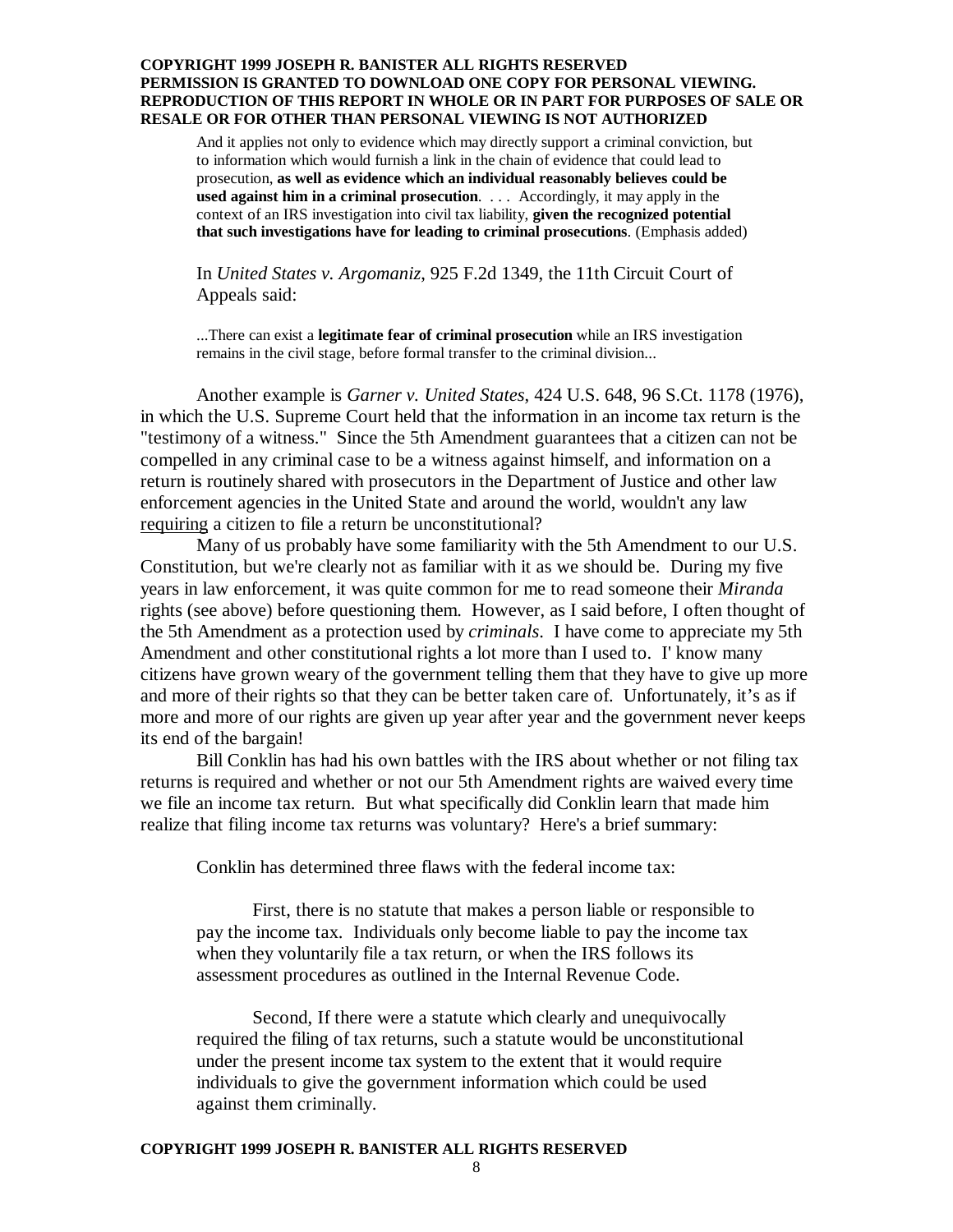> And it applies not only to evidence which may directly support a criminal conviction, but to information which would furnish a link in the chain of evidence that could lead to prosecution, **as well as evidence which an individual reasonably believes could be used against him in a criminal prosecution**. . . . Accordingly, it may apply in the context of an IRS investigation into civil tax liability, **given the recognized potential that such investigations have for leading to criminal prosecutions**. (Emphasis added)

In *United States v. Argomaniz*, 925 F.2d 1349, the 11th Circuit Court of Appeals said:

> ...There can exist a **legitimate fear of criminal prosecution** while an IRS investigation remains in the civil stage, before formal transfer to the criminal division...

Another example is *Garner v. United States*, 424 U.S. 648, 96 S.Ct. 1178 (1976), in which the U.S. Supreme Court held that the information in an income tax return is the "testimony of a witness." Since the 5th Amendment guarantees that a citizen can not be compelled in any criminal case to be a witness against himself, and information on a return is routinely shared with prosecutors in the Department of Justice and other law enforcement agencies in the United State and around the world, wouldn't any law requiring a citizen to file a return be unconstitutional?

Many of us probably have some familiarity with the 5th Amendment to our U.S. Constitution, but we're clearly not as familiar with it as we should be. During my five years in law enforcement, it was quite common for me to read someone their *Miranda* rights (see above) before questioning them. However, as I said before, I often thought of the 5th Amendment as a protection used by *criminals*. I have come to appreciate my 5th Amendment and other constitutional rights a lot more than I used to. I' know many citizens have grown weary of the government telling them that they have to give up more and more of their rights so that they can be better taken care of. Unfortunately, it's as if more and more of our rights are given up year after year and the government never keeps its end of the bargain!

Bill Conklin has had his own battles with the IRS about whether or not filing tax returns is required and whether or not our 5th Amendment rights are waived every time we file an income tax return. But what specifically did Conklin learn that made him realize that filing income tax returns was voluntary? Here's a brief summary:

> Conklin has determined three flaws with the federal income tax:
>
> First, there is no statute that makes a person liable or responsible to pay the income tax. Individuals only become liable to pay the income tax when they voluntarily file a tax return, or when the IRS follows its assessment procedures as outlined in the Internal Revenue Code.
>
> Second, If there were a statute which clearly and unequivocally required the filing of tax returns, such a statute would be unconstitutional under the present income tax system to the extent that it would require individuals to give the government information which could be used against them criminally.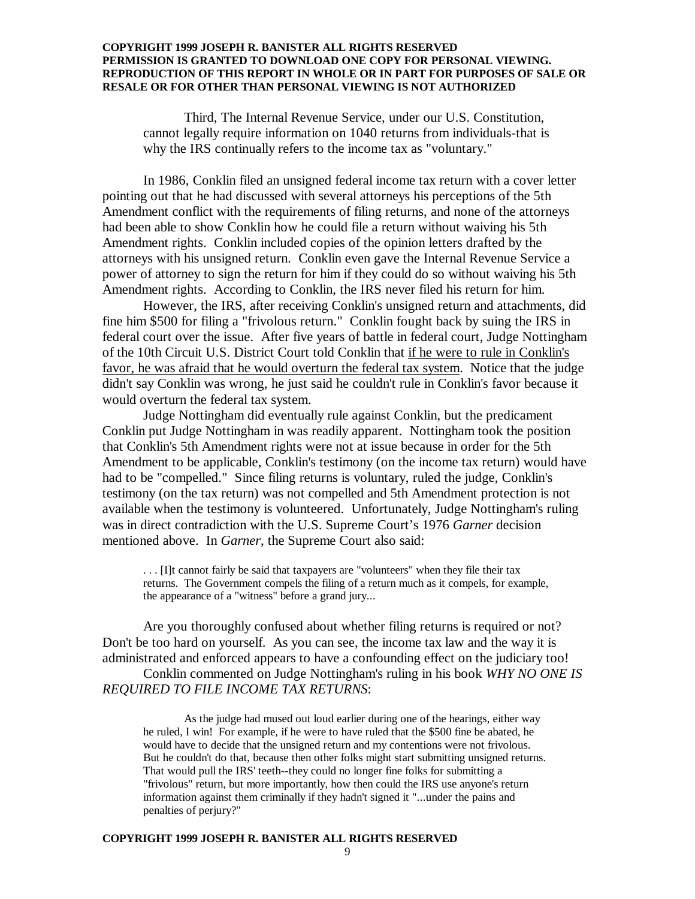> Third, The Internal Revenue Service, under our U.S. Constitution, cannot legally require information on 1040 returns from individuals-that is why the IRS continually refers to the income tax as "voluntary."

In 1986, Conklin filed an unsigned federal income tax return with a cover letter pointing out that he had discussed with several attorneys his perceptions of the 5th Amendment conflict with the requirements of filing returns, and none of the attorneys had been able to show Conklin how he could file a return without waiving his 5th Amendment rights. Conklin included copies of the opinion letters drafted by the attorneys with his unsigned return. Conklin even gave the Internal Revenue Service a power of attorney to sign the return for him if they could do so without waiving his 5th Amendment rights. According to Conklin, the IRS never filed his return for him.

However, the IRS, after receiving Conklin's unsigned return and attachments, did fine him $500 for filing a "frivolous return." Conklin fought back by suing the IRS in federal court over the issue. After five years of battle in federal court, Judge Nottingham of the 10th Circuit U.S. District Court told Conklin that <u>if he were to rule in Conklin's favor, he was afraid that he would overturn the federal tax system</u>. Notice that the judge didn't say Conklin was wrong, he just said he couldn't rule in Conklin's favor because it would overturn the federal tax system.

Judge Nottingham did eventually rule against Conklin, but the predicament Conklin put Judge Nottingham in was readily apparent. Nottingham took the position that Conklin's 5th Amendment rights were not at issue because in order for the 5th Amendment to be applicable, Conklin's testimony (on the income tax return) would have had to be "compelled." Since filing returns is voluntary, ruled the judge, Conklin's testimony (on the tax return) was not compelled and 5th Amendment protection is not available when the testimony is volunteered. Unfortunately, Judge Nottingham's ruling was in direct contradiction with the U.S. Supreme Court's 1976 *Garner* decision mentioned above. In *Garner*, the Supreme Court also said:

> . . . [I]t cannot fairly be said that taxpayers are "volunteers" when they file their tax returns. The Government compels the filing of a return much as it compels, for example, the appearance of a "witness" before a grand jury...

Are you thoroughly confused about whether filing returns is required or not? Don't be too hard on yourself. As you can see, the income tax law and the way it is administrated and enforced appears to have a confounding effect on the judiciary too!

Conklin commented on Judge Nottingham's ruling in his book *WHY NO ONE IS REQUIRED TO FILE INCOME TAX RETURNS*:

> As the judge had mused out loud earlier during one of the hearings, either way he ruled, I win! For example, if he were to have ruled that the $500 fine be abated, he would have to decide that the unsigned return and my contentions were not frivolous. But he couldn't do that, because then other folks might start submitting unsigned returns. That would pull the IRS' teeth--they could no longer fine folks for submitting a "frivolous" return, but more importantly, how then could the IRS use anyone's return information against them criminally if they hadn't signed it "...under the pains and penalties of perjury?"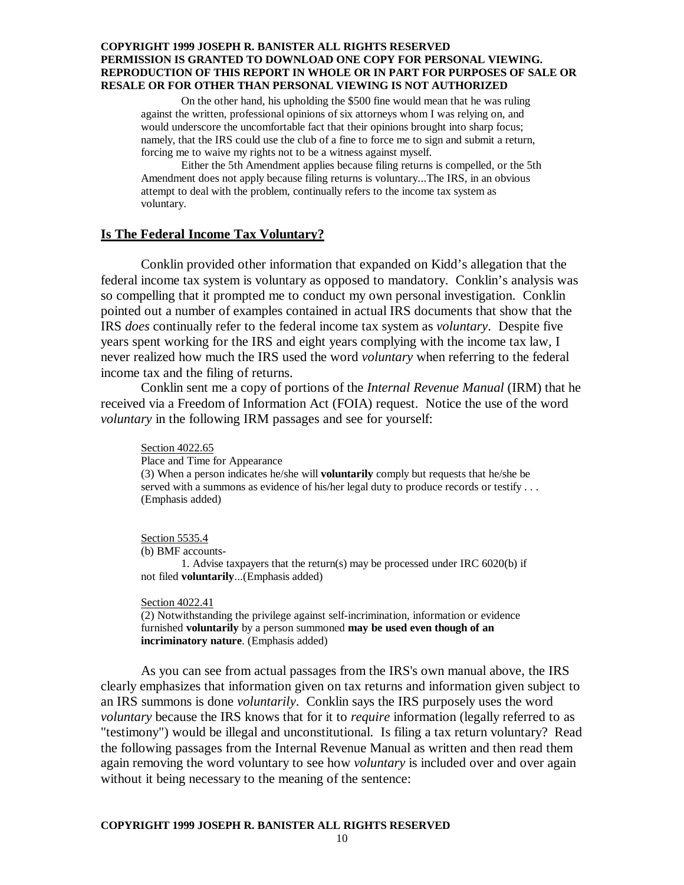> On the other hand, his upholding the $500 fine would mean that he was ruling against the written, professional opinions of six attorneys whom I was relying on, and would underscore the uncomfortable fact that their opinions brought into sharp focus; namely, that the IRS could use the club of a fine to force me to sign and submit a return, forcing me to waive my rights not to be a witness against myself.
>
> Either the 5th Amendment applies because filing returns is compelled, or the 5th Amendment does not apply because filing returns is voluntary...The IRS, in an obvious attempt to deal with the problem, continually refers to the income tax system as voluntary.

## Is The Federal Income Tax Voluntary?

Conklin provided other information that expanded on Kidd's allegation that the federal income tax system is voluntary as opposed to mandatory. Conklin's analysis was so compelling that it prompted me to conduct my own personal investigation. Conklin pointed out a number of examples contained in actual IRS documents that show that the IRS *does* continually refer to the federal income tax system as *voluntary*. Despite five years spent working for the IRS and eight years complying with the income tax law, I never realized how much the IRS used the word *voluntary* when referring to the federal income tax and the filing of returns.

Conklin sent me a copy of portions of the *Internal Revenue Manual* (IRM) that he received via a Freedom of Information Act (FOIA) request. Notice the use of the word *voluntary* in the following IRM passages and see for yourself:

> Section 4022.65
> Place and Time for Appearance
> (3) When a person indicates he/she will **voluntarily** comply but requests that he/she be served with a summons as evidence of his/her legal duty to produce records or testify . . . (Emphasis added)

> Section 5535.4
> (b) BMF accounts-
> 1. Advise taxpayers that the return(s) may be processed under IRC 6020(b) if not filed **voluntarily**...(Emphasis added)

> Section 4022.41
> (2) Notwithstanding the privilege against self-incrimination, information or evidence furnished **voluntarily** by a person summoned **may be used even though of an incriminatory nature**. (Emphasis added)

As you can see from actual passages from the IRS's own manual above, the IRS clearly emphasizes that information given on tax returns and information given subject to an IRS summons is done *voluntarily*. Conklin says the IRS purposely uses the word *voluntary* because the IRS knows that for it to *require* information (legally referred to as "testimony") would be illegal and unconstitutional. Is filing a tax return voluntary? Read the following passages from the Internal Revenue Manual as written and then read them again removing the word voluntary to see how *voluntary* is included over and over again without it being necessary to the meaning of the sentence: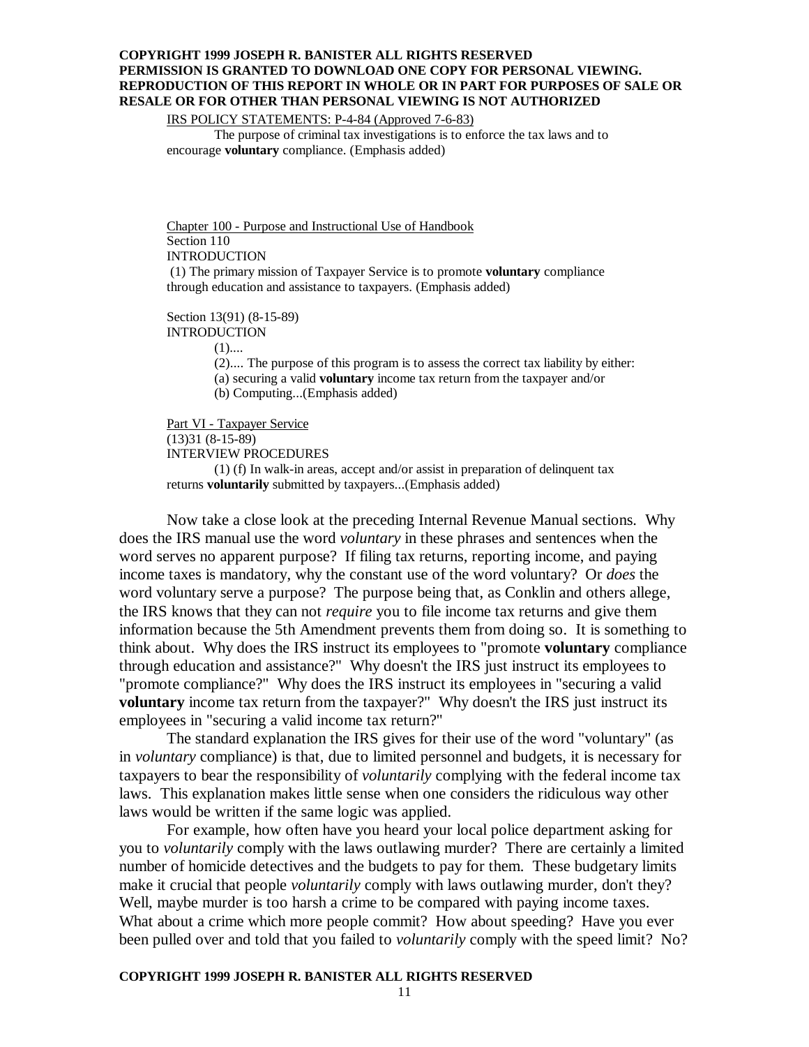IRS POLICY STATEMENTS: P-4-84 (Approved 7-6-83)

The purpose of criminal tax investigations is to enforce the tax laws and to encourage **voluntary** compliance. (Emphasis added)

Chapter 100 - Purpose and Instructional Use of Handbook
Section 110
INTRODUCTION
(1) The primary mission of Taxpayer Service is to promote **voluntary** compliance through education and assistance to taxpayers. (Emphasis added)

Section 13(91) (8-15-89)
INTRODUCTION

(1)....
(2).... The purpose of this program is to assess the correct tax liability by either:
(a) securing a valid **voluntary** income tax return from the taxpayer and/or
(b) Computing...(Emphasis added)

Part VI - Taxpayer Service
(13)31 (8-15-89)
INTERVIEW PROCEDURES

(1) (f) In walk-in areas, accept and/or assist in preparation of delinquent tax returns **voluntarily** submitted by taxpayers...(Emphasis added)

Now take a close look at the preceding Internal Revenue Manual sections. Why does the IRS manual use the word *voluntary* in these phrases and sentences when the word serves no apparent purpose? If filing tax returns, reporting income, and paying income taxes is mandatory, why the constant use of the word voluntary? Or *does* the word voluntary serve a purpose? The purpose being that, as Conklin and others allege, the IRS knows that they can not *require* you to file income tax returns and give them information because the 5th Amendment prevents them from doing so. It is something to think about. Why does the IRS instruct its employees to "promote **voluntary** compliance through education and assistance?" Why doesn't the IRS just instruct its employees to "promote compliance?" Why does the IRS instruct its employees in "securing a valid **voluntary** income tax return from the taxpayer?" Why doesn't the IRS just instruct its employees in "securing a valid income tax return?"

The standard explanation the IRS gives for their use of the word "voluntary" (as in *voluntary* compliance) is that, due to limited personnel and budgets, it is necessary for taxpayers to bear the responsibility of *voluntarily* complying with the federal income tax laws. This explanation makes little sense when one considers the ridiculous way other laws would be written if the same logic was applied.

For example, how often have you heard your local police department asking for you to *voluntarily* comply with the laws outlawing murder? There are certainly a limited number of homicide detectives and the budgets to pay for them. These budgetary limits make it crucial that people *voluntarily* comply with laws outlawing murder, don't they? Well, maybe murder is too harsh a crime to be compared with paying income taxes. What about a crime which more people commit? How about speeding? Have you ever been pulled over and told that you failed to *voluntarily* comply with the speed limit? No?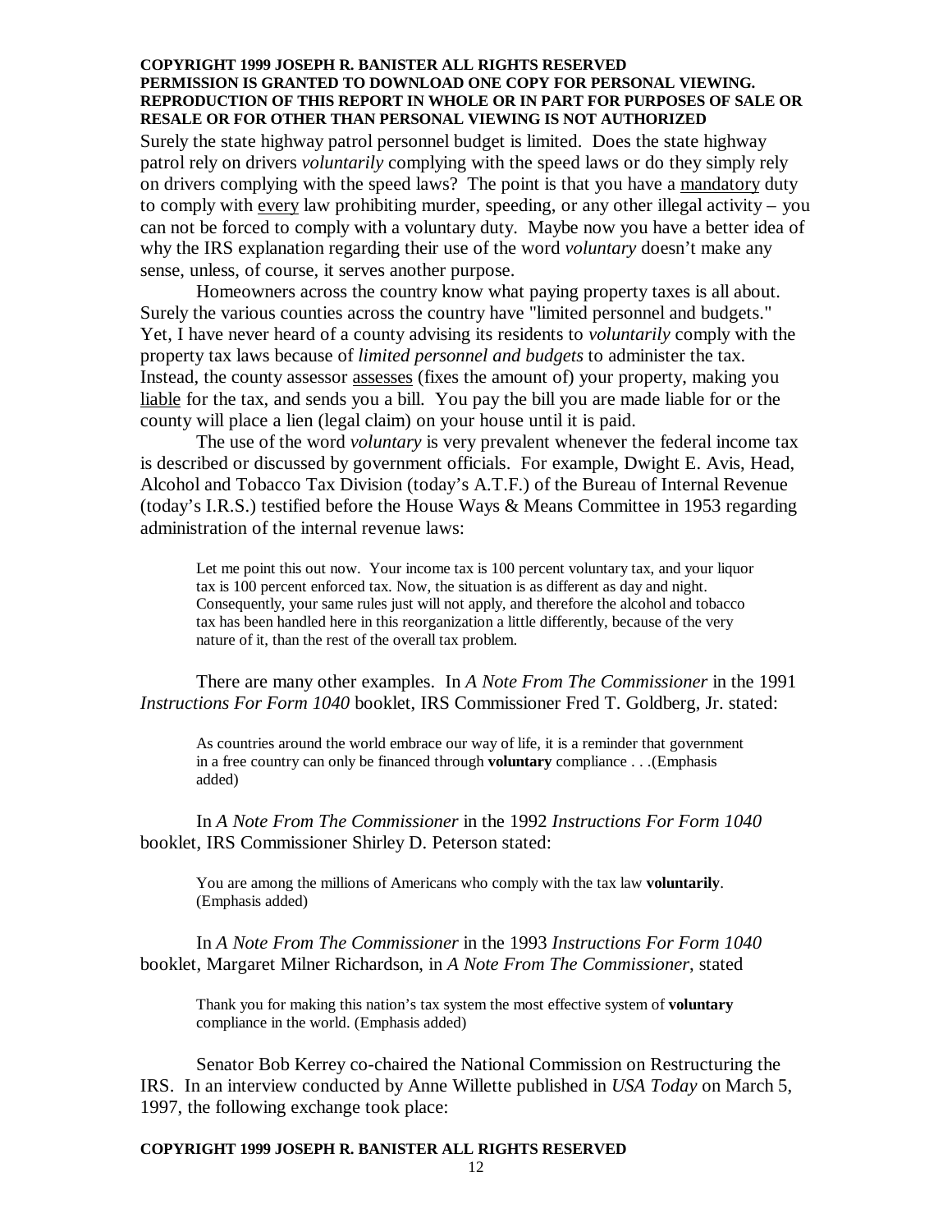Surely the state highway patrol personnel budget is limited. Does the state highway patrol rely on drivers *voluntarily* complying with the speed laws or do they simply rely on drivers complying with the speed laws? The point is that you have a mandatory duty to comply with every law prohibiting murder, speeding, or any other illegal activity – you can not be forced to comply with a voluntary duty. Maybe now you have a better idea of why the IRS explanation regarding their use of the word *voluntary* doesn't make any sense, unless, of course, it serves another purpose.

Homeowners across the country know what paying property taxes is all about. Surely the various counties across the country have "limited personnel and budgets." Yet, I have never heard of a county advising its residents to *voluntarily* comply with the property tax laws because of *limited personnel and budgets* to administer the tax. Instead, the county assessor assesses (fixes the amount of) your property, making you liable for the tax, and sends you a bill. You pay the bill you are made liable for or the county will place a lien (legal claim) on your house until it is paid.

The use of the word *voluntary* is very prevalent whenever the federal income tax is described or discussed by government officials. For example, Dwight E. Avis, Head, Alcohol and Tobacco Tax Division (today's A.T.F.) of the Bureau of Internal Revenue (today's I.R.S.) testified before the House Ways & Means Committee in 1953 regarding administration of the internal revenue laws:

> Let me point this out now. Your income tax is 100 percent voluntary tax, and your liquor tax is 100 percent enforced tax. Now, the situation is as different as day and night. Consequently, your same rules just will not apply, and therefore the alcohol and tobacco tax has been handled here in this reorganization a little differently, because of the very nature of it, than the rest of the overall tax problem.

There are many other examples. In *A Note From The Commissioner* in the 1991 *Instructions For Form 1040* booklet, IRS Commissioner Fred T. Goldberg, Jr. stated:

> As countries around the world embrace our way of life, it is a reminder that government in a free country can only be financed through **voluntary** compliance . . .(Emphasis added)

In *A Note From The Commissioner* in the 1992 *Instructions For Form 1040* booklet, IRS Commissioner Shirley D. Peterson stated:

> You are among the millions of Americans who comply with the tax law **voluntarily**. (Emphasis added)

In *A Note From The Commissioner* in the 1993 *Instructions For Form 1040* booklet, Margaret Milner Richardson, in *A Note From The Commissioner*, stated

> Thank you for making this nation's tax system the most effective system of **voluntary** compliance in the world. (Emphasis added)

Senator Bob Kerrey co-chaired the National Commission on Restructuring the IRS. In an interview conducted by Anne Willette published in *USA Today* on March 5, 1997, the following exchange took place: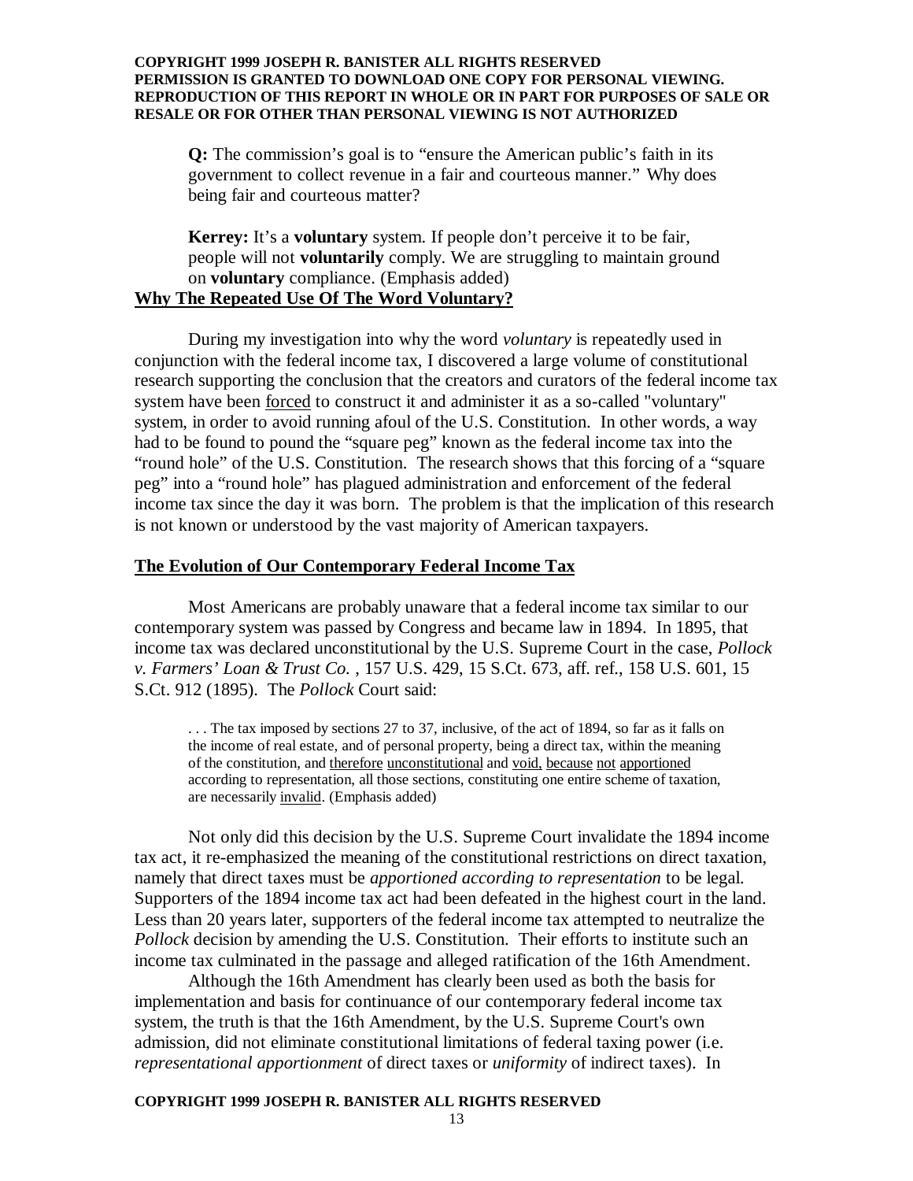> **Q:** The commission's goal is to "ensure the American public's faith in its government to collect revenue in a fair and courteous manner." Why does being fair and courteous matter?
>
> **Kerrey:** It's a **voluntary** system. If people don't perceive it to be fair, people will not **voluntarily** comply. We are struggling to maintain ground on **voluntary** compliance. (Emphasis added)

**Why The Repeated Use Of The Word Voluntary?**

During my investigation into why the word *voluntary* is repeatedly used in conjunction with the federal income tax, I discovered a large volume of constitutional research supporting the conclusion that the creators and curators of the federal income tax system have been forced to construct it and administer it as a so-called "voluntary" system, in order to avoid running afoul of the U.S. Constitution. In other words, a way had to be found to pound the "square peg" known as the federal income tax into the "round hole" of the U.S. Constitution. The research shows that this forcing of a "square peg" into a "round hole" has plagued administration and enforcement of the federal income tax since the day it was born. The problem is that the implication of this research is not known or understood by the vast majority of American taxpayers.

**The Evolution of Our Contemporary Federal Income Tax**

Most Americans are probably unaware that a federal income tax similar to our contemporary system was passed by Congress and became law in 1894. In 1895, that income tax was declared unconstitutional by the U.S. Supreme Court in the case, *Pollock v. Farmers' Loan & Trust Co.* , 157 U.S. 429, 15 S.Ct. 673, aff. ref., 158 U.S. 601, 15 S.Ct. 912 (1895). The *Pollock* Court said:

> . . . The tax imposed by sections 27 to 37, inclusive, of the act of 1894, so far as it falls on the income of real estate, and of personal property, being a direct tax, within the meaning of the constitution, and therefore unconstitutional and void, because not apportioned according to representation, all those sections, constituting one entire scheme of taxation, are necessarily invalid. (Emphasis added)

Not only did this decision by the U.S. Supreme Court invalidate the 1894 income tax act, it re-emphasized the meaning of the constitutional restrictions on direct taxation, namely that direct taxes must be *apportioned according to representation* to be legal. Supporters of the 1894 income tax act had been defeated in the highest court in the land. Less than 20 years later, supporters of the federal income tax attempted to neutralize the *Pollock* decision by amending the U.S. Constitution. Their efforts to institute such an income tax culminated in the passage and alleged ratification of the 16th Amendment.

Although the 16th Amendment has clearly been used as both the basis for implementation and basis for continuance of our contemporary federal income tax system, the truth is that the 16th Amendment, by the U.S. Supreme Court's own admission, did not eliminate constitutional limitations of federal taxing power (i.e. *representational apportionment* of direct taxes or *uniformity* of indirect taxes). In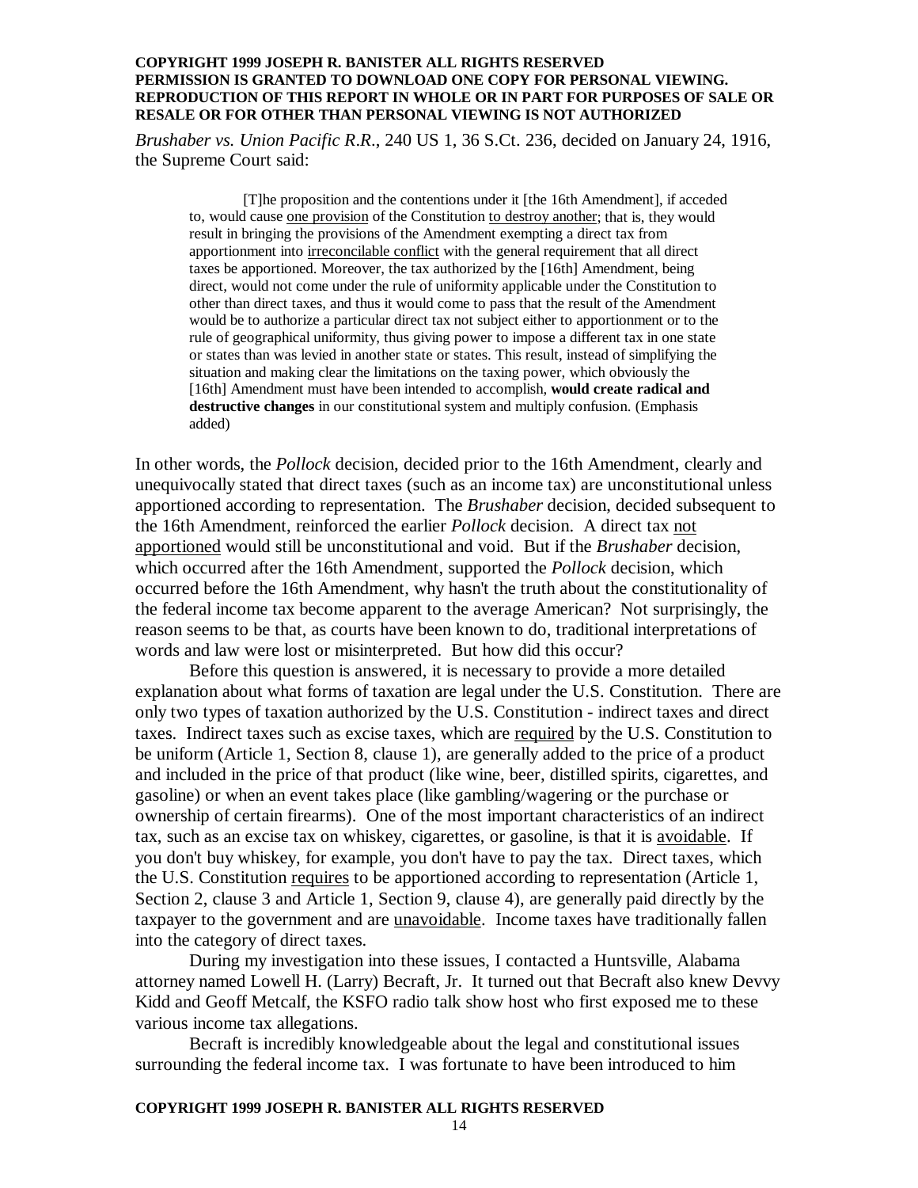*Brushaber vs. Union Pacific R.R.*, 240 US 1, 36 S.Ct. 236, decided on January 24, 1916, the Supreme Court said:

> [T]he proposition and the contentions under it [the 16th Amendment], if acceded to, would cause one provision of the Constitution to destroy another; that is, they would result in bringing the provisions of the Amendment exempting a direct tax from apportionment into irreconcilable conflict with the general requirement that all direct taxes be apportioned. Moreover, the tax authorized by the [16th] Amendment, being direct, would not come under the rule of uniformity applicable under the Constitution to other than direct taxes, and thus it would come to pass that the result of the Amendment would be to authorize a particular direct tax not subject either to apportionment or to the rule of geographical uniformity, thus giving power to impose a different tax in one state or states than was levied in another state or states. This result, instead of simplifying the situation and making clear the limitations on the taxing power, which obviously the [16th] Amendment must have been intended to accomplish, **would create radical and destructive changes** in our constitutional system and multiply confusion. (Emphasis added)

In other words, the *Pollock* decision, decided prior to the 16th Amendment, clearly and unequivocally stated that direct taxes (such as an income tax) are unconstitutional unless apportioned according to representation. The *Brushaber* decision, decided subsequent to the 16th Amendment, reinforced the earlier *Pollock* decision. A direct tax not apportioned would still be unconstitutional and void. But if the *Brushaber* decision, which occurred after the 16th Amendment, supported the *Pollock* decision, which occurred before the 16th Amendment, why hasn't the truth about the constitutionality of the federal income tax become apparent to the average American? Not surprisingly, the reason seems to be that, as courts have been known to do, traditional interpretations of words and law were lost or misinterpreted. But how did this occur?

Before this question is answered, it is necessary to provide a more detailed explanation about what forms of taxation are legal under the U.S. Constitution. There are only two types of taxation authorized by the U.S. Constitution - indirect taxes and direct taxes. Indirect taxes such as excise taxes, which are required by the U.S. Constitution to be uniform (Article 1, Section 8, clause 1), are generally added to the price of a product and included in the price of that product (like wine, beer, distilled spirits, cigarettes, and gasoline) or when an event takes place (like gambling/wagering or the purchase or ownership of certain firearms). One of the most important characteristics of an indirect tax, such as an excise tax on whiskey, cigarettes, or gasoline, is that it is avoidable. If you don't buy whiskey, for example, you don't have to pay the tax. Direct taxes, which the U.S. Constitution requires to be apportioned according to representation (Article 1, Section 2, clause 3 and Article 1, Section 9, clause 4), are generally paid directly by the taxpayer to the government and are unavoidable. Income taxes have traditionally fallen into the category of direct taxes.

During my investigation into these issues, I contacted a Huntsville, Alabama attorney named Lowell H. (Larry) Becraft, Jr. It turned out that Becraft also knew Devvy Kidd and Geoff Metcalf, the KSFO radio talk show host who first exposed me to these various income tax allegations.

Becraft is incredibly knowledgeable about the legal and constitutional issues surrounding the federal income tax. I was fortunate to have been introduced to him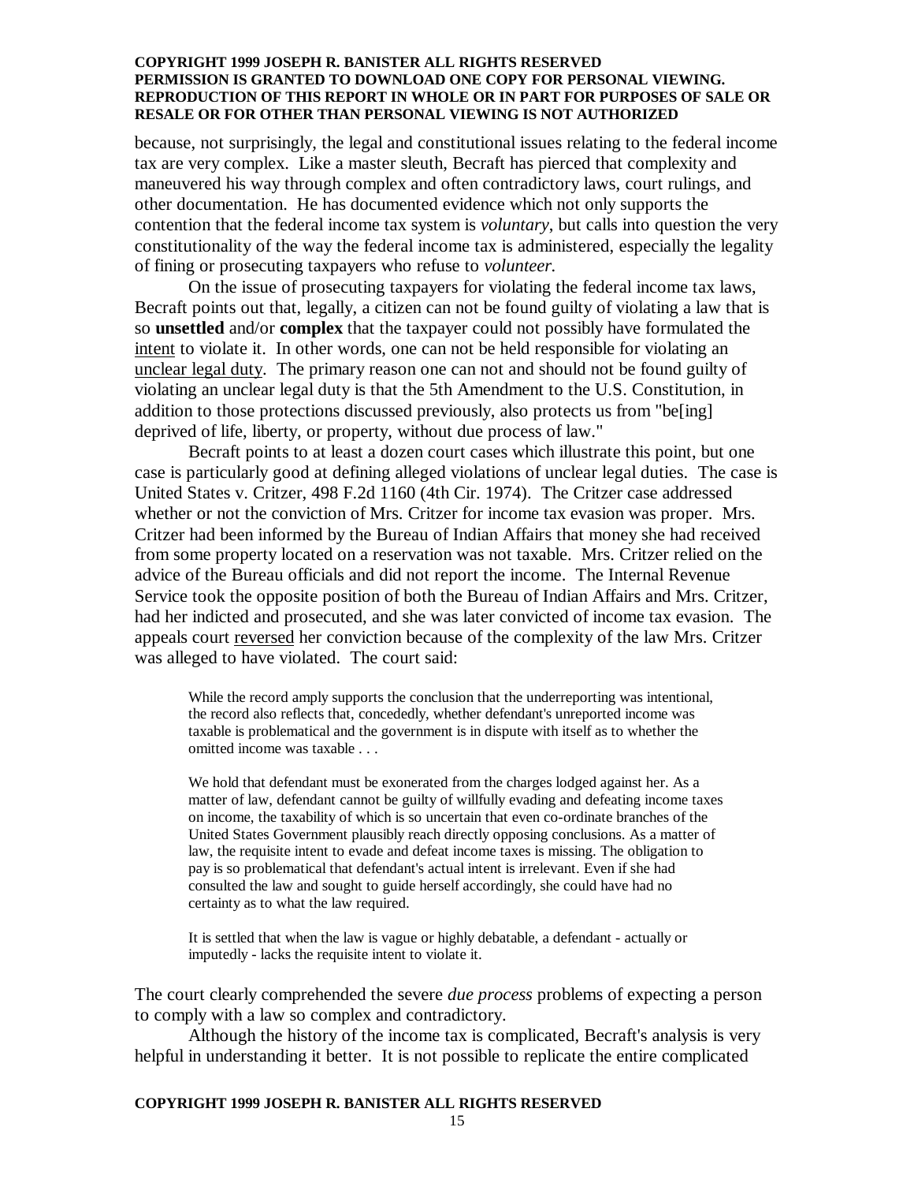because, not surprisingly, the legal and constitutional issues relating to the federal income tax are very complex. Like a master sleuth, Becraft has pierced that complexity and maneuvered his way through complex and often contradictory laws, court rulings, and other documentation. He has documented evidence which not only supports the contention that the federal income tax system is *voluntary*, but calls into question the very constitutionality of the way the federal income tax is administered, especially the legality of fining or prosecuting taxpayers who refuse to *volunteer.*

On the issue of prosecuting taxpayers for violating the federal income tax laws, Becraft points out that, legally, a citizen can not be found guilty of violating a law that is so **unsettled** and/or **complex** that the taxpayer could not possibly have formulated the intent to violate it. In other words, one can not be held responsible for violating an unclear legal duty. The primary reason one can not and should not be found guilty of violating an unclear legal duty is that the 5th Amendment to the U.S. Constitution, in addition to those protections discussed previously, also protects us from "be[ing] deprived of life, liberty, or property, without due process of law."

Becraft points to at least a dozen court cases which illustrate this point, but one case is particularly good at defining alleged violations of unclear legal duties. The case is United States v. Critzer, 498 F.2d 1160 (4th Cir. 1974). The Critzer case addressed whether or not the conviction of Mrs. Critzer for income tax evasion was proper. Mrs. Critzer had been informed by the Bureau of Indian Affairs that money she had received from some property located on a reservation was not taxable. Mrs. Critzer relied on the advice of the Bureau officials and did not report the income. The Internal Revenue Service took the opposite position of both the Bureau of Indian Affairs and Mrs. Critzer, had her indicted and prosecuted, and she was later convicted of income tax evasion. The appeals court reversed her conviction because of the complexity of the law Mrs. Critzer was alleged to have violated. The court said:

> While the record amply supports the conclusion that the underreporting was intentional, the record also reflects that, concededly, whether defendant's unreported income was taxable is problematical and the government is in dispute with itself as to whether the omitted income was taxable . . .
>
> We hold that defendant must be exonerated from the charges lodged against her. As a matter of law, defendant cannot be guilty of willfully evading and defeating income taxes on income, the taxability of which is so uncertain that even co-ordinate branches of the United States Government plausibly reach directly opposing conclusions. As a matter of law, the requisite intent to evade and defeat income taxes is missing. The obligation to pay is so problematical that defendant's actual intent is irrelevant. Even if she had consulted the law and sought to guide herself accordingly, she could have had no certainty as to what the law required.
>
> It is settled that when the law is vague or highly debatable, a defendant - actually or imputedly - lacks the requisite intent to violate it.

The court clearly comprehended the severe *due process* problems of expecting a person to comply with a law so complex and contradictory.

Although the history of the income tax is complicated, Becraft's analysis is very helpful in understanding it better. It is not possible to replicate the entire complicated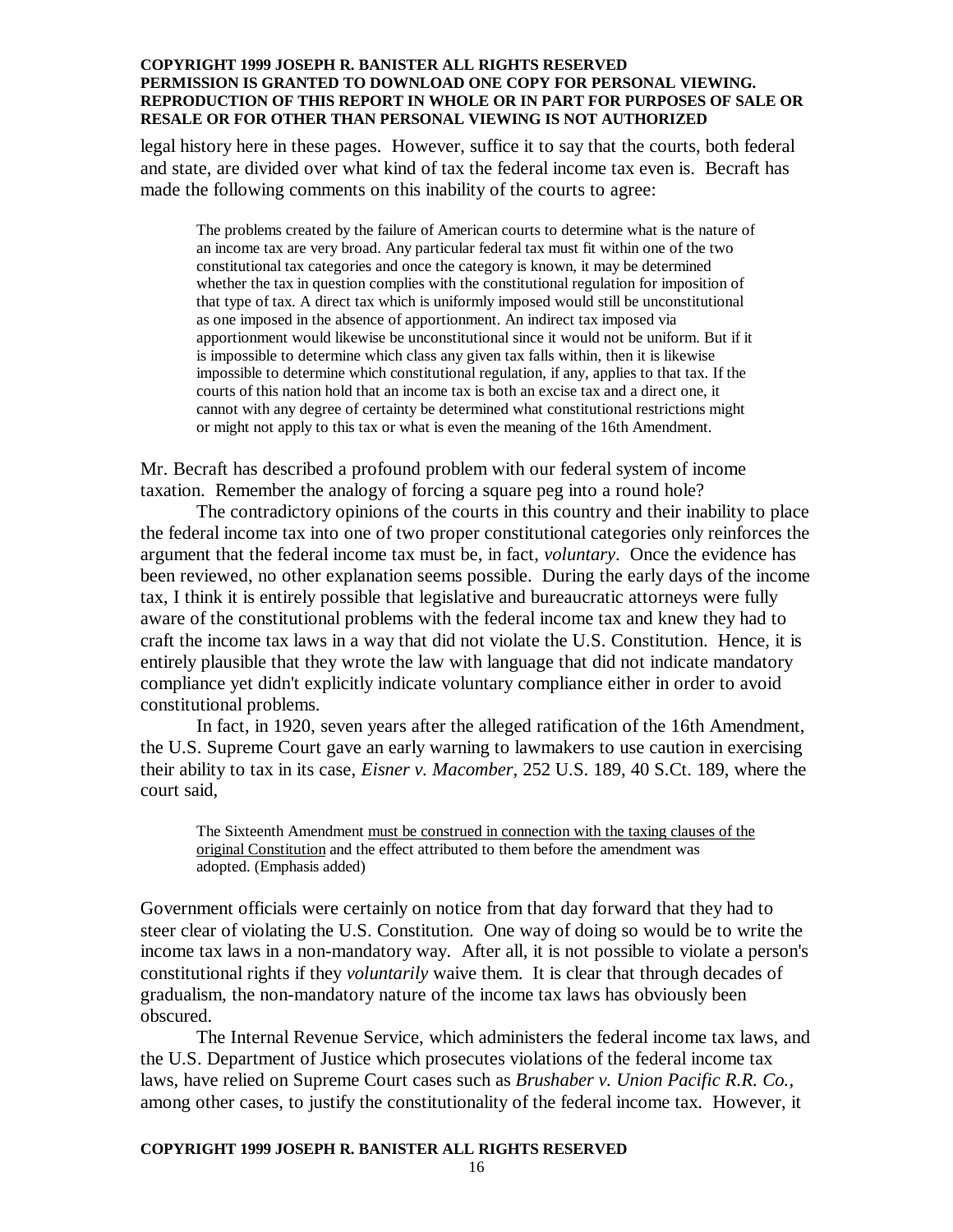legal history here in these pages. However, suffice it to say that the courts, both federal and state, are divided over what kind of tax the federal income tax even is. Becraft has made the following comments on this inability of the courts to agree:

> The problems created by the failure of American courts to determine what is the nature of an income tax are very broad. Any particular federal tax must fit within one of the two constitutional tax categories and once the category is known, it may be determined whether the tax in question complies with the constitutional regulation for imposition of that type of tax. A direct tax which is uniformly imposed would still be unconstitutional as one imposed in the absence of apportionment. An indirect tax imposed via apportionment would likewise be unconstitutional since it would not be uniform. But if it is impossible to determine which class any given tax falls within, then it is likewise impossible to determine which constitutional regulation, if any, applies to that tax. If the courts of this nation hold that an income tax is both an excise tax and a direct one, it cannot with any degree of certainty be determined what constitutional restrictions might or might not apply to this tax or what is even the meaning of the 16th Amendment.

Mr. Becraft has described a profound problem with our federal system of income taxation. Remember the analogy of forcing a square peg into a round hole?

The contradictory opinions of the courts in this country and their inability to place the federal income tax into one of two proper constitutional categories only reinforces the argument that the federal income tax must be, in fact, *voluntary*. Once the evidence has been reviewed, no other explanation seems possible. During the early days of the income tax, I think it is entirely possible that legislative and bureaucratic attorneys were fully aware of the constitutional problems with the federal income tax and knew they had to craft the income tax laws in a way that did not violate the U.S. Constitution. Hence, it is entirely plausible that they wrote the law with language that did not indicate mandatory compliance yet didn't explicitly indicate voluntary compliance either in order to avoid constitutional problems.

In fact, in 1920, seven years after the alleged ratification of the 16th Amendment, the U.S. Supreme Court gave an early warning to lawmakers to use caution in exercising their ability to tax in its case, *Eisner v. Macomber*, 252 U.S. 189, 40 S.Ct. 189, where the court said,

> The Sixteenth Amendment <u>must be construed in connection with the taxing clauses of the original Constitution</u> and the effect attributed to them before the amendment was adopted. (Emphasis added)

Government officials were certainly on notice from that day forward that they had to steer clear of violating the U.S. Constitution. One way of doing so would be to write the income tax laws in a non-mandatory way. After all, it is not possible to violate a person's constitutional rights if they *voluntarily* waive them. It is clear that through decades of gradualism, the non-mandatory nature of the income tax laws has obviously been obscured.

The Internal Revenue Service, which administers the federal income tax laws, and the U.S. Department of Justice which prosecutes violations of the federal income tax laws, have relied on Supreme Court cases such as *Brushaber v. Union Pacific R.R. Co.*, among other cases, to justify the constitutionality of the federal income tax. However, it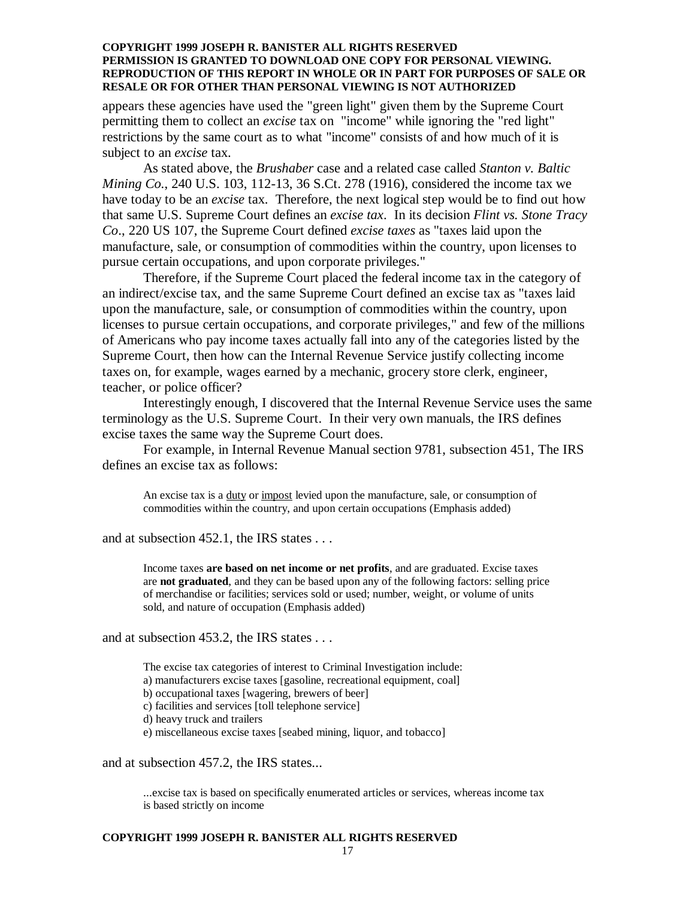appears these agencies have used the "green light" given them by the Supreme Court permitting them to collect an *excise* tax on "income" while ignoring the "red light" restrictions by the same court as to what "income" consists of and how much of it is subject to an *excise* tax.

As stated above, the *Brushaber* case and a related case called *Stanton v. Baltic Mining Co.*, 240 U.S. 103, 112-13, 36 S.Ct. 278 (1916), considered the income tax we have today to be an *excise* tax. Therefore, the next logical step would be to find out how that same U.S. Supreme Court defines an *excise tax*. In its decision *Flint vs. Stone Tracy Co*., 220 US 107, the Supreme Court defined *excise taxes* as "taxes laid upon the manufacture, sale, or consumption of commodities within the country, upon licenses to pursue certain occupations, and upon corporate privileges."

Therefore, if the Supreme Court placed the federal income tax in the category of an indirect/excise tax, and the same Supreme Court defined an excise tax as "taxes laid upon the manufacture, sale, or consumption of commodities within the country, upon licenses to pursue certain occupations, and corporate privileges," and few of the millions of Americans who pay income taxes actually fall into any of the categories listed by the Supreme Court, then how can the Internal Revenue Service justify collecting income taxes on, for example, wages earned by a mechanic, grocery store clerk, engineer, teacher, or police officer?

Interestingly enough, I discovered that the Internal Revenue Service uses the same terminology as the U.S. Supreme Court. In their very own manuals, the IRS defines excise taxes the same way the Supreme Court does.

For example, in Internal Revenue Manual section 9781, subsection 451, The IRS defines an excise tax as follows:

> An excise tax is a <u>duty</u> or <u>impost</u> levied upon the manufacture, sale, or consumption of commodities within the country, and upon certain occupations (Emphasis added)

and at subsection 452.1, the IRS states . . .

> Income taxes **are based on net income or net profits**, and are graduated. Excise taxes are **not graduated**, and they can be based upon any of the following factors: selling price of merchandise or facilities; services sold or used; number, weight, or volume of units sold, and nature of occupation (Emphasis added)

and at subsection 453.2, the IRS states . . .

> The excise tax categories of interest to Criminal Investigation include:
> a) manufacturers excise taxes [gasoline, recreational equipment, coal]
> b) occupational taxes [wagering, brewers of beer]
> c) facilities and services [toll telephone service]
> d) heavy truck and trailers
> e) miscellaneous excise taxes [seabed mining, liquor, and tobacco]

and at subsection 457.2, the IRS states...

> ...excise tax is based on specifically enumerated articles or services, whereas income tax is based strictly on income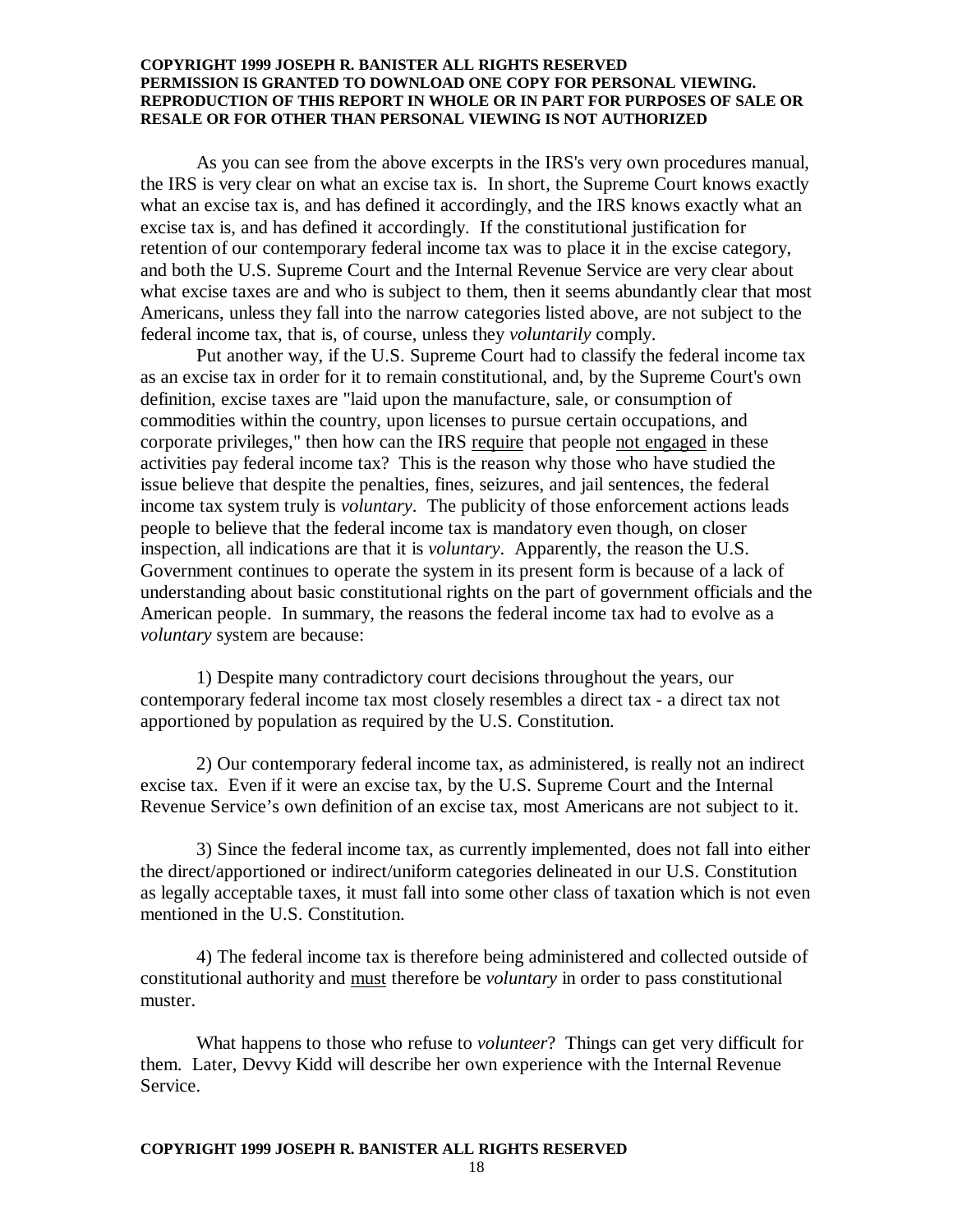As you can see from the above excerpts in the IRS's very own procedures manual, the IRS is very clear on what an excise tax is. In short, the Supreme Court knows exactly what an excise tax is, and has defined it accordingly, and the IRS knows exactly what an excise tax is, and has defined it accordingly. If the constitutional justification for retention of our contemporary federal income tax was to place it in the excise category, and both the U.S. Supreme Court and the Internal Revenue Service are very clear about what excise taxes are and who is subject to them, then it seems abundantly clear that most Americans, unless they fall into the narrow categories listed above, are not subject to the federal income tax, that is, of course, unless they *voluntarily* comply.

Put another way, if the U.S. Supreme Court had to classify the federal income tax as an excise tax in order for it to remain constitutional, and, by the Supreme Court's own definition, excise taxes are "laid upon the manufacture, sale, or consumption of commodities within the country, upon licenses to pursue certain occupations, and corporate privileges," then how can the IRS require that people not engaged in these activities pay federal income tax? This is the reason why those who have studied the issue believe that despite the penalties, fines, seizures, and jail sentences, the federal income tax system truly is *voluntary*. The publicity of those enforcement actions leads people to believe that the federal income tax is mandatory even though, on closer inspection, all indications are that it is *voluntary*. Apparently, the reason the U.S. Government continues to operate the system in its present form is because of a lack of understanding about basic constitutional rights on the part of government officials and the American people. In summary, the reasons the federal income tax had to evolve as a *voluntary* system are because:

1) Despite many contradictory court decisions throughout the years, our contemporary federal income tax most closely resembles a direct tax - a direct tax not apportioned by population as required by the U.S. Constitution.

2) Our contemporary federal income tax, as administered, is really not an indirect excise tax. Even if it were an excise tax, by the U.S. Supreme Court and the Internal Revenue Service's own definition of an excise tax, most Americans are not subject to it.

3) Since the federal income tax, as currently implemented, does not fall into either the direct/apportioned or indirect/uniform categories delineated in our U.S. Constitution as legally acceptable taxes, it must fall into some other class of taxation which is not even mentioned in the U.S. Constitution.

4) The federal income tax is therefore being administered and collected outside of constitutional authority and must therefore be *voluntary* in order to pass constitutional muster.

What happens to those who refuse to *volunteer*? Things can get very difficult for them. Later, Devvy Kidd will describe her own experience with the Internal Revenue Service.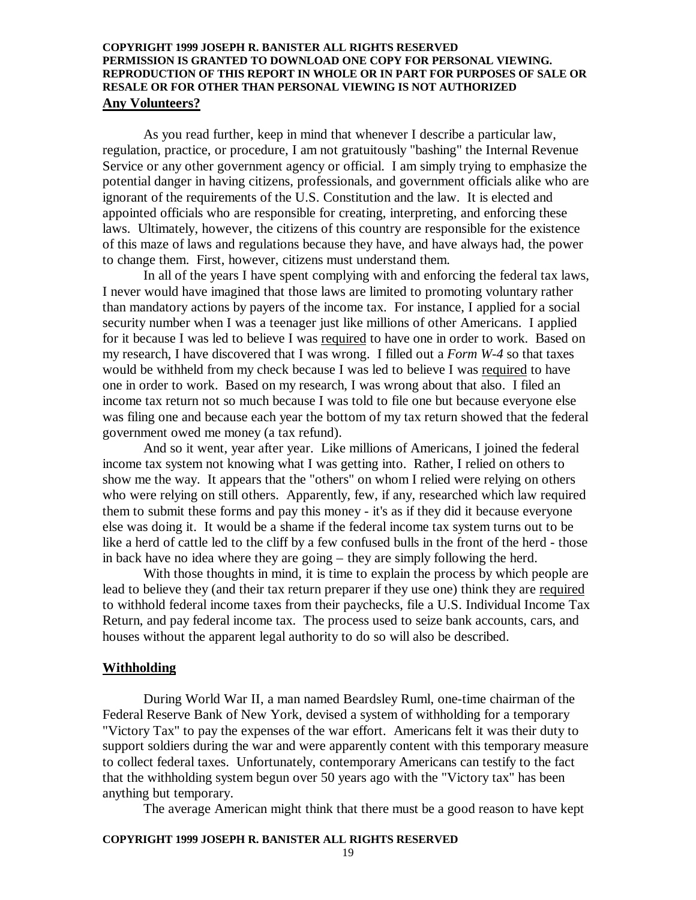## Any Volunteers?

As you read further, keep in mind that whenever I describe a particular law, regulation, practice, or procedure, I am not gratuitously "bashing" the Internal Revenue Service or any other government agency or official. I am simply trying to emphasize the potential danger in having citizens, professionals, and government officials alike who are ignorant of the requirements of the U.S. Constitution and the law. It is elected and appointed officials who are responsible for creating, interpreting, and enforcing these laws. Ultimately, however, the citizens of this country are responsible for the existence of this maze of laws and regulations because they have, and have always had, the power to change them. First, however, citizens must understand them.

In all of the years I have spent complying with and enforcing the federal tax laws, I never would have imagined that those laws are limited to promoting voluntary rather than mandatory actions by payers of the income tax. For instance, I applied for a social security number when I was a teenager just like millions of other Americans. I applied for it because I was led to believe I was required to have one in order to work. Based on my research, I have discovered that I was wrong. I filled out a *Form W-4* so that taxes would be withheld from my check because I was led to believe I was required to have one in order to work. Based on my research, I was wrong about that also. I filed an income tax return not so much because I was told to file one but because everyone else was filing one and because each year the bottom of my tax return showed that the federal government owed me money (a tax refund).

And so it went, year after year. Like millions of Americans, I joined the federal income tax system not knowing what I was getting into. Rather, I relied on others to show me the way. It appears that the "others" on whom I relied were relying on others who were relying on still others. Apparently, few, if any, researched which law required them to submit these forms and pay this money - it's as if they did it because everyone else was doing it. It would be a shame if the federal income tax system turns out to be like a herd of cattle led to the cliff by a few confused bulls in the front of the herd - those in back have no idea where they are going – they are simply following the herd.

With those thoughts in mind, it is time to explain the process by which people are lead to believe they (and their tax return preparer if they use one) think they are required to withhold federal income taxes from their paychecks, file a U.S. Individual Income Tax Return, and pay federal income tax. The process used to seize bank accounts, cars, and houses without the apparent legal authority to do so will also be described.

## Withholding

During World War II, a man named Beardsley Ruml, one-time chairman of the Federal Reserve Bank of New York, devised a system of withholding for a temporary "Victory Tax" to pay the expenses of the war effort. Americans felt it was their duty to support soldiers during the war and were apparently content with this temporary measure to collect federal taxes. Unfortunately, contemporary Americans can testify to the fact that the withholding system begun over 50 years ago with the "Victory tax" has been anything but temporary.

The average American might think that there must be a good reason to have kept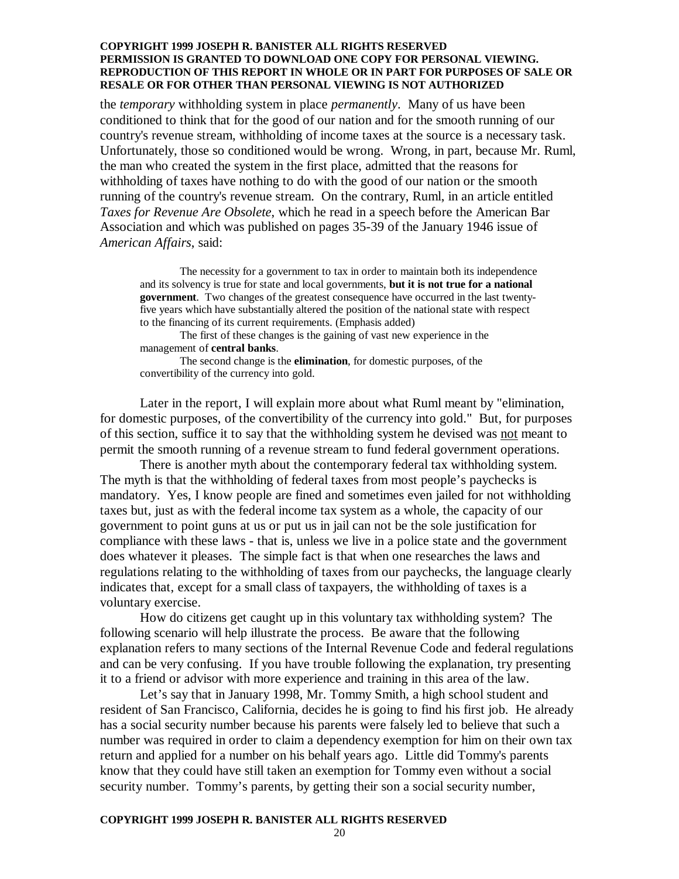the *temporary* withholding system in place *permanently*. Many of us have been conditioned to think that for the good of our nation and for the smooth running of our country's revenue stream, withholding of income taxes at the source is a necessary task. Unfortunately, those so conditioned would be wrong. Wrong, in part, because Mr. Ruml, the man who created the system in the first place, admitted that the reasons for withholding of taxes have nothing to do with the good of our nation or the smooth running of the country's revenue stream. On the contrary, Ruml, in an article entitled *Taxes for Revenue Are Obsolete*, which he read in a speech before the American Bar Association and which was published on pages 35-39 of the January 1946 issue of *American Affairs*, said:

> The necessity for a government to tax in order to maintain both its independence and its solvency is true for state and local governments, **but it is not true for a national government**. Two changes of the greatest consequence have occurred in the last twenty-five years which have substantially altered the position of the national state with respect to the financing of its current requirements. (Emphasis added)
>
> The first of these changes is the gaining of vast new experience in the management of **central banks**.
>
> The second change is the **elimination**, for domestic purposes, of the convertibility of the currency into gold.

Later in the report, I will explain more about what Ruml meant by "elimination, for domestic purposes, of the convertibility of the currency into gold." But, for purposes of this section, suffice it to say that the withholding system he devised was <u>not</u> meant to permit the smooth running of a revenue stream to fund federal government operations.

There is another myth about the contemporary federal tax withholding system. The myth is that the withholding of federal taxes from most people's paychecks is mandatory. Yes, I know people are fined and sometimes even jailed for not withholding taxes but, just as with the federal income tax system as a whole, the capacity of our government to point guns at us or put us in jail can not be the sole justification for compliance with these laws - that is, unless we live in a police state and the government does whatever it pleases. The simple fact is that when one researches the laws and regulations relating to the withholding of taxes from our paychecks, the language clearly indicates that, except for a small class of taxpayers, the withholding of taxes is a voluntary exercise.

How do citizens get caught up in this voluntary tax withholding system? The following scenario will help illustrate the process. Be aware that the following explanation refers to many sections of the Internal Revenue Code and federal regulations and can be very confusing. If you have trouble following the explanation, try presenting it to a friend or advisor with more experience and training in this area of the law.

Let's say that in January 1998, Mr. Tommy Smith, a high school student and resident of San Francisco, California, decides he is going to find his first job. He already has a social security number because his parents were falsely led to believe that such a number was required in order to claim a dependency exemption for him on their own tax return and applied for a number on his behalf years ago. Little did Tommy's parents know that they could have still taken an exemption for Tommy even without a social security number. Tommy's parents, by getting their son a social security number,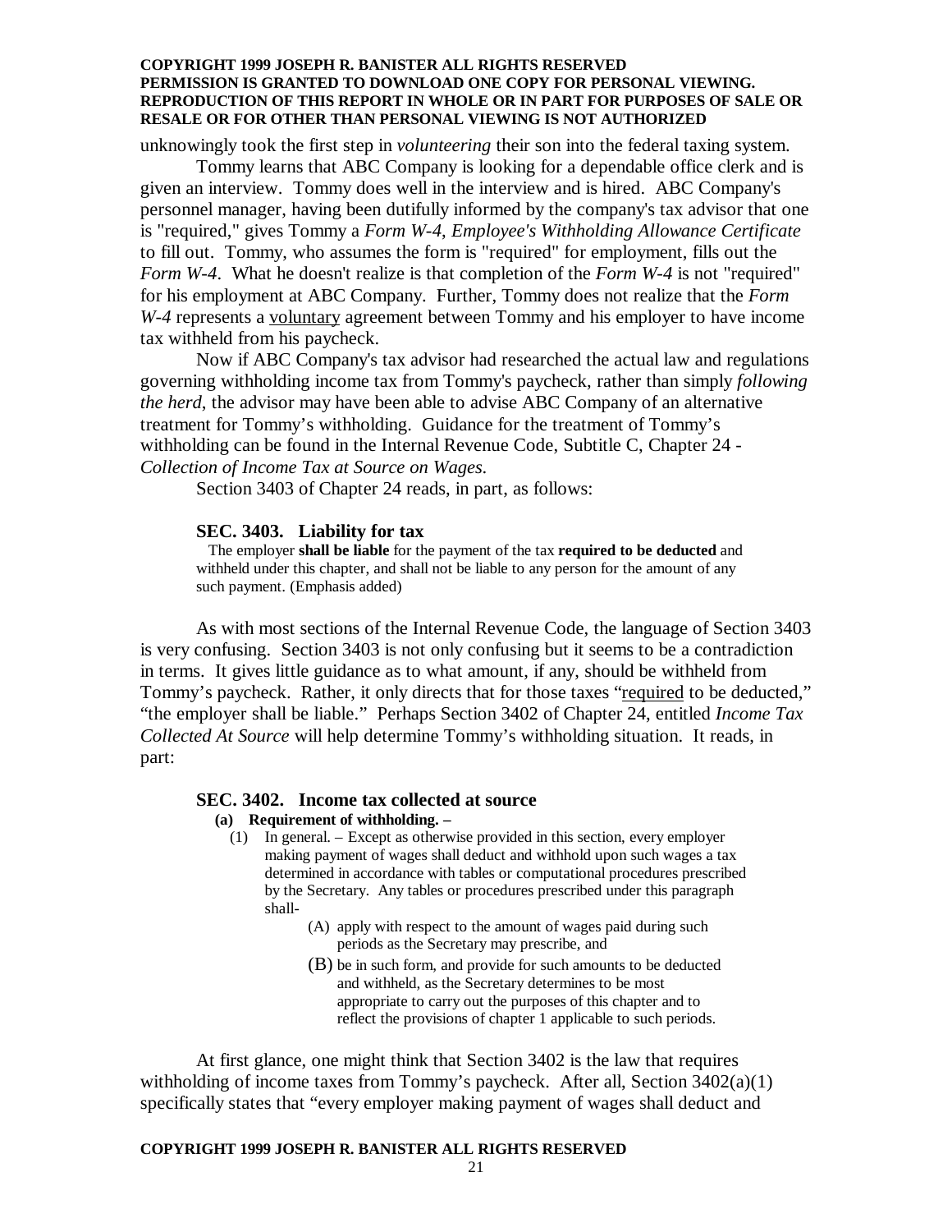unknowingly took the first step in *volunteering* their son into the federal taxing system.

Tommy learns that ABC Company is looking for a dependable office clerk and is given an interview. Tommy does well in the interview and is hired. ABC Company's personnel manager, having been dutifully informed by the company's tax advisor that one is "required," gives Tommy a *Form W-4, Employee's Withholding Allowance Certificate* to fill out. Tommy, who assumes the form is "required" for employment, fills out the *Form W-4*. What he doesn't realize is that completion of the *Form W-4* is not "required" for his employment at ABC Company. Further, Tommy does not realize that the *Form W-4* represents a voluntary agreement between Tommy and his employer to have income tax withheld from his paycheck.

Now if ABC Company's tax advisor had researched the actual law and regulations governing withholding income tax from Tommy's paycheck, rather than simply *following the herd*, the advisor may have been able to advise ABC Company of an alternative treatment for Tommy's withholding. Guidance for the treatment of Tommy's withholding can be found in the Internal Revenue Code, Subtitle C, Chapter 24 - *Collection of Income Tax at Source on Wages*.

Section 3403 of Chapter 24 reads, in part, as follows:

> **SEC. 3403. Liability for tax**
>
> The employer **shall be liable** for the payment of the tax **required to be deducted** and withheld under this chapter, and shall not be liable to any person for the amount of any such payment. (Emphasis added)

As with most sections of the Internal Revenue Code, the language of Section 3403 is very confusing. Section 3403 is not only confusing but it seems to be a contradiction in terms. It gives little guidance as to what amount, if any, should be withheld from Tommy's paycheck. Rather, it only directs that for those taxes "required to be deducted," "the employer shall be liable." Perhaps Section 3402 of Chapter 24, entitled *Income Tax Collected At Source* will help determine Tommy's withholding situation. It reads, in part:

> **SEC. 3402. Income tax collected at source**
>
> **(a) Requirement of withholding. –**
>
> (1) In general. – Except as otherwise provided in this section, every employer making payment of wages shall deduct and withhold upon such wages a tax determined in accordance with tables or computational procedures prescribed by the Secretary. Any tables or procedures prescribed under this paragraph shall-
>
> (A) apply with respect to the amount of wages paid during such periods as the Secretary may prescribe, and
>
> (B) be in such form, and provide for such amounts to be deducted and withheld, as the Secretary determines to be most appropriate to carry out the purposes of this chapter and to reflect the provisions of chapter 1 applicable to such periods.

At first glance, one might think that Section 3402 is the law that requires withholding of income taxes from Tommy's paycheck. After all, Section 3402(a)(1) specifically states that "every employer making payment of wages shall deduct and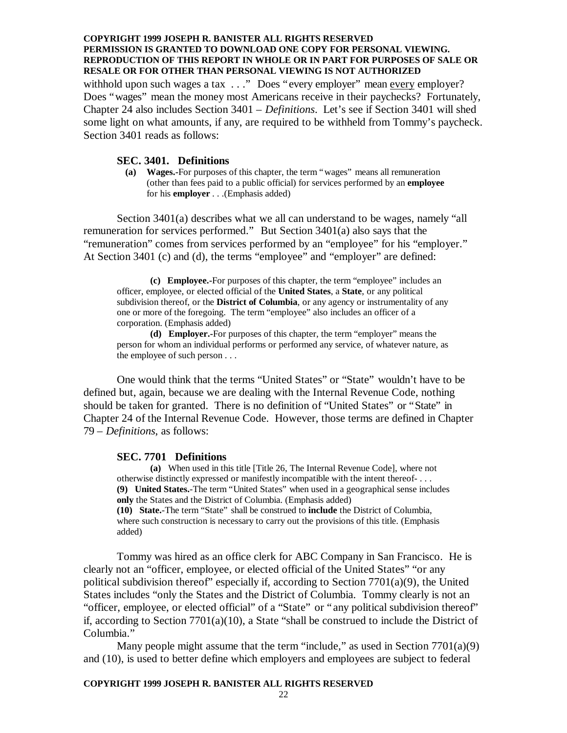withhold upon such wages a tax . . ." Does "every employer" mean every employer? Does "wages" mean the money most Americans receive in their paychecks? Fortunately, Chapter 24 also includes Section 3401 – *Definitions*. Let's see if Section 3401 will shed some light on what amounts, if any, are required to be withheld from Tommy's paycheck. Section 3401 reads as follows:

### SEC. 3401. Definitions

> **(a) Wages.**-For purposes of this chapter, the term "wages" means all remuneration (other than fees paid to a public official) for services performed by an **employee** for his **employer** . . .(Emphasis added)

Section 3401(a) describes what we all can understand to be wages, namely "all remuneration for services performed." But Section 3401(a) also says that the "remuneration" comes from services performed by an "employee" for his "employer." At Section 3401 (c) and (d), the terms "employee" and "employer" are defined:

> **(c) Employee.**-For purposes of this chapter, the term "employee" includes an officer, employee, or elected official of the **United States**, a **State**, or any political subdivision thereof, or the **District of Columbia**, or any agency or instrumentality of any one or more of the foregoing. The term "employee" also includes an officer of a corporation. (Emphasis added)
>
> **(d) Employer.**-For purposes of this chapter, the term "employer" means the person for whom an individual performs or performed any service, of whatever nature, as the employee of such person . . .

One would think that the terms "United States" or "State" wouldn't have to be defined but, again, because we are dealing with the Internal Revenue Code, nothing should be taken for granted. There is no definition of "United States" or "State" in Chapter 24 of the Internal Revenue Code. However, those terms are defined in Chapter 79 – *Definitions*, as follows:

### SEC. 7701 Definitions

> **(a)** When used in this title [Title 26, The Internal Revenue Code], where not otherwise distinctly expressed or manifestly incompatible with the intent thereof- . . .
> **(9) United States.**-The term "United States" when used in a geographical sense includes **only** the States and the District of Columbia. (Emphasis added)
> **(10) State.**-The term "State" shall be construed to **include** the District of Columbia, where such construction is necessary to carry out the provisions of this title. (Emphasis added)

Tommy was hired as an office clerk for ABC Company in San Francisco. He is clearly not an "officer, employee, or elected official of the United States" "or any political subdivision thereof" especially if, according to Section 7701(a)(9), the United States includes "only the States and the District of Columbia. Tommy clearly is not an "officer, employee, or elected official" of a "State" or "any political subdivision thereof" if, according to Section 7701(a)(10), a State "shall be construed to include the District of Columbia."

Many people might assume that the term "include," as used in Section 7701(a)(9) and (10), is used to better define which employers and employees are subject to federal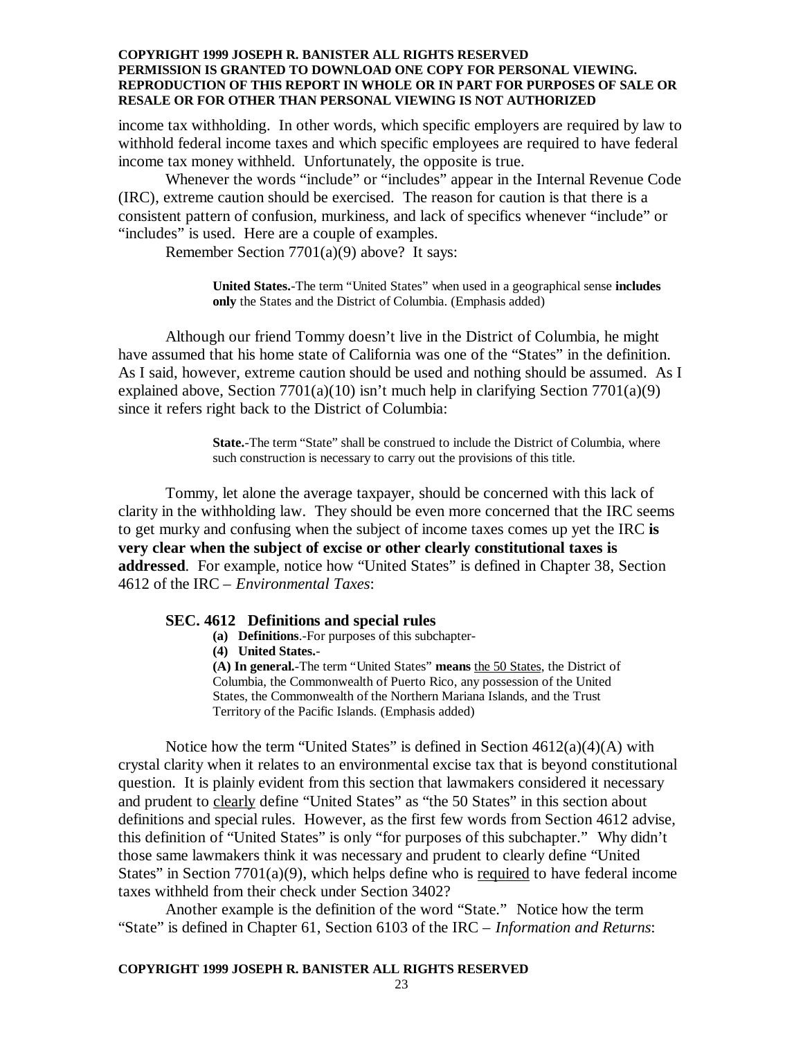income tax withholding. In other words, which specific employers are required by law to withhold federal income taxes and which specific employees are required to have federal income tax money withheld. Unfortunately, the opposite is true.

Whenever the words "include" or "includes" appear in the Internal Revenue Code (IRC), extreme caution should be exercised. The reason for caution is that there is a consistent pattern of confusion, murkiness, and lack of specifics whenever "include" or "includes" is used. Here are a couple of examples.

Remember Section 7701(a)(9) above? It says:

> **United States.**-The term "United States" when used in a geographical sense **includes only** the States and the District of Columbia. (Emphasis added)

Although our friend Tommy doesn't live in the District of Columbia, he might have assumed that his home state of California was one of the "States" in the definition. As I said, however, extreme caution should be used and nothing should be assumed. As I explained above, Section 7701(a)(10) isn't much help in clarifying Section 7701(a)(9) since it refers right back to the District of Columbia:

> **State.**-The term "State" shall be construed to include the District of Columbia, where such construction is necessary to carry out the provisions of this title.

Tommy, let alone the average taxpayer, should be concerned with this lack of clarity in the withholding law. They should be even more concerned that the IRC seems to get murky and confusing when the subject of income taxes comes up yet the IRC **is very clear when the subject of excise or other clearly constitutional taxes is addressed**. For example, notice how "United States" is defined in Chapter 38, Section 4612 of the IRC – *Environmental Taxes*:

> **SEC. 4612 Definitions and special rules**
>
> **(a) Definitions**.-For purposes of this subchapter-
>
> **(4) United States.**-
>
> **(A) In general.**-The term "United States" **means** <u>the 50 States</u>, the District of Columbia, the Commonwealth of Puerto Rico, any possession of the United States, the Commonwealth of the Northern Mariana Islands, and the Trust Territory of the Pacific Islands. (Emphasis added)

Notice how the term "United States" is defined in Section 4612(a)(4)(A) with crystal clarity when it relates to an environmental excise tax that is beyond constitutional question. It is plainly evident from this section that lawmakers considered it necessary and prudent to <u>clearly</u> define "United States" as "the 50 States" in this section about definitions and special rules. However, as the first few words from Section 4612 advise, this definition of "United States" is only "for purposes of this subchapter." Why didn't those same lawmakers think it was necessary and prudent to clearly define "United States" in Section 7701(a)(9), which helps define who is <u>required</u> to have federal income taxes withheld from their check under Section 3402?

Another example is the definition of the word "State." Notice how the term "State" is defined in Chapter 61, Section 6103 of the IRC – *Information and Returns*: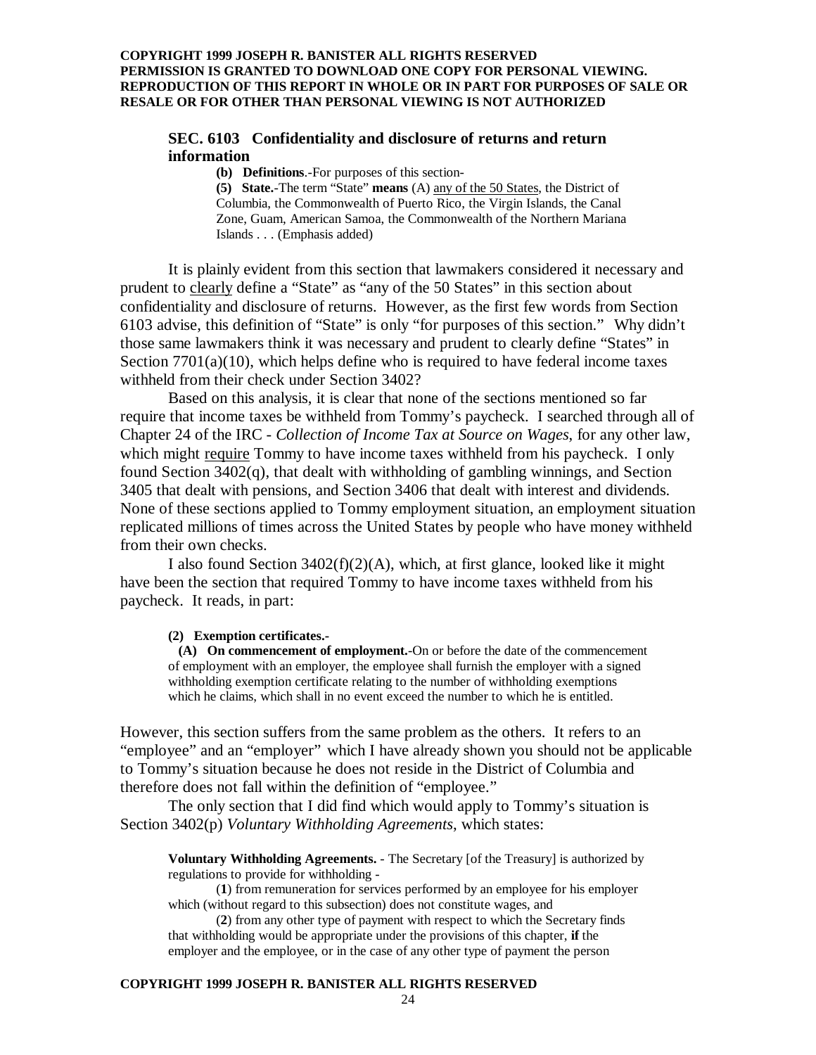### SEC. 6103 Confidentiality and disclosure of returns and return information

> **(b) Definitions**.-For purposes of this section-
>
> **(5) State.**-The term "State" **means** (A) <u>any of the 50 States</u>, the District of Columbia, the Commonwealth of Puerto Rico, the Virgin Islands, the Canal Zone, Guam, American Samoa, the Commonwealth of the Northern Mariana Islands . . . (Emphasis added)

It is plainly evident from this section that lawmakers considered it necessary and prudent to <u>clearly</u> define a "State" as "any of the 50 States" in this section about confidentiality and disclosure of returns. However, as the first few words from Section 6103 advise, this definition of "State" is only "for purposes of this section." Why didn't those same lawmakers think it was necessary and prudent to clearly define "States" in Section 7701(a)(10), which helps define who is required to have federal income taxes withheld from their check under Section 3402?

Based on this analysis, it is clear that none of the sections mentioned so far require that income taxes be withheld from Tommy's paycheck. I searched through all of Chapter 24 of the IRC - *Collection of Income Tax at Source on Wages*, for any other law, which might <u>require</u> Tommy to have income taxes withheld from his paycheck. I only found Section 3402(q), that dealt with withholding of gambling winnings, and Section 3405 that dealt with pensions, and Section 3406 that dealt with interest and dividends. None of these sections applied to Tommy employment situation, an employment situation replicated millions of times across the United States by people who have money withheld from their own checks.

I also found Section 3402(f)(2)(A), which, at first glance, looked like it might have been the section that required Tommy to have income taxes withheld from his paycheck. It reads, in part:

> **(2) Exemption certificates.-**
>
> **(A) On commencement of employment.**-On or before the date of the commencement of employment with an employer, the employee shall furnish the employer with a signed withholding exemption certificate relating to the number of withholding exemptions which he claims, which shall in no event exceed the number to which he is entitled.

However, this section suffers from the same problem as the others. It refers to an "employee" and an "employer" which I have already shown you should not be applicable to Tommy's situation because he does not reside in the District of Columbia and therefore does not fall within the definition of "employee."

The only section that I did find which would apply to Tommy's situation is Section 3402(p) *Voluntary Withholding Agreements*, which states:

> **Voluntary Withholding Agreements.** - The Secretary [of the Treasury] is authorized by regulations to provide for withholding -
>
> (**1**) from remuneration for services performed by an employee for his employer which (without regard to this subsection) does not constitute wages, and
>
> (**2**) from any other type of payment with respect to which the Secretary finds that withholding would be appropriate under the provisions of this chapter, **if** the employer and the employee, or in the case of any other type of payment the person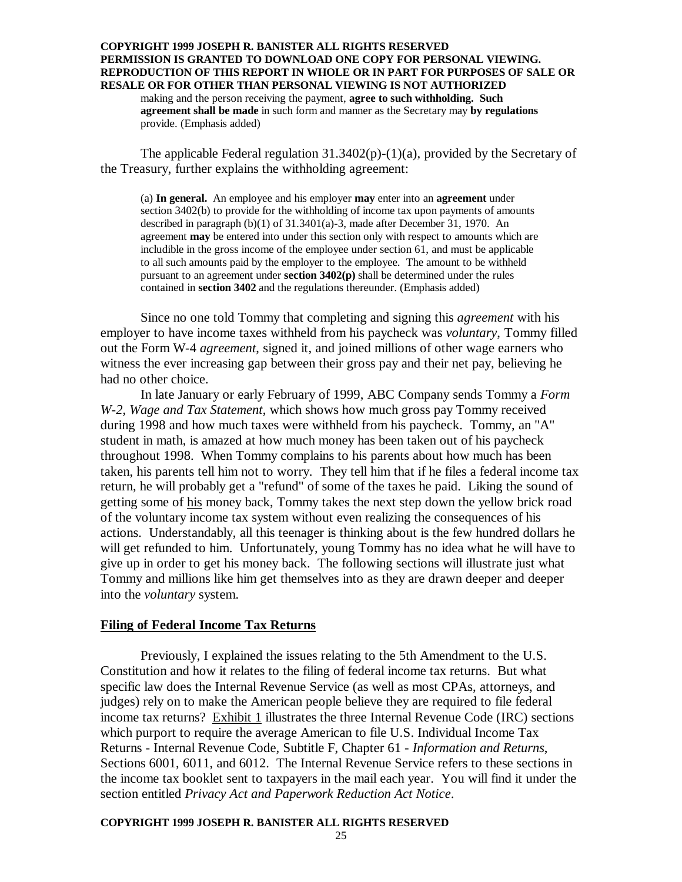> making and the person receiving the payment, **agree to such withholding. Such agreement shall be made** in such form and manner as the Secretary may **by regulations** provide. (Emphasis added)

The applicable Federal regulation 31.3402(p)-(1)(a), provided by the Secretary of the Treasury, further explains the withholding agreement:

> (a) **In general.** An employee and his employer **may** enter into an **agreement** under section 3402(b) to provide for the withholding of income tax upon payments of amounts described in paragraph (b)(1) of 31.3401(a)-3, made after December 31, 1970. An agreement **may** be entered into under this section only with respect to amounts which are includible in the gross income of the employee under section 61, and must be applicable to all such amounts paid by the employer to the employee. The amount to be withheld pursuant to an agreement under **section 3402(p)** shall be determined under the rules contained in **section 3402** and the regulations thereunder. (Emphasis added)

Since no one told Tommy that completing and signing this *agreement* with his employer to have income taxes withheld from his paycheck was *voluntary*, Tommy filled out the Form W-4 *agreement*, signed it, and joined millions of other wage earners who witness the ever increasing gap between their gross pay and their net pay, believing he had no other choice.

In late January or early February of 1999, ABC Company sends Tommy a *Form W-2, Wage and Tax Statement*, which shows how much gross pay Tommy received during 1998 and how much taxes were withheld from his paycheck. Tommy, an "A" student in math, is amazed at how much money has been taken out of his paycheck throughout 1998. When Tommy complains to his parents about how much has been taken, his parents tell him not to worry. They tell him that if he files a federal income tax return, he will probably get a "refund" of some of the taxes he paid. Liking the sound of getting some of his money back, Tommy takes the next step down the yellow brick road of the voluntary income tax system without even realizing the consequences of his actions. Understandably, all this teenager is thinking about is the few hundred dollars he will get refunded to him. Unfortunately, young Tommy has no idea what he will have to give up in order to get his money back. The following sections will illustrate just what Tommy and millions like him get themselves into as they are drawn deeper and deeper into the *voluntary* system.

## Filing of Federal Income Tax Returns

Previously, I explained the issues relating to the 5th Amendment to the U.S. Constitution and how it relates to the filing of federal income tax returns. But what specific law does the Internal Revenue Service (as well as most CPAs, attorneys, and judges) rely on to make the American people believe they are required to file federal income tax returns? Exhibit 1 illustrates the three Internal Revenue Code (IRC) sections which purport to require the average American to file U.S. Individual Income Tax Returns - Internal Revenue Code, Subtitle F, Chapter 61 - *Information and Returns*, Sections 6001, 6011, and 6012. The Internal Revenue Service refers to these sections in the income tax booklet sent to taxpayers in the mail each year. You will find it under the section entitled *Privacy Act and Paperwork Reduction Act Notice*.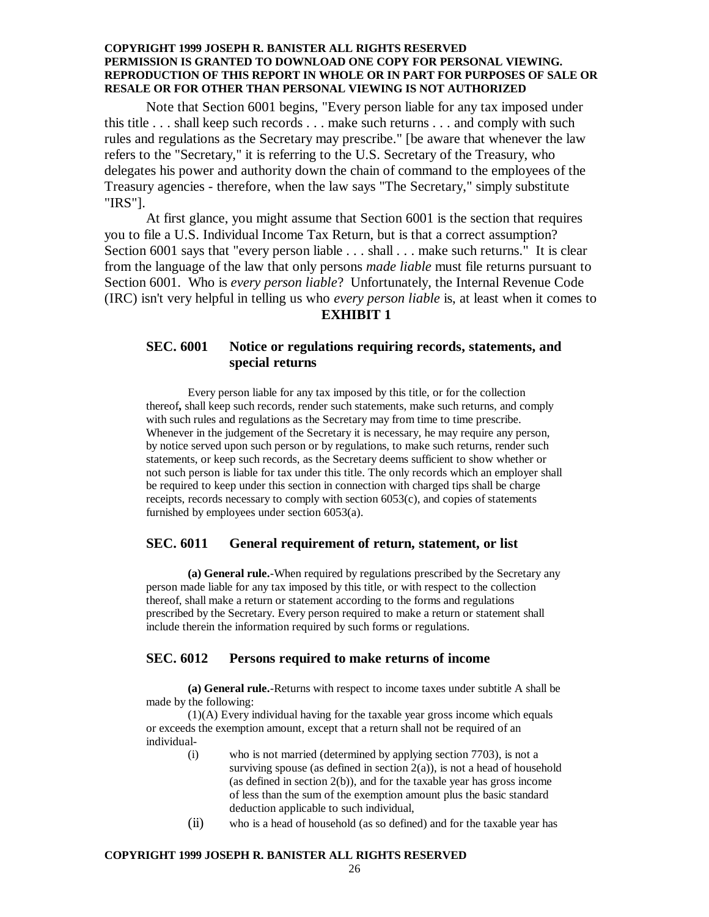Note that Section 6001 begins, "Every person liable for any tax imposed under this title . . . shall keep such records . . . make such returns . . . and comply with such rules and regulations as the Secretary may prescribe." [be aware that whenever the law refers to the "Secretary," it is referring to the U.S. Secretary of the Treasury, who delegates his power and authority down the chain of command to the employees of the Treasury agencies - therefore, when the law says "The Secretary," simply substitute "IRS"].

At first glance, you might assume that Section 6001 is the section that requires you to file a U.S. Individual Income Tax Return, but is that a correct assumption? Section 6001 says that "every person liable . . . shall . . . make such returns." It is clear from the language of the law that only persons *made liable* must file returns pursuant to Section 6001. Who is *every person liable*? Unfortunately, the Internal Revenue Code (IRC) isn't very helpful in telling us who *every person liable* is, at least when it comes to

**EXHIBIT 1**

### SEC. 6001 Notice or regulations requiring records, statements, and special returns

Every person liable for any tax imposed by this title, or for the collection thereof**,** shall keep such records, render such statements, make such returns, and comply with such rules and regulations as the Secretary may from time to time prescribe. Whenever in the judgement of the Secretary it is necessary, he may require any person, by notice served upon such person or by regulations, to make such returns, render such statements, or keep such records, as the Secretary deems sufficient to show whether or not such person is liable for tax under this title. The only records which an employer shall be required to keep under this section in connection with charged tips shall be charge receipts, records necessary to comply with section 6053(c), and copies of statements furnished by employees under section 6053(a).

### SEC. 6011 General requirement of return, statement, or list

**(a) General rule.**-When required by regulations prescribed by the Secretary any person made liable for any tax imposed by this title, or with respect to the collection thereof, shall make a return or statement according to the forms and regulations prescribed by the Secretary. Every person required to make a return or statement shall include therein the information required by such forms or regulations.

### SEC. 6012 Persons required to make returns of income

**(a) General rule.**-Returns with respect to income taxes under subtitle A shall be made by the following:

(1)(A) Every individual having for the taxable year gross income which equals or exceeds the exemption amount, except that a return shall not be required of an individual-

(i) who is not married (determined by applying section 7703), is not a surviving spouse (as defined in section 2(a)), is not a head of household (as defined in section 2(b)), and for the taxable year has gross income of less than the sum of the exemption amount plus the basic standard deduction applicable to such individual,

(ii) who is a head of household (as so defined) and for the taxable year has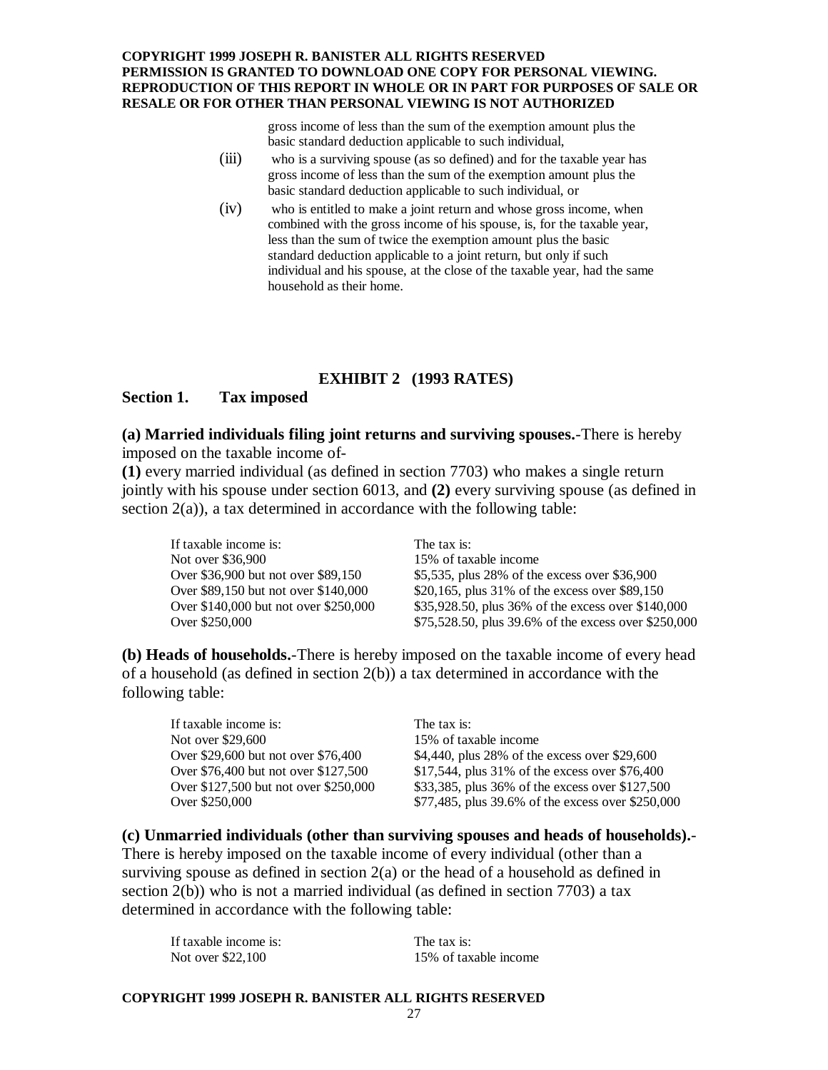gross income of less than the sum of the exemption amount plus the basic standard deduction applicable to such individual,

(iii) who is a surviving spouse (as so defined) and for the taxable year has gross income of less than the sum of the exemption amount plus the basic standard deduction applicable to such individual, or

(iv) who is entitled to make a joint return and whose gross income, when combined with the gross income of his spouse, is, for the taxable year, less than the sum of twice the exemption amount plus the basic standard deduction applicable to a joint return, but only if such individual and his spouse, at the close of the taxable year, had the same household as their home.

## EXHIBIT 2 (1993 RATES)

### Section 1. Tax imposed

**(a) Married individuals filing joint returns and surviving spouses.**-There is hereby imposed on the taxable income of-
**(1)** every married individual (as defined in section 7703) who makes a single return jointly with his spouse under section 6013, and **(2)** every surviving spouse (as defined in section 2(a)), a tax determined in accordance with the following table:

| If taxable income is: | The tax is: |
|---|---|
| Not over $36,900 | 15% of taxable income |
| Over $36,900 but not over $89,150 | $5,535, plus 28% of the excess over $36,900 |
| Over $89,150 but not over $140,000 | $20,165, plus 31% of the excess over $89,150 |
| Over $140,000 but not over $250,000 | $35,928.50, plus 36% of the excess over $140,000 |
| Over $250,000 | $75,528.50, plus 39.6% of the excess over $250,000 |

**(b) Heads of households.**-There is hereby imposed on the taxable income of every head of a household (as defined in section 2(b)) a tax determined in accordance with the following table:

| If taxable income is: | The tax is: |
|---|---|
| Not over $29,600 | 15% of taxable income |
| Over $29,600 but not over $76,400 | $4,440, plus 28% of the excess over $29,600 |
| Over $76,400 but not over $127,500 | $17,544, plus 31% of the excess over $76,400 |
| Over $127,500 but not over $250,000 | $33,385, plus 36% of the excess over $127,500 |
| Over $250,000 | $77,485, plus 39.6% of the excess over $250,000 |

**(c) Unmarried individuals (other than surviving spouses and heads of households).**-There is hereby imposed on the taxable income of every individual (other than a surviving spouse as defined in section 2(a) or the head of a household as defined in section 2(b)) who is not a married individual (as defined in section 7703) a tax determined in accordance with the following table:

| If taxable income is: | The tax is: |
|---|---|
| Not over $22,100 | 15% of taxable income |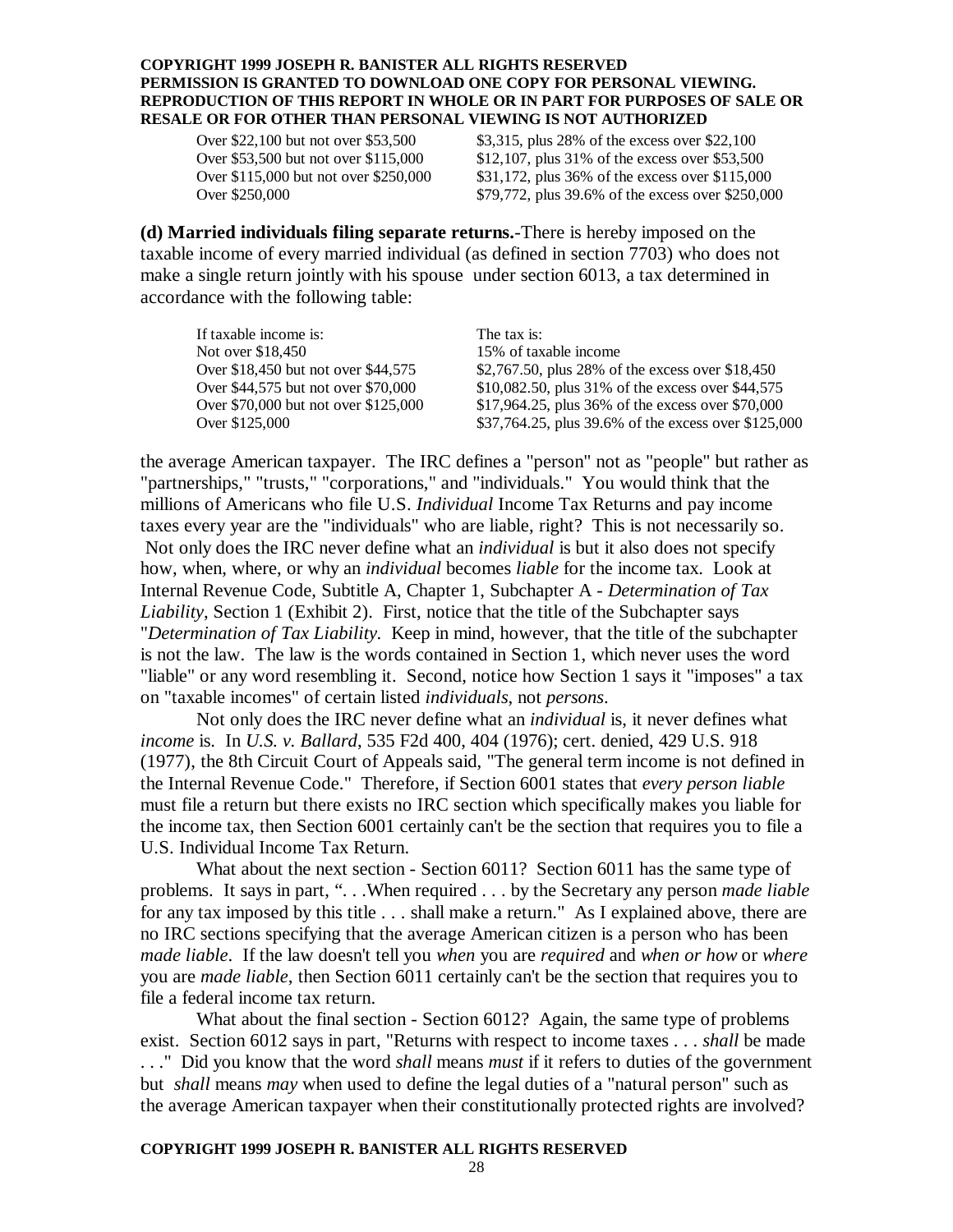| | |
|---|---|
| Over $22,100 but not over $53,500 | $3,315, plus 28% of the excess over $22,100 |
| Over $53,500 but not over $115,000 | $12,107, plus 31% of the excess over $53,500 |
| Over $115,000 but not over $250,000 | $31,172, plus 36% of the excess over $115,000 |
| Over $250,000 | $79,772, plus 39.6% of the excess over $250,000 |

**(d) Married individuals filing separate returns.**-There is hereby imposed on the taxable income of every married individual (as defined in section 7703) who does not make a single return jointly with his spouse under section 6013, a tax determined in accordance with the following table:

| If taxable income is: | The tax is: |
|---|---|
| Not over $18,450 | 15% of taxable income |
| Over $18,450 but not over $44,575 | $2,767.50, plus 28% of the excess over $18,450 |
| Over $44,575 but not over $70,000 | $10,082.50, plus 31% of the excess over $44,575 |
| Over $70,000 but not over $125,000 | $17,964.25, plus 36% of the excess over $70,000 |
| Over $125,000 | $37,764.25, plus 39.6% of the excess over $125,000 |

the average American taxpayer. The IRC defines a "person" not as "people" but rather as "partnerships," "trusts," "corporations," and "individuals." You would think that the millions of Americans who file U.S. *Individual* Income Tax Returns and pay income taxes every year are the "individuals" who are liable, right? This is not necessarily so. Not only does the IRC never define what an *individual* is but it also does not specify how, when, where, or why an *individual* becomes *liable* for the income tax. Look at Internal Revenue Code, Subtitle A, Chapter 1, Subchapter A - *Determination of Tax Liability*, Section 1 (Exhibit 2). First, notice that the title of the Subchapter says "*Determination of Tax Liability.* Keep in mind, however, that the title of the subchapter is not the law. The law is the words contained in Section 1, which never uses the word "liable" or any word resembling it. Second, notice how Section 1 says it "imposes" a tax on "taxable incomes" of certain listed *individuals*, not *persons*.

Not only does the IRC never define what an *individual* is, it never defines what *income* is. In *U.S. v. Ballard*, 535 F2d 400, 404 (1976); cert. denied, 429 U.S. 918 (1977), the 8th Circuit Court of Appeals said, "The general term income is not defined in the Internal Revenue Code." Therefore, if Section 6001 states that *every person liable* must file a return but there exists no IRC section which specifically makes you liable for the income tax, then Section 6001 certainly can't be the section that requires you to file a U.S. Individual Income Tax Return.

What about the next section - Section 6011? Section 6011 has the same type of problems. It says in part, ". . .When required . . . by the Secretary any person *made liable* for any tax imposed by this title . . . shall make a return." As I explained above, there are no IRC sections specifying that the average American citizen is a person who has been *made liable*. If the law doesn't tell you *when* you are *required* and *when or how* or *where* you are *made liable*, then Section 6011 certainly can't be the section that requires you to file a federal income tax return.

What about the final section - Section 6012? Again, the same type of problems exist. Section 6012 says in part, "Returns with respect to income taxes . . . *shall* be made . . ." Did you know that the word *shall* means *must* if it refers to duties of the government but *shall* means *may* when used to define the legal duties of a "natural person" such as the average American taxpayer when their constitutionally protected rights are involved?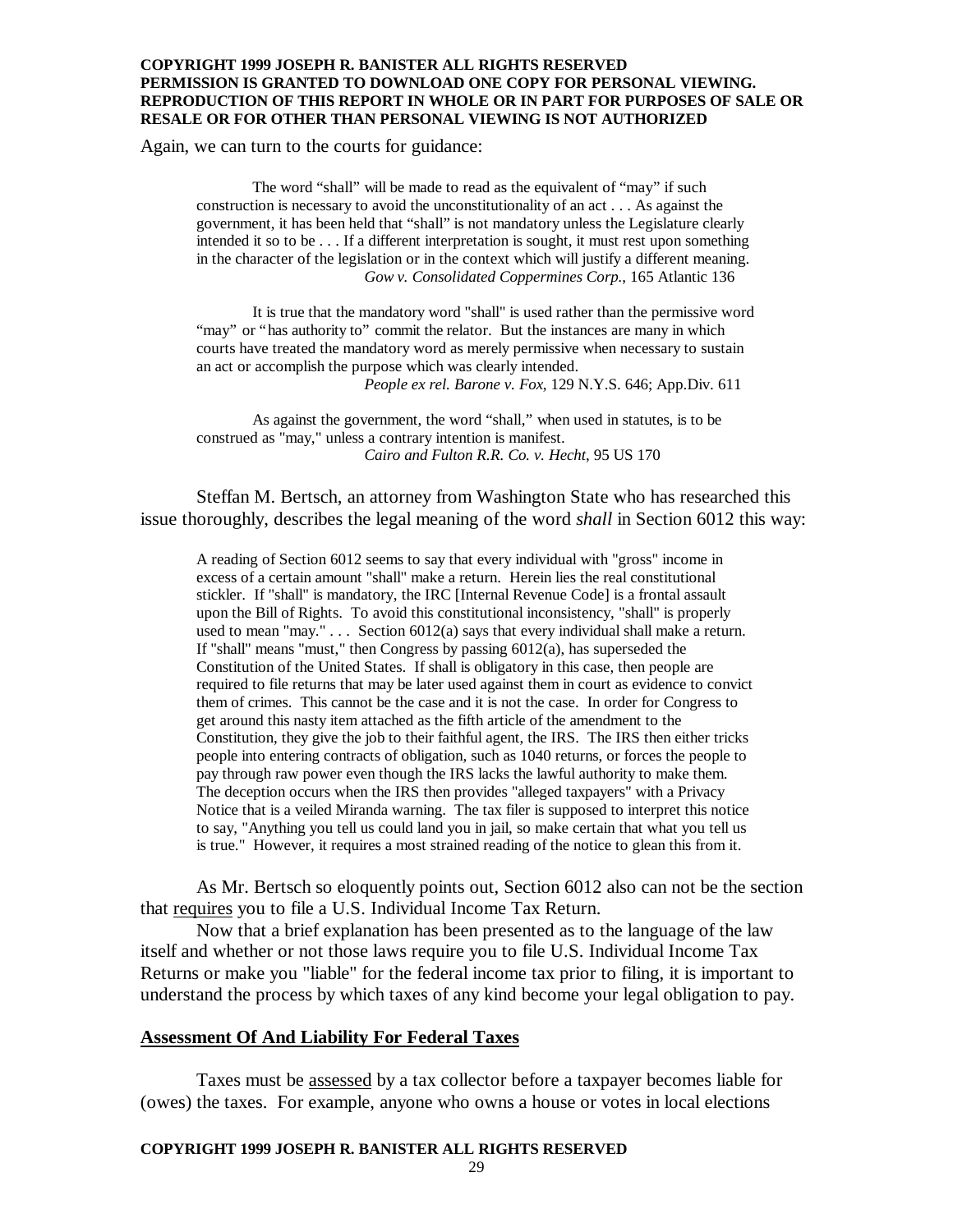Again, we can turn to the courts for guidance:

> The word "shall" will be made to read as the equivalent of "may" if such construction is necessary to avoid the unconstitutionality of an act . . . As against the government, it has been held that "shall" is not mandatory unless the Legislature clearly intended it so to be . . . If a different interpretation is sought, it must rest upon something in the character of the legislation or in the context which will justify a different meaning.
> *Gow v. Consolidated Coppermines Corp.*, 165 Atlantic 136

> It is true that the mandatory word "shall" is used rather than the permissive word "may" or "has authority to" commit the relator. But the instances are many in which courts have treated the mandatory word as merely permissive when necessary to sustain an act or accomplish the purpose which was clearly intended.
> *People ex rel. Barone v. Fox*, 129 N.Y.S. 646; App.Div. 611

> As against the government, the word "shall," when used in statutes, is to be construed as "may," unless a contrary intention is manifest.
> *Cairo and Fulton R.R. Co. v. Hecht*, 95 US 170

Steffan M. Bertsch, an attorney from Washington State who has researched this issue thoroughly, describes the legal meaning of the word *shall* in Section 6012 this way:

> A reading of Section 6012 seems to say that every individual with "gross" income in excess of a certain amount "shall" make a return. Herein lies the real constitutional stickler. If "shall" is mandatory, the IRC [Internal Revenue Code] is a frontal assault upon the Bill of Rights. To avoid this constitutional inconsistency, "shall" is properly used to mean "may." . . . Section 6012(a) says that every individual shall make a return. If "shall" means "must," then Congress by passing 6012(a), has superseded the Constitution of the United States. If shall is obligatory in this case, then people are required to file returns that may be later used against them in court as evidence to convict them of crimes. This cannot be the case and it is not the case. In order for Congress to get around this nasty item attached as the fifth article of the amendment to the Constitution, they give the job to their faithful agent, the IRS. The IRS then either tricks people into entering contracts of obligation, such as 1040 returns, or forces the people to pay through raw power even though the IRS lacks the lawful authority to make them. The deception occurs when the IRS then provides "alleged taxpayers" with a Privacy Notice that is a veiled Miranda warning. The tax filer is supposed to interpret this notice to say, "Anything you tell us could land you in jail, so make certain that what you tell us is true." However, it requires a most strained reading of the notice to glean this from it.

As Mr. Bertsch so eloquently points out, Section 6012 also can not be the section that requires you to file a U.S. Individual Income Tax Return.

Now that a brief explanation has been presented as to the language of the law itself and whether or not those laws require you to file U.S. Individual Income Tax Returns or make you "liable" for the federal income tax prior to filing, it is important to understand the process by which taxes of any kind become your legal obligation to pay.

## Assessment Of And Liability For Federal Taxes

Taxes must be assessed by a tax collector before a taxpayer becomes liable for (owes) the taxes. For example, anyone who owns a house or votes in local elections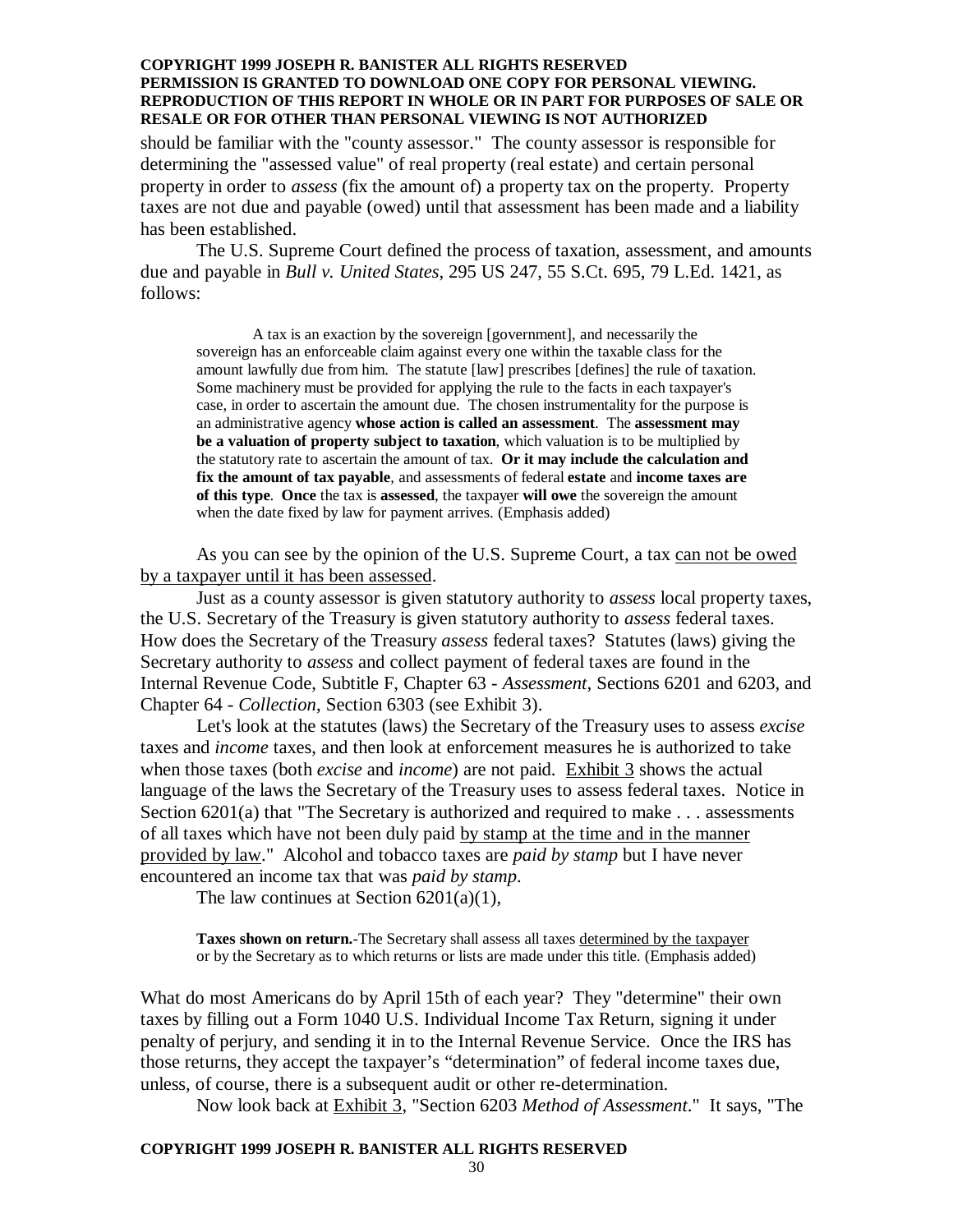should be familiar with the "county assessor." The county assessor is responsible for determining the "assessed value" of real property (real estate) and certain personal property in order to *assess* (fix the amount of) a property tax on the property. Property taxes are not due and payable (owed) until that assessment has been made and a liability has been established.

The U.S. Supreme Court defined the process of taxation, assessment, and amounts due and payable in *Bull v. United States*, 295 US 247, 55 S.Ct. 695, 79 L.Ed. 1421, as follows:

> A tax is an exaction by the sovereign [government], and necessarily the sovereign has an enforceable claim against every one within the taxable class for the amount lawfully due from him. The statute [law] prescribes [defines] the rule of taxation. Some machinery must be provided for applying the rule to the facts in each taxpayer's case, in order to ascertain the amount due. The chosen instrumentality for the purpose is an administrative agency **whose action is called an assessment**. The **assessment may be a valuation of property subject to taxation**, which valuation is to be multiplied by the statutory rate to ascertain the amount of tax. **Or it may include the calculation and fix the amount of tax payable**, and assessments of federal **estate** and **income taxes are of this type**. **Once** the tax is **assessed**, the taxpayer **will owe** the sovereign the amount when the date fixed by law for payment arrives. (Emphasis added)

As you can see by the opinion of the U.S. Supreme Court, a tax <u>can not be owed by a taxpayer until it has been assessed</u>.

Just as a county assessor is given statutory authority to *assess* local property taxes, the U.S. Secretary of the Treasury is given statutory authority to *assess* federal taxes. How does the Secretary of the Treasury *assess* federal taxes? Statutes (laws) giving the Secretary authority to *assess* and collect payment of federal taxes are found in the Internal Revenue Code, Subtitle F, Chapter 63 - *Assessment*, Sections 6201 and 6203, and Chapter 64 - *Collection*, Section 6303 (see Exhibit 3).

Let's look at the statutes (laws) the Secretary of the Treasury uses to assess *excise* taxes and *income* taxes, and then look at enforcement measures he is authorized to take when those taxes (both *excise* and *income*) are not paid. <u>Exhibit 3</u> shows the actual language of the laws the Secretary of the Treasury uses to assess federal taxes. Notice in Section 6201(a) that "The Secretary is authorized and required to make . . . assessments of all taxes which have not been duly paid <u>by stamp at the time and in the manner provided by law</u>." Alcohol and tobacco taxes are *paid by stamp* but I have never encountered an income tax that was *paid by stamp*.

The law continues at Section 6201(a)(1),

> **Taxes shown on return.**-The Secretary shall assess all taxes <u>determined by the taxpayer</u> or by the Secretary as to which returns or lists are made under this title. (Emphasis added)

What do most Americans do by April 15th of each year? They "determine" their own taxes by filling out a Form 1040 U.S. Individual Income Tax Return, signing it under penalty of perjury, and sending it in to the Internal Revenue Service. Once the IRS has those returns, they accept the taxpayer's "determination" of federal income taxes due, unless, of course, there is a subsequent audit or other re-determination.

Now look back at <u>Exhibit 3</u>, "Section 6203 *Method of Assessment*." It says, "The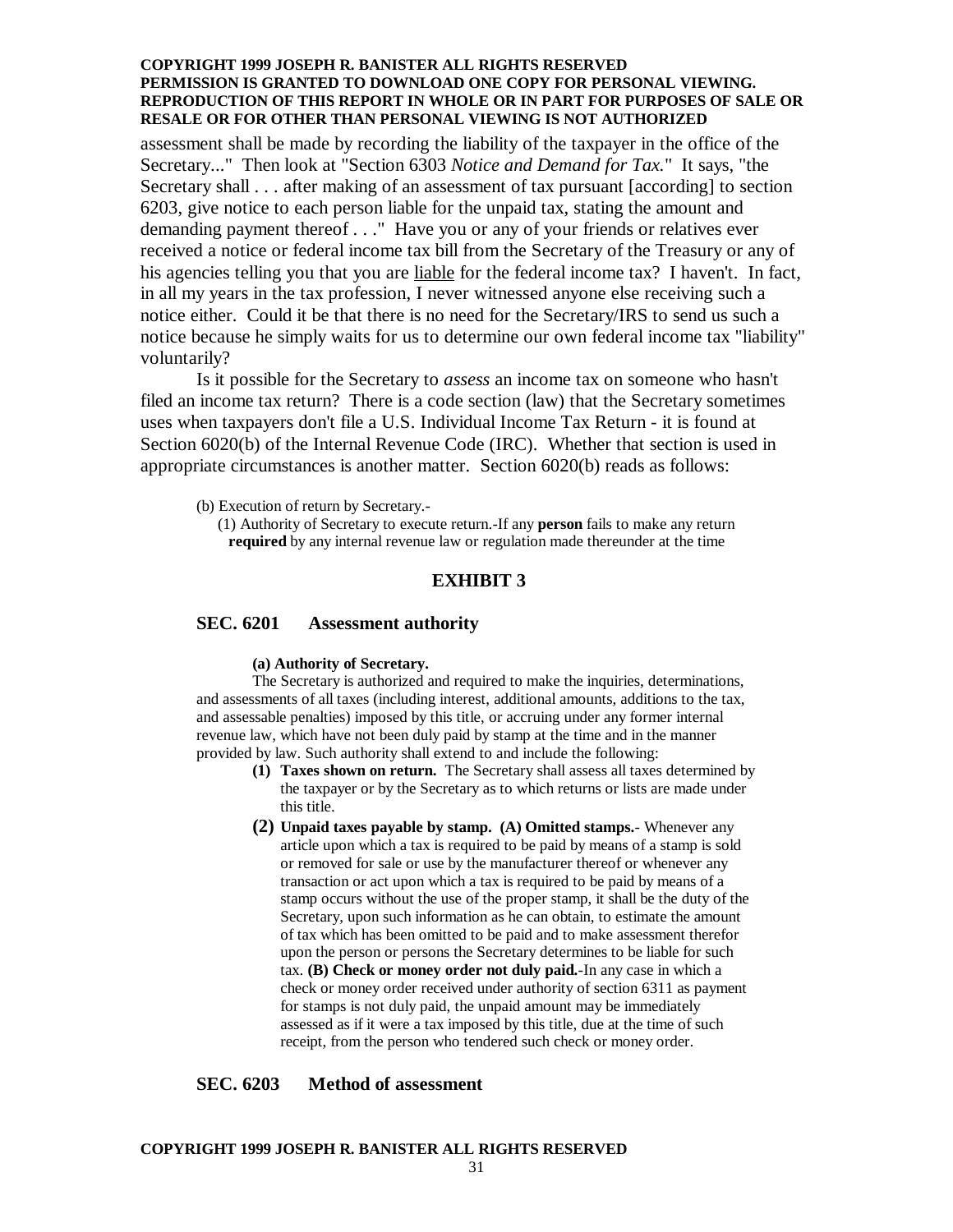assessment shall be made by recording the liability of the taxpayer in the office of the Secretary..." Then look at "Section 6303 *Notice and Demand for Tax.*" It says, "the Secretary shall . . . after making of an assessment of tax pursuant [according] to section 6203, give notice to each person liable for the unpaid tax, stating the amount and demanding payment thereof . . ." Have you or any of your friends or relatives ever received a notice or federal income tax bill from the Secretary of the Treasury or any of his agencies telling you that you are <u>liable</u> for the federal income tax? I haven't. In fact, in all my years in the tax profession, I never witnessed anyone else receiving such a notice either. Could it be that there is no need for the Secretary/IRS to send us such a notice because he simply waits for us to determine our own federal income tax "liability" voluntarily?

Is it possible for the Secretary to *assess* an income tax on someone who hasn't filed an income tax return? There is a code section (law) that the Secretary sometimes uses when taxpayers don't file a U.S. Individual Income Tax Return - it is found at Section 6020(b) of the Internal Revenue Code (IRC). Whether that section is used in appropriate circumstances is another matter. Section 6020(b) reads as follows:

> (b) Execution of return by Secretary.-
>
> (1) Authority of Secretary to execute return.-If any **person** fails to make any return **required** by any internal revenue law or regulation made thereunder at the time

## EXHIBIT 3

### SEC. 6201 Assessment authority

**(a) Authority of Secretary.**

The Secretary is authorized and required to make the inquiries, determinations, and assessments of all taxes (including interest, additional amounts, additions to the tax, and assessable penalties) imposed by this title, or accruing under any former internal revenue law, which have not been duly paid by stamp at the time and in the manner provided by law. Such authority shall extend to and include the following:

1. **Taxes shown on return.** The Secretary shall assess all taxes determined by the taxpayer or by the Secretary as to which returns or lists are made under this title.
2. **Unpaid taxes payable by stamp. (A) Omitted stamps.**- Whenever any article upon which a tax is required to be paid by means of a stamp is sold or removed for sale or use by the manufacturer thereof or whenever any transaction or act upon which a tax is required to be paid by means of a stamp occurs without the use of the proper stamp, it shall be the duty of the Secretary, upon such information as he can obtain, to estimate the amount of tax which has been omitted to be paid and to make assessment therefor upon the person or persons the Secretary determines to be liable for such tax. **(B) Check or money order not duly paid.**-In any case in which a check or money order received under authority of section 6311 as payment for stamps is not duly paid, the unpaid amount may be immediately assessed as if it were a tax imposed by this title, due at the time of such receipt, from the person who tendered such check or money order.

### SEC. 6203 Method of assessment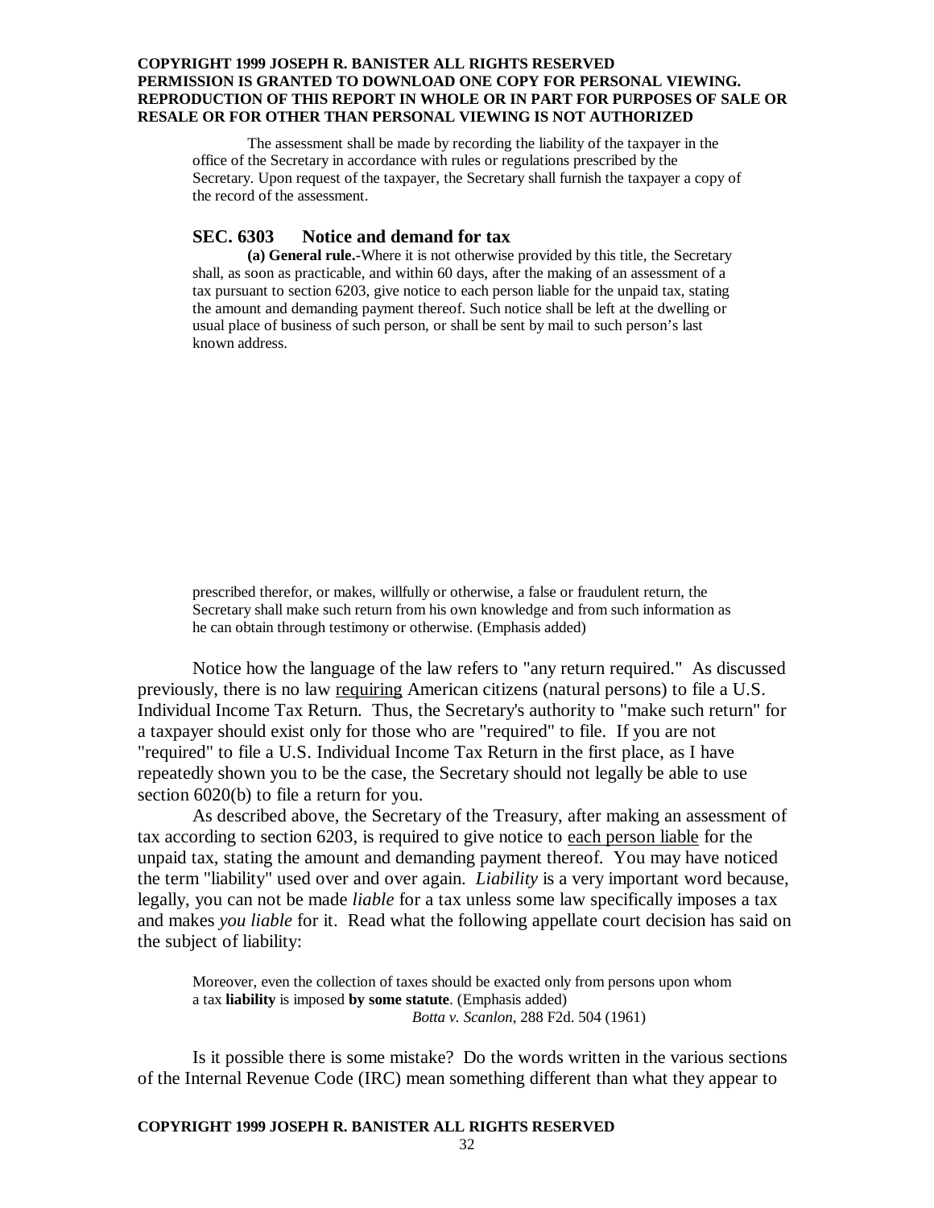The assessment shall be made by recording the liability of the taxpayer in the office of the Secretary in accordance with rules or regulations prescribed by the Secretary. Upon request of the taxpayer, the Secretary shall furnish the taxpayer a copy of the record of the assessment.

### SEC. 6303 Notice and demand for tax

**(a) General rule.**-Where it is not otherwise provided by this title, the Secretary shall, as soon as practicable, and within 60 days, after the making of an assessment of a tax pursuant to section 6203, give notice to each person liable for the unpaid tax, stating the amount and demanding payment thereof. Such notice shall be left at the dwelling or usual place of business of such person, or shall be sent by mail to such person's last known address.

prescribed therefor, or makes, willfully or otherwise, a false or fraudulent return, the Secretary shall make such return from his own knowledge and from such information as he can obtain through testimony or otherwise. (Emphasis added)

Notice how the language of the law refers to "any return required." As discussed previously, there is no law requiring American citizens (natural persons) to file a U.S. Individual Income Tax Return. Thus, the Secretary's authority to "make such return" for a taxpayer should exist only for those who are "required" to file. If you are not "required" to file a U.S. Individual Income Tax Return in the first place, as I have repeatedly shown you to be the case, the Secretary should not legally be able to use section 6020(b) to file a return for you.

As described above, the Secretary of the Treasury, after making an assessment of tax according to section 6203, is required to give notice to each person liable for the unpaid tax, stating the amount and demanding payment thereof. You may have noticed the term "liability" used over and over again. *Liability* is a very important word because, legally, you can not be made *liable* for a tax unless some law specifically imposes a tax and makes *you liable* for it. Read what the following appellate court decision has said on the subject of liability:

> Moreover, even the collection of taxes should be exacted only from persons upon whom a tax **liability** is imposed **by some statute**. (Emphasis added)
>
> *Botta v. Scanlon*, 288 F2d. 504 (1961)

Is it possible there is some mistake? Do the words written in the various sections of the Internal Revenue Code (IRC) mean something different than what they appear to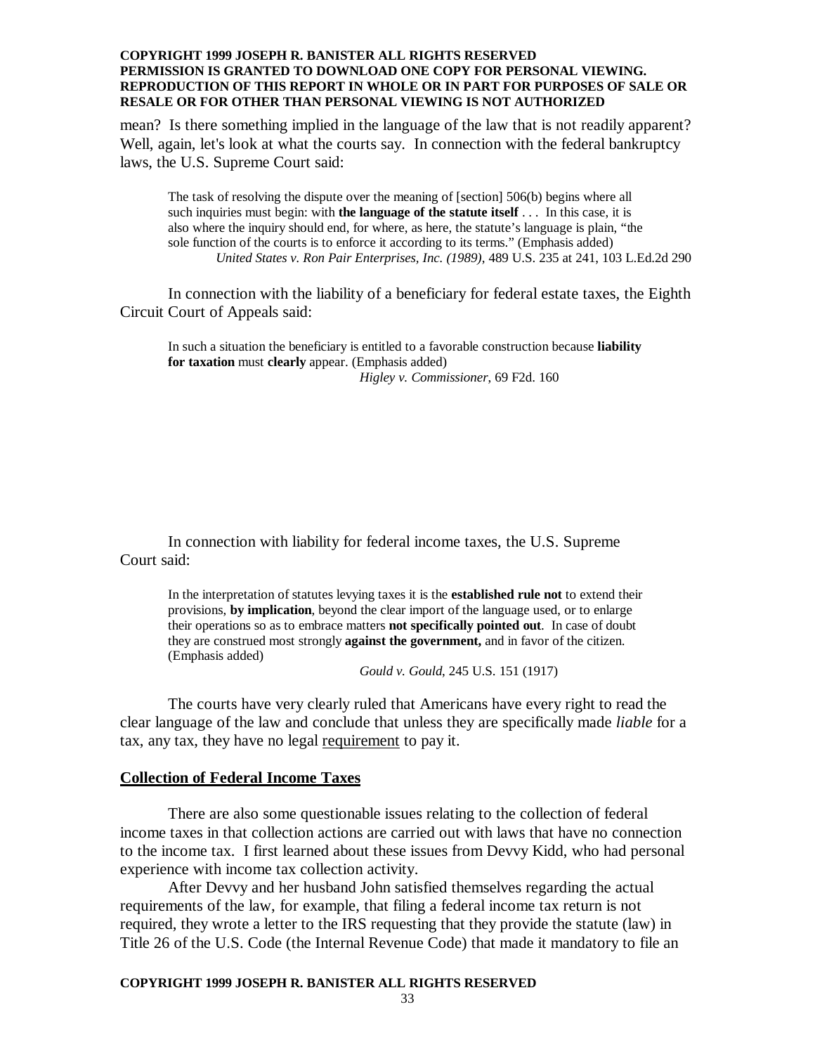mean? Is there something implied in the language of the law that is not readily apparent? Well, again, let's look at what the courts say. In connection with the federal bankruptcy laws, the U.S. Supreme Court said:

> The task of resolving the dispute over the meaning of [section] 506(b) begins where all such inquiries must begin: with **the language of the statute itself** . . . In this case, it is also where the inquiry should end, for where, as here, the statute's language is plain, "the sole function of the courts is to enforce it according to its terms." (Emphasis added)
>
> *United States v. Ron Pair Enterprises, Inc. (1989)*, 489 U.S. 235 at 241, 103 L.Ed.2d 290

In connection with the liability of a beneficiary for federal estate taxes, the Eighth Circuit Court of Appeals said:

> In such a situation the beneficiary is entitled to a favorable construction because **liability for taxation** must **clearly** appear. (Emphasis added)
>
> *Higley v. Commissioner*, 69 F2d. 160

In connection with liability for federal income taxes, the U.S. Supreme Court said:

> In the interpretation of statutes levying taxes it is the **established rule not** to extend their provisions, **by implication**, beyond the clear import of the language used, or to enlarge their operations so as to embrace matters **not specifically pointed out**. In case of doubt they are construed most strongly **against the government,** and in favor of the citizen. (Emphasis added)
>
> *Gould v. Gould*, 245 U.S. 151 (1917)

The courts have very clearly ruled that Americans have every right to read the clear language of the law and conclude that unless they are specifically made *liable* for a tax, any tax, they have no legal requirement to pay it.

## Collection of Federal Income Taxes

There are also some questionable issues relating to the collection of federal income taxes in that collection actions are carried out with laws that have no connection to the income tax. I first learned about these issues from Devvy Kidd, who had personal experience with income tax collection activity.

After Devvy and her husband John satisfied themselves regarding the actual requirements of the law, for example, that filing a federal income tax return is not required, they wrote a letter to the IRS requesting that they provide the statute (law) in Title 26 of the U.S. Code (the Internal Revenue Code) that made it mandatory to file an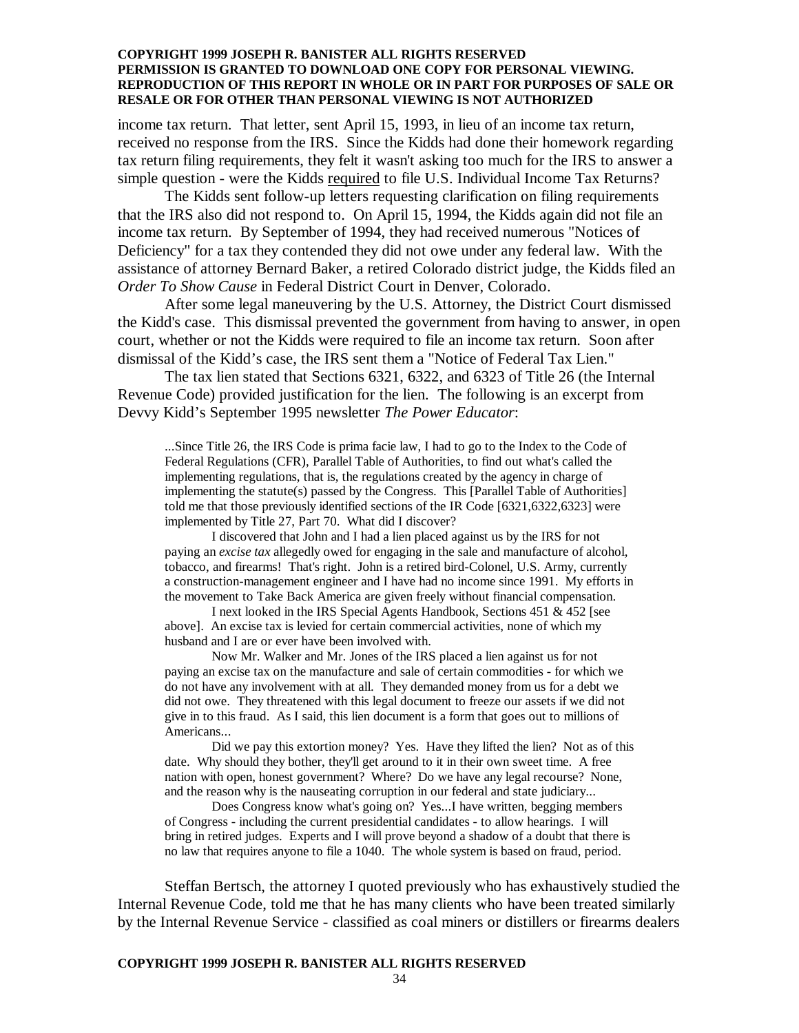income tax return. That letter, sent April 15, 1993, in lieu of an income tax return, received no response from the IRS. Since the Kidds had done their homework regarding tax return filing requirements, they felt it wasn't asking too much for the IRS to answer a simple question - were the Kidds required to file U.S. Individual Income Tax Returns?

The Kidds sent follow-up letters requesting clarification on filing requirements that the IRS also did not respond to. On April 15, 1994, the Kidds again did not file an income tax return. By September of 1994, they had received numerous "Notices of Deficiency" for a tax they contended they did not owe under any federal law. With the assistance of attorney Bernard Baker, a retired Colorado district judge, the Kidds filed an *Order To Show Cause* in Federal District Court in Denver, Colorado.

After some legal maneuvering by the U.S. Attorney, the District Court dismissed the Kidd's case. This dismissal prevented the government from having to answer, in open court, whether or not the Kidds were required to file an income tax return. Soon after dismissal of the Kidd's case, the IRS sent them a "Notice of Federal Tax Lien."

The tax lien stated that Sections 6321, 6322, and 6323 of Title 26 (the Internal Revenue Code) provided justification for the lien. The following is an excerpt from Devvy Kidd's September 1995 newsletter *The Power Educator*:

> ...Since Title 26, the IRS Code is prima facie law, I had to go to the Index to the Code of Federal Regulations (CFR), Parallel Table of Authorities, to find out what's called the implementing regulations, that is, the regulations created by the agency in charge of implementing the statute(s) passed by the Congress. This [Parallel Table of Authorities] told me that those previously identified sections of the IR Code [6321,6322,6323] were implemented by Title 27, Part 70. What did I discover?
>
> I discovered that John and I had a lien placed against us by the IRS for not paying an *excise tax* allegedly owed for engaging in the sale and manufacture of alcohol, tobacco, and firearms! That's right. John is a retired bird-Colonel, U.S. Army, currently a construction-management engineer and I have had no income since 1991. My efforts in the movement to Take Back America are given freely without financial compensation.
>
> I next looked in the IRS Special Agents Handbook, Sections 451 & 452 [see above]. An excise tax is levied for certain commercial activities, none of which my husband and I are or ever have been involved with.
>
> Now Mr. Walker and Mr. Jones of the IRS placed a lien against us for not paying an excise tax on the manufacture and sale of certain commodities - for which we do not have any involvement with at all. They demanded money from us for a debt we did not owe. They threatened with this legal document to freeze our assets if we did not give in to this fraud. As I said, this lien document is a form that goes out to millions of Americans...
>
> Did we pay this extortion money? Yes. Have they lifted the lien? Not as of this date. Why should they bother, they'll get around to it in their own sweet time. A free nation with open, honest government? Where? Do we have any legal recourse? None, and the reason why is the nauseating corruption in our federal and state judiciary...
>
> Does Congress know what's going on? Yes...I have written, begging members of Congress - including the current presidential candidates - to allow hearings. I will bring in retired judges. Experts and I will prove beyond a shadow of a doubt that there is no law that requires anyone to file a 1040. The whole system is based on fraud, period.

Steffan Bertsch, the attorney I quoted previously who has exhaustively studied the Internal Revenue Code, told me that he has many clients who have been treated similarly by the Internal Revenue Service - classified as coal miners or distillers or firearms dealers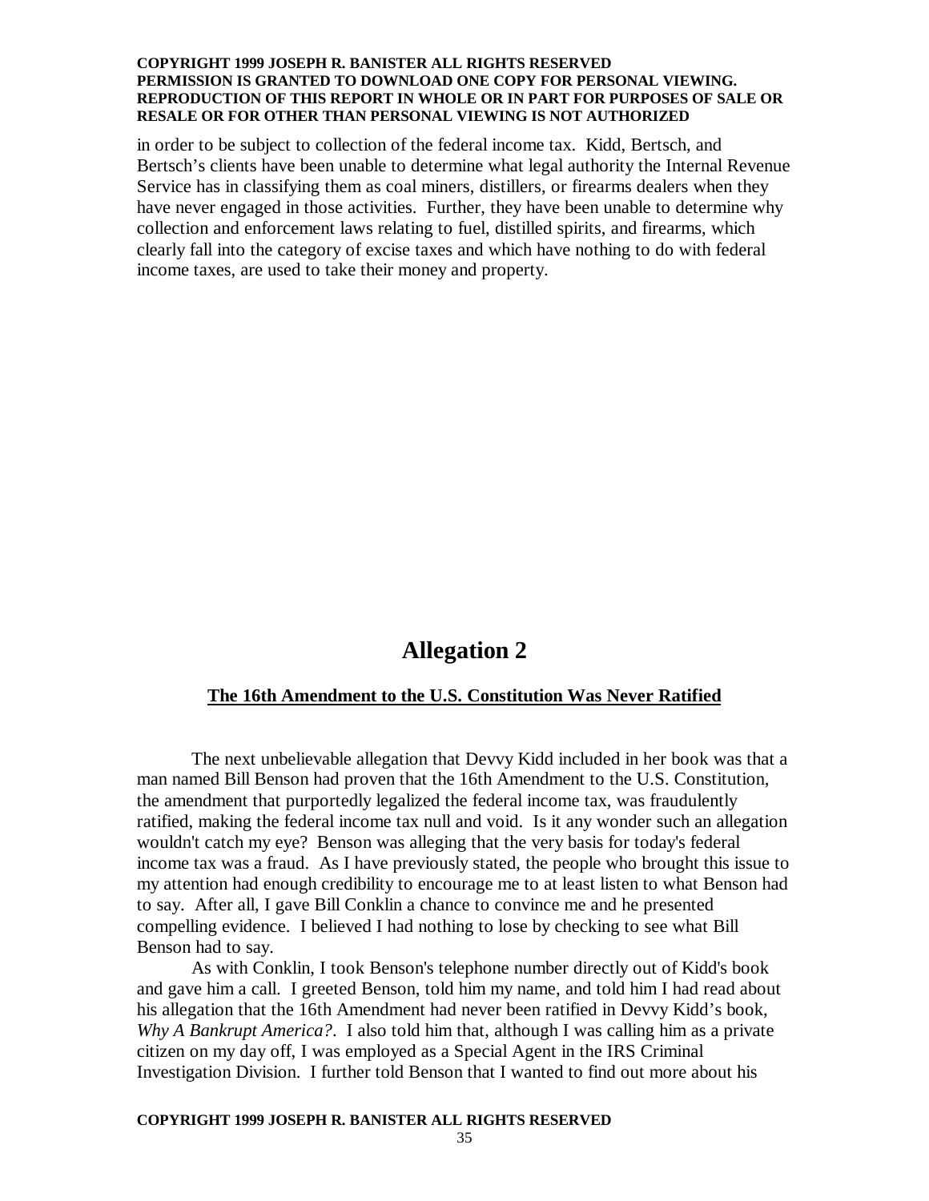in order to be subject to collection of the federal income tax. Kidd, Bertsch, and Bertsch's clients have been unable to determine what legal authority the Internal Revenue Service has in classifying them as coal miners, distillers, or firearms dealers when they have never engaged in those activities. Further, they have been unable to determine why collection and enforcement laws relating to fuel, distilled spirits, and firearms, which clearly fall into the category of excise taxes and which have nothing to do with federal income taxes, are used to take their money and property.

# Allegation 2

## The 16th Amendment to the U.S. Constitution Was Never Ratified

The next unbelievable allegation that Devvy Kidd included in her book was that a man named Bill Benson had proven that the 16th Amendment to the U.S. Constitution, the amendment that purportedly legalized the federal income tax, was fraudulently ratified, making the federal income tax null and void. Is it any wonder such an allegation wouldn't catch my eye? Benson was alleging that the very basis for today's federal income tax was a fraud. As I have previously stated, the people who brought this issue to my attention had enough credibility to encourage me to at least listen to what Benson had to say. After all, I gave Bill Conklin a chance to convince me and he presented compelling evidence. I believed I had nothing to lose by checking to see what Bill Benson had to say.

As with Conklin, I took Benson's telephone number directly out of Kidd's book and gave him a call. I greeted Benson, told him my name, and told him I had read about his allegation that the 16th Amendment had never been ratified in Devvy Kidd's book, *Why A Bankrupt America?*. I also told him that, although I was calling him as a private citizen on my day off, I was employed as a Special Agent in the IRS Criminal Investigation Division. I further told Benson that I wanted to find out more about his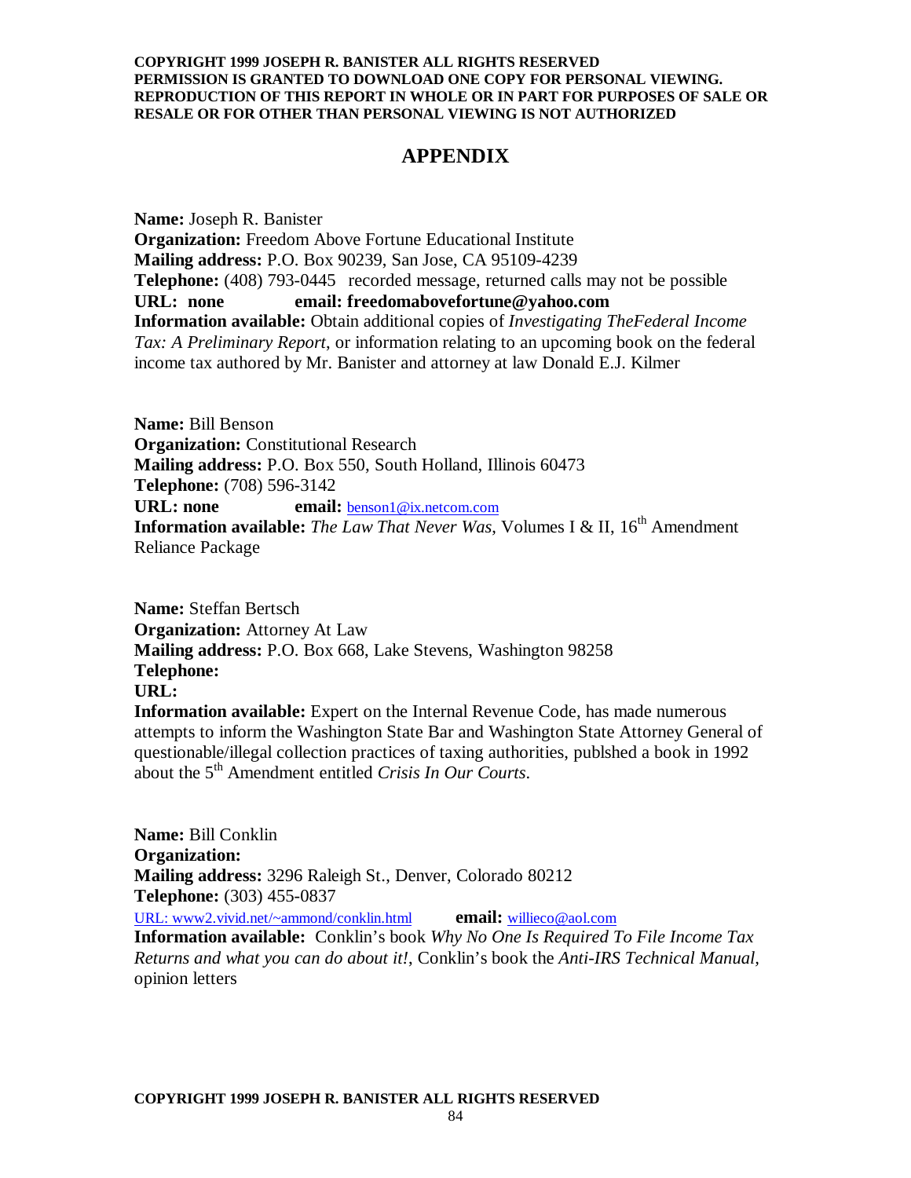COPYRIGHT 1999 JOSEPH R. BANISTER ALL RIGHTS RESERVED
PERMISSION IS GRANTED TO DOWNLOAD ONE COPY FOR PERSONAL VIEWING. REPRODUCTION OF THIS REPORT IN WHOLE OR IN PART FOR PURPOSES OF SALE OR RESALE OR FOR OTHER THAN PERSONAL VIEWING IS NOT AUTHORIZED

# APPENDIX

**Name:** Joseph R. Banister
**Organization:** Freedom Above Fortune Educational Institute
**Mailing address:** P.O. Box 90239, San Jose, CA 95109-4239
**Telephone:** (408) 793-0445 recorded message, returned calls may not be possible
**URL: none** **email: freedomabovefortune@yahoo.com**
**Information available:** Obtain additional copies of *Investigating TheFederal Income Tax: A Preliminary Report*, or information relating to an upcoming book on the federal income tax authored by Mr. Banister and attorney at law Donald E.J. Kilmer

**Name:** Bill Benson
**Organization:** Constitutional Research
**Mailing address:** P.O. Box 550, South Holland, Illinois 60473
**Telephone:** (708) 596-3142
**URL: none** **email:** benson1@ix.netcom.com
**Information available:** *The Law That Never Was*, Volumes I & II, 16th Amendment Reliance Package

**Name:** Steffan Bertsch
**Organization:** Attorney At Law
**Mailing address:** P.O. Box 668, Lake Stevens, Washington 98258
**Telephone:**
**URL:**
**Information available:** Expert on the Internal Revenue Code, has made numerous attempts to inform the Washington State Bar and Washington State Attorney General of questionable/illegal collection practices of taxing authorities, publshed a book in 1992 about the 5th Amendment entitled *Crisis In Our Courts*.

**Name:** Bill Conklin
**Organization:**
**Mailing address:** 3296 Raleigh St., Denver, Colorado 80212
**Telephone:** (303) 455-0837
URL: www2.vivid.net/~ammond/conklin.html **email:** willieco@aol.com
**Information available:** Conklin's book *Why No One Is Required To File Income Tax Returns and what you can do about it!*, Conklin's book the *Anti-IRS Technical Manual,* opinion letters

COPYRIGHT 1999 JOSEPH R. BANISTER ALL RIGHTS RESERVED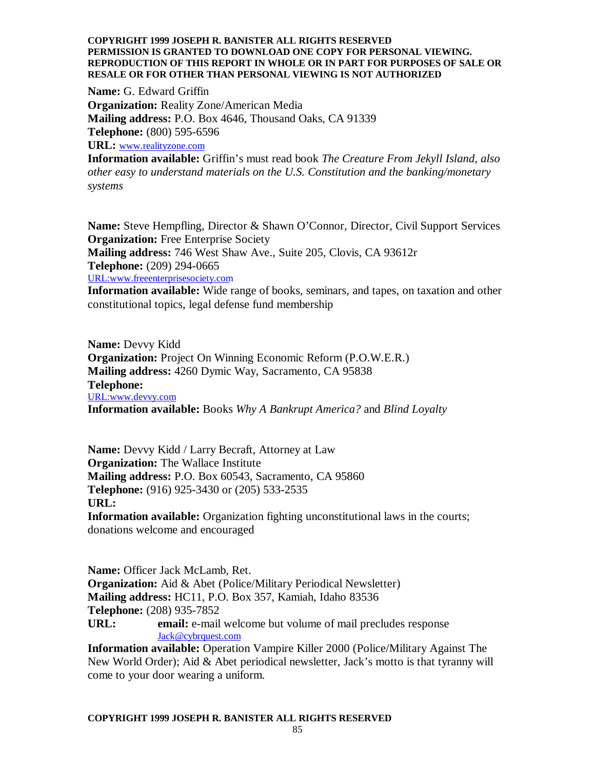**Name:** G. Edward Griffin
**Organization:** Reality Zone/American Media
**Mailing address:** P.O. Box 4646, Thousand Oaks, CA 91339
**Telephone:** (800) 595-6596
**URL:** www.realityzone.com
**Information available:** Griffin's must read book *The Creature From Jekyll Island, also other easy to understand materials on the U.S. Constitution and the banking/monetary systems*

**Name:** Steve Hempfling, Director & Shawn O'Connor, Director, Civil Support Services
**Organization:** Free Enterprise Society
**Mailing address:** 746 West Shaw Ave., Suite 205, Clovis, CA 93612r
**Telephone:** (209) 294-0665
URL:www.freeenterprisesociety.com
**Information available:** Wide range of books, seminars, and tapes, on taxation and other constitutional topics, legal defense fund membership

**Name:** Devvy Kidd
**Organization:** Project On Winning Economic Reform (P.O.W.E.R.)
**Mailing address:** 4260 Dymic Way, Sacramento, CA 95838
**Telephone:**
URL:www.devvy.com
**Information available:** Books *Why A Bankrupt America?* and *Blind Loyalty*

**Name:** Devvy Kidd / Larry Becraft, Attorney at Law
**Organization:** The Wallace Institute
**Mailing address:** P.O. Box 60543, Sacramento, CA 95860
**Telephone:** (916) 925-3430 or (205) 533-2535
**URL:**
**Information available:** Organization fighting unconstitutional laws in the courts; donations welcome and encouraged

**Name:** Officer Jack McLamb, Ret.
**Organization:** Aid & Abet (Police/Military Periodical Newsletter)
**Mailing address:** HC11, P.O. Box 357, Kamiah, Idaho 83536
**Telephone:** (208) 935-7852
**URL:** **email:** e-mail welcome but volume of mail precludes response Jack@cybrquest.com
**Information available:** Operation Vampire Killer 2000 (Police/Military Against The New World Order); Aid & Abet periodical newsletter, Jack's motto is that tyranny will come to your door wearing a uniform.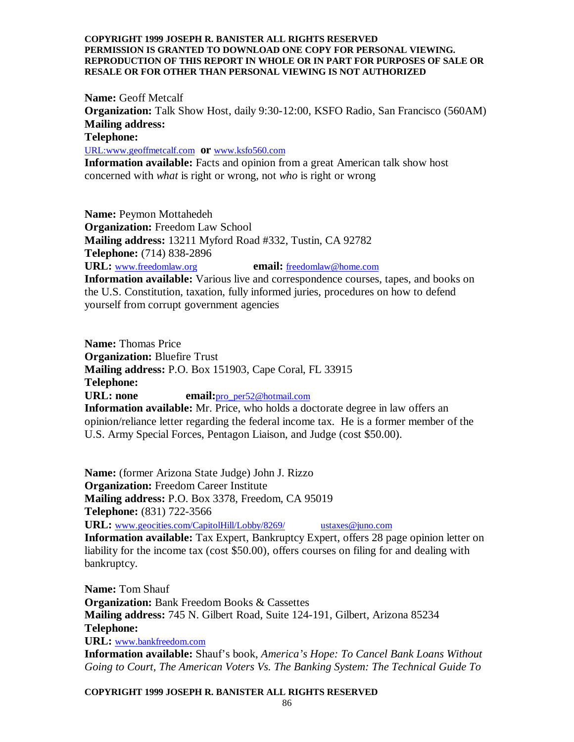**Name:** Geoff Metcalf
**Organization:** Talk Show Host, daily 9:30-12:00, KSFO Radio, San Francisco (560AM)
**Mailing address:**
**Telephone:**
URL:www.geoffmetcalf.com **or** www.ksfo560.com
**Information available:** Facts and opinion from a great American talk show host concerned with *what* is right or wrong, not *who* is right or wrong

**Name:** Peymon Mottahedeh
**Organization:** Freedom Law School
**Mailing address:** 13211 Myford Road #332, Tustin, CA 92782
**Telephone:** (714) 838-2896
**URL:** www.freedomlaw.org **email:** freedomlaw@home.com
**Information available:** Various live and correspondence courses, tapes, and books on the U.S. Constitution, taxation, fully informed juries, procedures on how to defend yourself from corrupt government agencies

**Name:** Thomas Price
**Organization:** Bluefire Trust
**Mailing address:** P.O. Box 151903, Cape Coral, FL 33915
**Telephone:**
**URL: none** **email:**pro_per52@hotmail.com
**Information available:** Mr. Price, who holds a doctorate degree in law offers an opinion/reliance letter regarding the federal income tax. He is a former member of the U.S. Army Special Forces, Pentagon Liaison, and Judge (cost $50.00).

**Name:** (former Arizona State Judge) John J. Rizzo
**Organization:** Freedom Career Institute
**Mailing address:** P.O. Box 3378, Freedom, CA 95019
**Telephone:** (831) 722-3566
**URL:** www.geocities.com/CapitolHill/Lobby/8269/ ustaxes@juno.com
**Information available:** Tax Expert, Bankruptcy Expert, offers 28 page opinion letter on liability for the income tax (cost $50.00), offers courses on filing for and dealing with bankruptcy.

**Name:** Tom Shauf
**Organization:** Bank Freedom Books & Cassettes
**Mailing address:** 745 N. Gilbert Road, Suite 124-191, Gilbert, Arizona 85234
**Telephone:**
**URL:** www.bankfreedom.com
**Information available:** Shauf's book, *America's Hope: To Cancel Bank Loans Without Going to Court, The American Voters Vs. The Banking System: The Technical Guide To*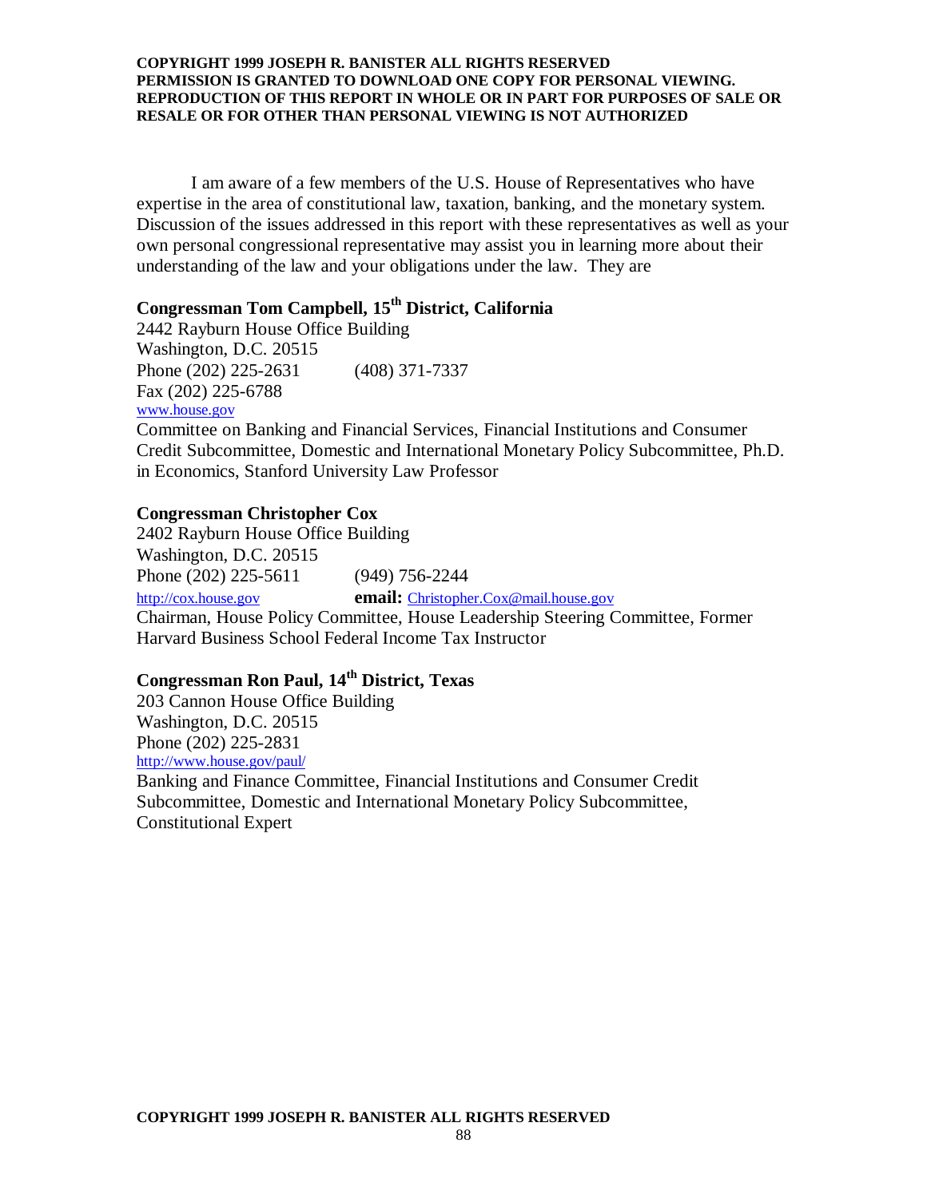I am aware of a few members of the U.S. House of Representatives who have expertise in the area of constitutional law, taxation, banking, and the monetary system. Discussion of the issues addressed in this report with these representatives as well as your own personal congressional representative may assist you in learning more about their understanding of the law and your obligations under the law. They are

**Congressman Tom Campbell, 15th District, California**
2442 Rayburn House Office Building
Washington, D.C. 20515
Phone (202) 225-2631 (408) 371-7337
Fax (202) 225-6788
www.house.gov
Committee on Banking and Financial Services, Financial Institutions and Consumer Credit Subcommittee, Domestic and International Monetary Policy Subcommittee, Ph.D. in Economics, Stanford University Law Professor

**Congressman Christopher Cox**
2402 Rayburn House Office Building
Washington, D.C. 20515
Phone (202) 225-5611 (949) 756-2244
http://cox.house.gov **email:** Christopher.Cox@mail.house.gov
Chairman, House Policy Committee, House Leadership Steering Committee, Former Harvard Business School Federal Income Tax Instructor

**Congressman Ron Paul, 14th District, Texas**
203 Cannon House Office Building
Washington, D.C. 20515
Phone (202) 225-2831
http://www.house.gov/paul/
Banking and Finance Committee, Financial Institutions and Consumer Credit Subcommittee, Domestic and International Monetary Policy Subcommittee, Constitutional Expert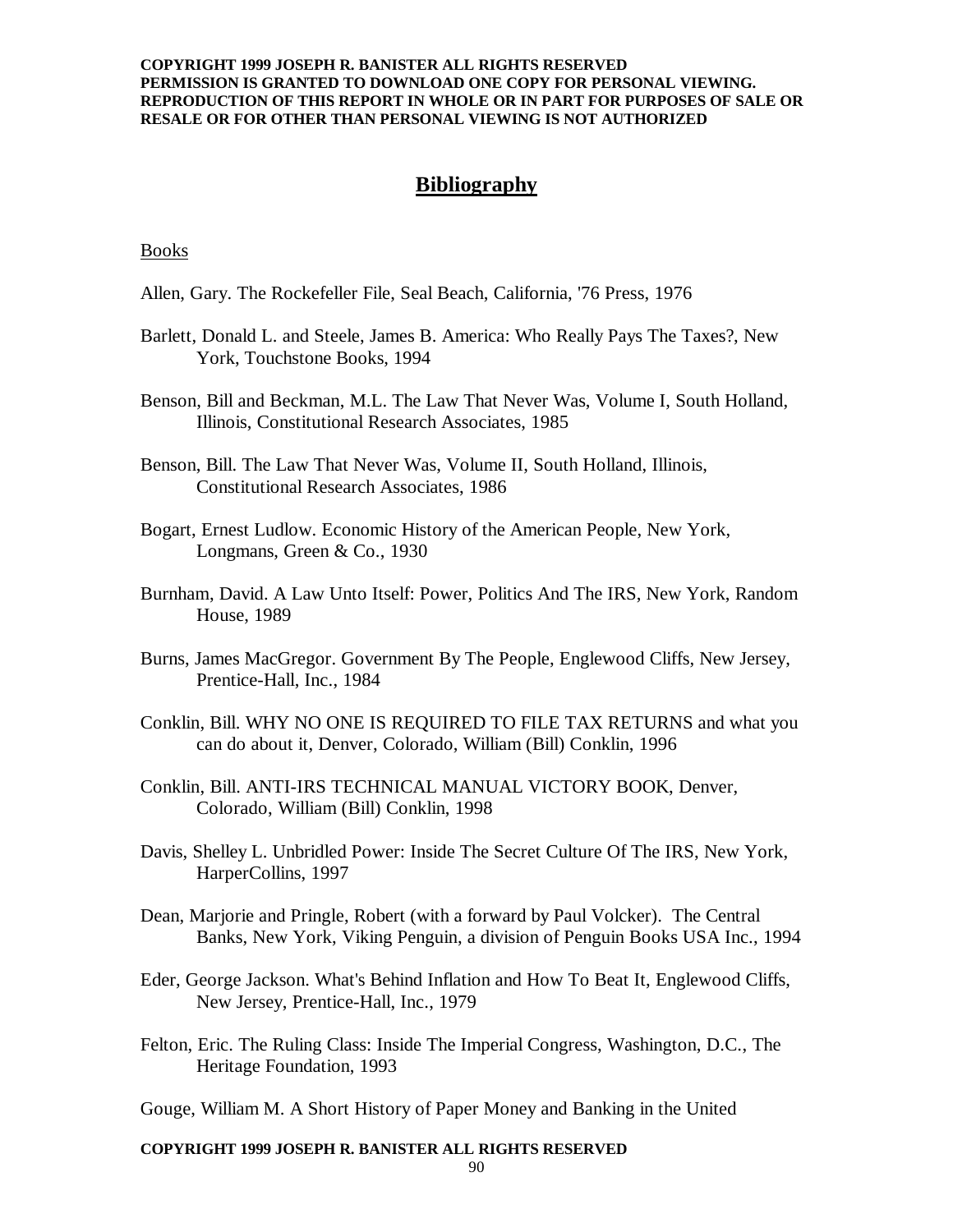## Bibliography

Books

Allen, Gary. The Rockefeller File, Seal Beach, California, '76 Press, 1976

Barlett, Donald L. and Steele, James B. America: Who Really Pays The Taxes?, New York, Touchstone Books, 1994

Benson, Bill and Beckman, M.L. The Law That Never Was, Volume I, South Holland, Illinois, Constitutional Research Associates, 1985

Benson, Bill. The Law That Never Was, Volume II, South Holland, Illinois, Constitutional Research Associates, 1986

Bogart, Ernest Ludlow. Economic History of the American People, New York, Longmans, Green & Co., 1930

Burnham, David. A Law Unto Itself: Power, Politics And The IRS, New York, Random House, 1989

Burns, James MacGregor. Government By The People, Englewood Cliffs, New Jersey, Prentice-Hall, Inc., 1984

Conklin, Bill. WHY NO ONE IS REQUIRED TO FILE TAX RETURNS and what you can do about it, Denver, Colorado, William (Bill) Conklin, 1996

Conklin, Bill. ANTI-IRS TECHNICAL MANUAL VICTORY BOOK, Denver, Colorado, William (Bill) Conklin, 1998

Davis, Shelley L. Unbridled Power: Inside The Secret Culture Of The IRS, New York, HarperCollins, 1997

Dean, Marjorie and Pringle, Robert (with a forward by Paul Volcker). The Central Banks, New York, Viking Penguin, a division of Penguin Books USA Inc., 1994

Eder, George Jackson. What's Behind Inflation and How To Beat It, Englewood Cliffs, New Jersey, Prentice-Hall, Inc., 1979

Felton, Eric. The Ruling Class: Inside The Imperial Congress, Washington, D.C., The Heritage Foundation, 1993

Gouge, William M. A Short History of Paper Money and Banking in the United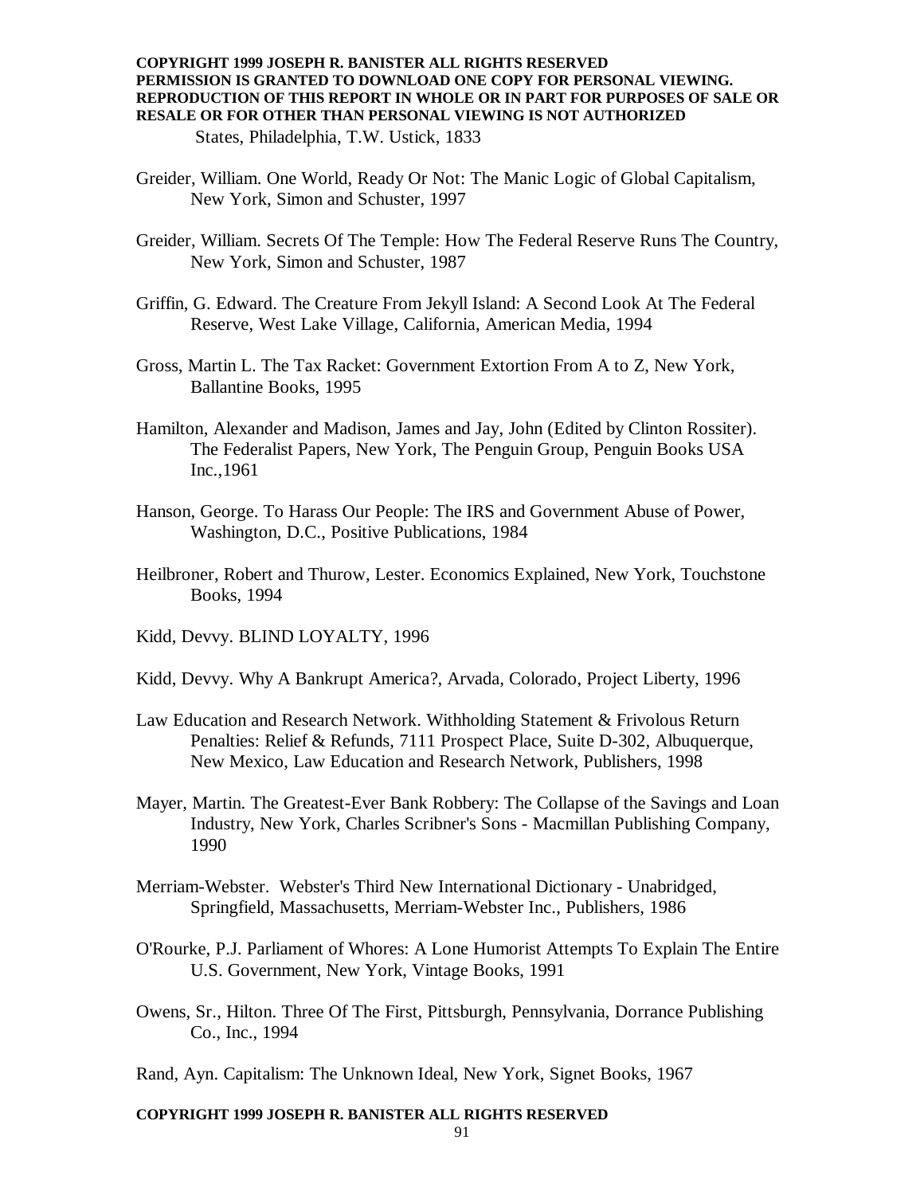States, Philadelphia, T.W. Ustick, 1833

Greider, William. One World, Ready Or Not: The Manic Logic of Global Capitalism, New York, Simon and Schuster, 1997

Greider, William. Secrets Of The Temple: How The Federal Reserve Runs The Country, New York, Simon and Schuster, 1987

Griffin, G. Edward. The Creature From Jekyll Island: A Second Look At The Federal Reserve, West Lake Village, California, American Media, 1994

Gross, Martin L. The Tax Racket: Government Extortion From A to Z, New York, Ballantine Books, 1995

Hamilton, Alexander and Madison, James and Jay, John (Edited by Clinton Rossiter). The Federalist Papers, New York, The Penguin Group, Penguin Books USA Inc.,1961

Hanson, George. To Harass Our People: The IRS and Government Abuse of Power, Washington, D.C., Positive Publications, 1984

Heilbroner, Robert and Thurow, Lester. Economics Explained, New York, Touchstone Books, 1994

Kidd, Devvy. BLIND LOYALTY, 1996

Kidd, Devvy. Why A Bankrupt America?, Arvada, Colorado, Project Liberty, 1996

Law Education and Research Network. Withholding Statement & Frivolous Return Penalties: Relief & Refunds, 7111 Prospect Place, Suite D-302, Albuquerque, New Mexico, Law Education and Research Network, Publishers, 1998

Mayer, Martin. The Greatest-Ever Bank Robbery: The Collapse of the Savings and Loan Industry, New York, Charles Scribner's Sons - Macmillan Publishing Company, 1990

Merriam-Webster. Webster's Third New International Dictionary - Unabridged, Springfield, Massachusetts, Merriam-Webster Inc., Publishers, 1986

O'Rourke, P.J. Parliament of Whores: A Lone Humorist Attempts To Explain The Entire U.S. Government, New York, Vintage Books, 1991

Owens, Sr., Hilton. Three Of The First, Pittsburgh, Pennsylvania, Dorrance Publishing Co., Inc., 1994

Rand, Ayn. Capitalism: The Unknown Ideal, New York, Signet Books, 1967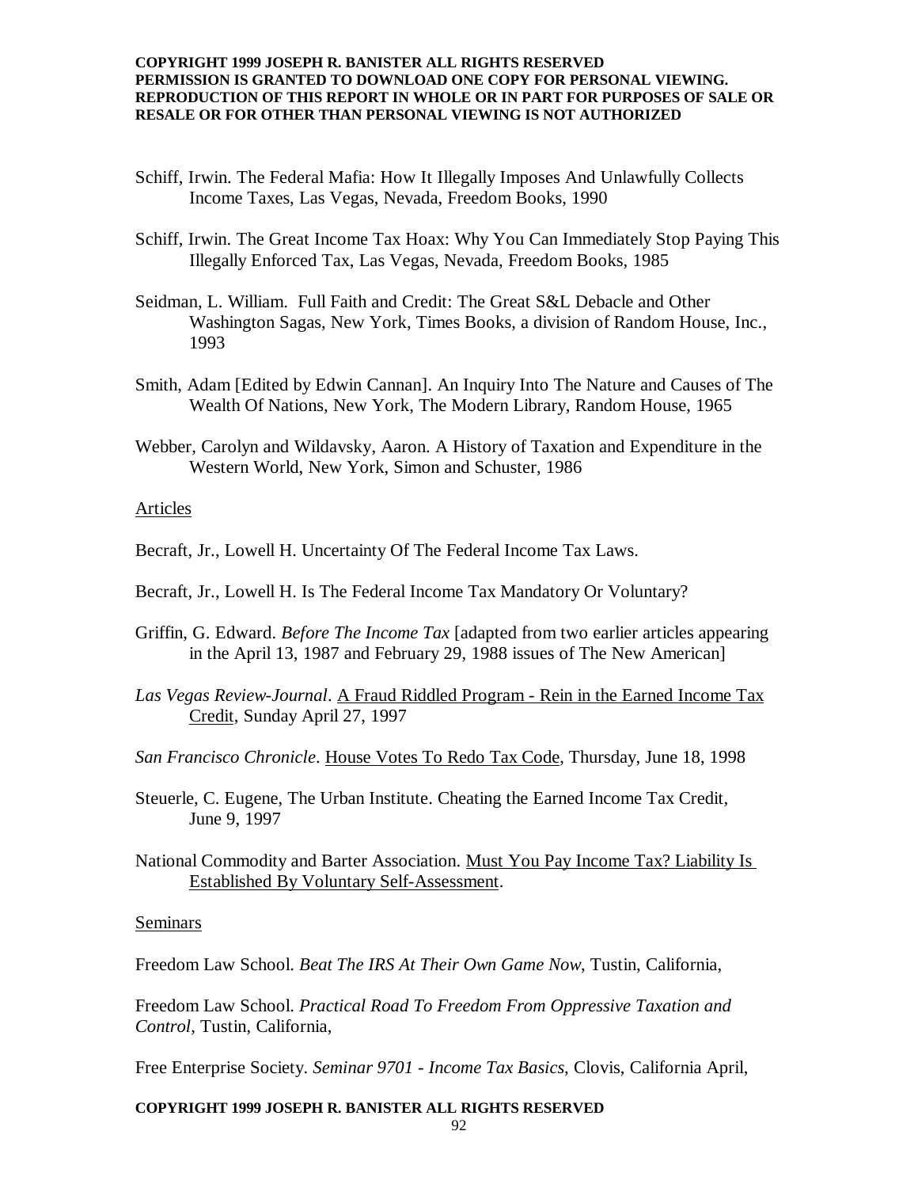Schiff, Irwin. The Federal Mafia: How It Illegally Imposes And Unlawfully Collects Income Taxes, Las Vegas, Nevada, Freedom Books, 1990

Schiff, Irwin. The Great Income Tax Hoax: Why You Can Immediately Stop Paying This Illegally Enforced Tax, Las Vegas, Nevada, Freedom Books, 1985

Seidman, L. William. Full Faith and Credit: The Great S&L Debacle and Other Washington Sagas, New York, Times Books, a division of Random House, Inc., 1993

Smith, Adam [Edited by Edwin Cannan]. An Inquiry Into The Nature and Causes of The Wealth Of Nations, New York, The Modern Library, Random House, 1965

Webber, Carolyn and Wildavsky, Aaron. A History of Taxation and Expenditure in the Western World, New York, Simon and Schuster, 1986

<u>Articles</u>

Becraft, Jr., Lowell H. Uncertainty Of The Federal Income Tax Laws.

Becraft, Jr., Lowell H. Is The Federal Income Tax Mandatory Or Voluntary?

Griffin, G. Edward. *Before The Income Tax* [adapted from two earlier articles appearing in the April 13, 1987 and February 29, 1988 issues of The New American]

*Las Vegas Review-Journal*. <u>A Fraud Riddled Program - Rein in the Earned Income Tax Credit</u>, Sunday April 27, 1997

*San Francisco Chronicle*. <u>House Votes To Redo Tax Code</u>, Thursday, June 18, 1998

Steuerle, C. Eugene, The Urban Institute. Cheating the Earned Income Tax Credit, June 9, 1997

National Commodity and Barter Association. <u>Must You Pay Income Tax? Liability Is Established By Voluntary Self-Assessment</u>.

<u>Seminars</u>

Freedom Law School. *Beat The IRS At Their Own Game Now*, Tustin, California,

Freedom Law School. *Practical Road To Freedom From Oppressive Taxation and Control*, Tustin, California,

Free Enterprise Society. *Seminar 9701 - Income Tax Basics*, Clovis, California April,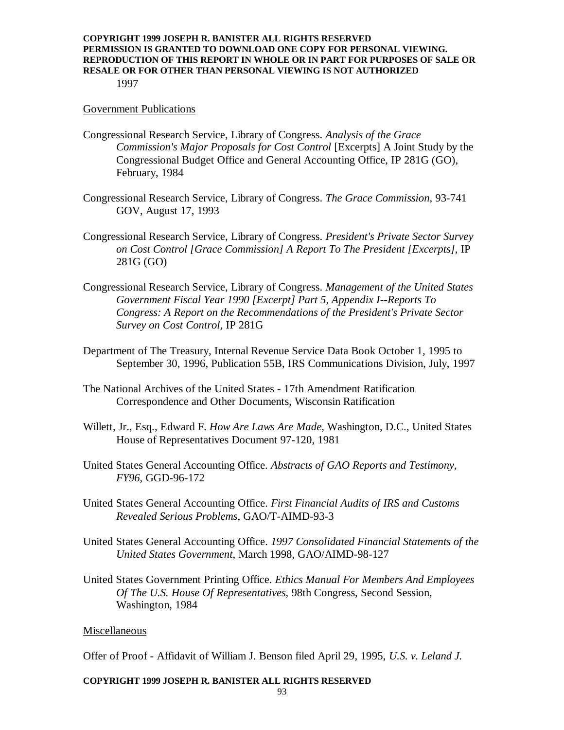1997

Government Publications

Congressional Research Service, Library of Congress. *Analysis of the Grace Commission's Major Proposals for Cost Control* [Excerpts] A Joint Study by the Congressional Budget Office and General Accounting Office, IP 281G (GO), February, 1984

Congressional Research Service, Library of Congress. *The Grace Commission*, 93-741 GOV, August 17, 1993

Congressional Research Service, Library of Congress. *President's Private Sector Survey on Cost Control [Grace Commission] A Report To The President [Excerpts]*, IP 281G (GO)

Congressional Research Service, Library of Congress. *Management of the United States Government Fiscal Year 1990 [Excerpt] Part 5, Appendix I--Reports To Congress: A Report on the Recommendations of the President's Private Sector Survey on Cost Control*, IP 281G

Department of The Treasury, Internal Revenue Service Data Book October 1, 1995 to September 30, 1996, Publication 55B, IRS Communications Division, July, 1997

The National Archives of the United States - 17th Amendment Ratification Correspondence and Other Documents, Wisconsin Ratification

Willett, Jr., Esq., Edward F. *How Are Laws Are Made*, Washington, D.C., United States House of Representatives Document 97-120, 1981

United States General Accounting Office. *Abstracts of GAO Reports and Testimony, FY96*, GGD-96-172

United States General Accounting Office. *First Financial Audits of IRS and Customs Revealed Serious Problems*, GAO/T-AIMD-93-3

United States General Accounting Office. *1997 Consolidated Financial Statements of the United States Government*, March 1998, GAO/AIMD-98-127

United States Government Printing Office. *Ethics Manual For Members And Employees Of The U.S. House Of Representatives*, 98th Congress, Second Session, Washington, 1984

Miscellaneous

Offer of Proof - Affidavit of William J. Benson filed April 29, 1995, *U.S. v. Leland J.*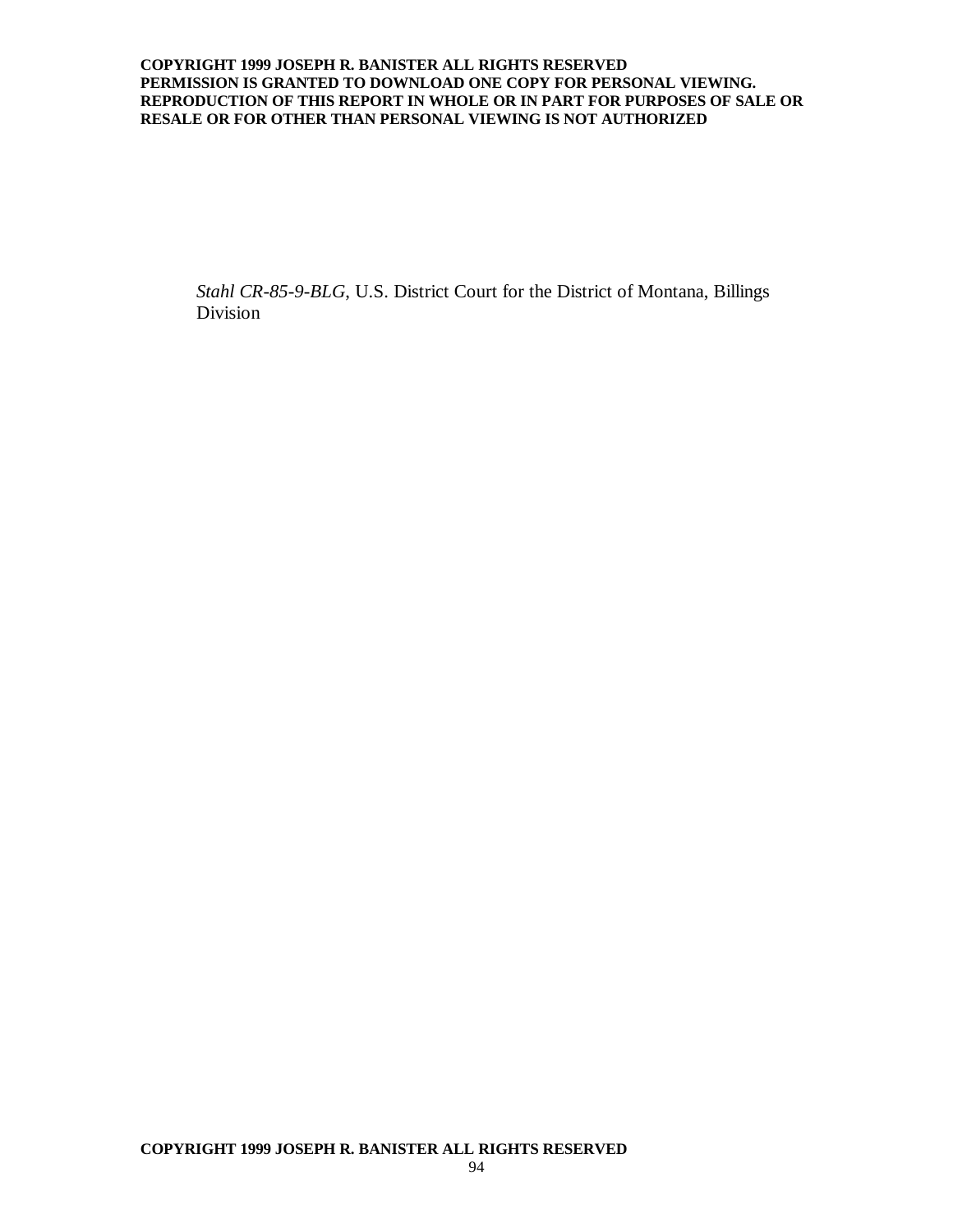*Stahl CR-85-9-BLG*, U.S. District Court for the District of Montana, Billings Division